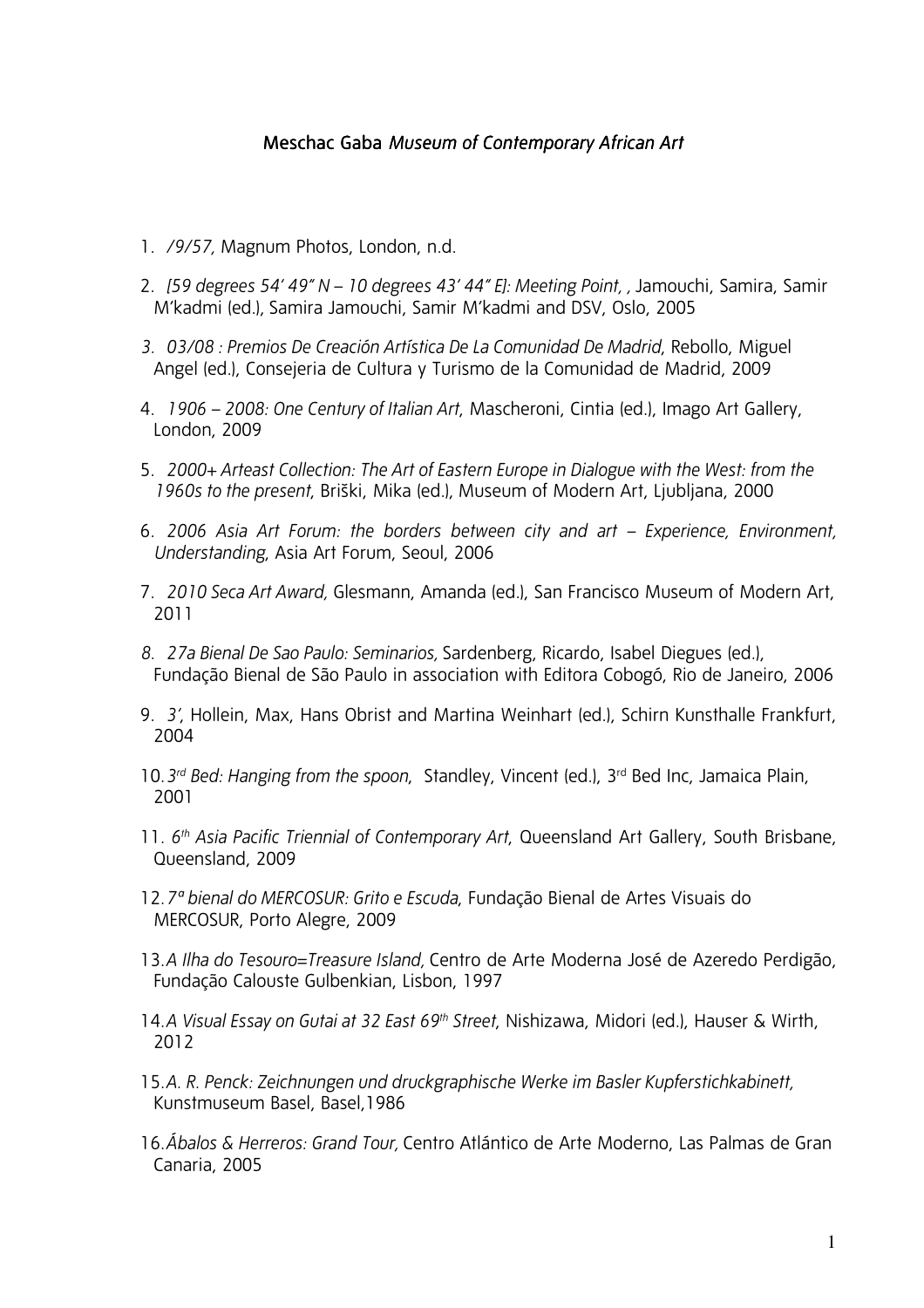Meschac Gaba *Museum of Contemporary African Art*

1. */9/57,* Magnum Photos, London, n.d.

2. *[59 degrees 54′ 49″ N – 10 degrees 43′ 44″ E]: Meeting Point, ,* Jamouchi, Samira, Samir M'kadmi (ed.), Samira Jamouchi, Samir M'kadmi and DSV, Oslo, 2005

3. *03/08 : Premios De Creación Artística De La Comunidad De Madrid*, Rebollo, Miguel Angel (ed.), Consejeria de Cultura y Turismo de la Comunidad de Madrid, 2009

4. *1906 – 2008: One Century of Italian Art,* Mascheroni, Cintia (ed.), Imago Art Gallery, London, 2009

5. *2000+ Arteast Collection: The Art of Eastern Europe in Dialogue with the West: from the 1960s to the present*, Briški, Mika (ed.), Museum of Modern Art, Ljubljana, 2000

6. *2006 Asia Art Forum: the borders between city and art – Experience, Environment, Understanding*, Asia Art Forum, Seoul, 2006

7. *2010 Seca Art Award,* Glesmann, Amanda (ed.), San Francisco Museum of Modern Art, 2011

8. *27a Bienal De Sao Paulo: Seminarios,* Sardenberg, Ricardo, Isabel Diegues (ed.), Fundação Bienal de São Paulo in association with Editora Cobogó, Rio de Janeiro, 2006

9. *3′,* Hollein, Max, Hans Obrist and Martina Weinhart (ed.), Schirn Kunsthalle Frankfurt, 2004

10. *3rd Bed: Hanging from the spoon*, Standley, Vincent (ed.), 3rd Bed Inc, Jamaica Plain, 2001

11. *6th Asia Pacific Triennial of Contemporary Art*, Queensland Art Gallery, South Brisbane, Queensland, 2009

12. *7ª bienal do MERCOSUR: Grito e Escuda*, Fundação Bienal de Artes Visuais do MERCOSUR, Porto Alegre, 2009

13. *A Ilha do Tesouro=Treasure Island,* Centro de Arte Moderna José de Azeredo Perdigão, Fundação Calouste Gulbenkian, Lisbon, 1997

14. *A Visual Essay on Gutai at 32 East 69th Street*, Nishizawa, Midori (ed.), Hauser & Wirth, 2012

15. *A. R. Penck: Zeichnungen und druckgraphische Werke im Basler Kupferstichkabinett,* Kunstmuseum Basel, Basel,1986

16. *Ábalos & Herreros: Grand Tour,* Centro Atlántico de Arte Moderno, Las Palmas de Gran Canaria, 2005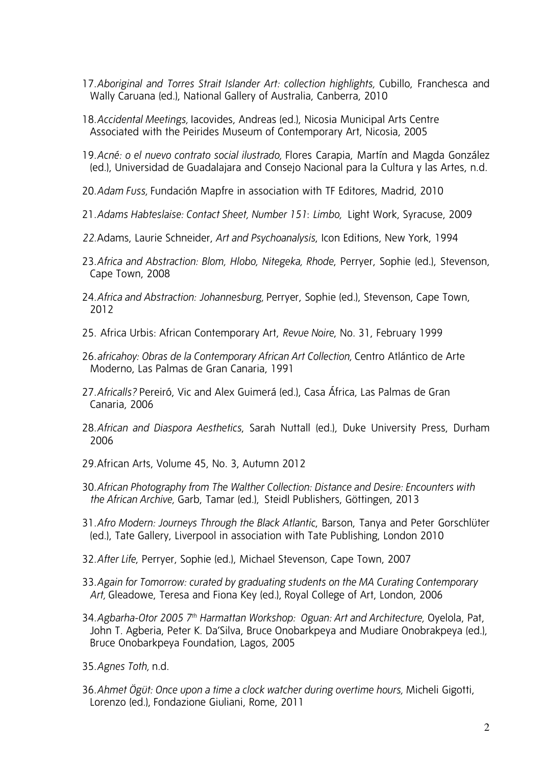17. *Aboriginal and Torres Strait Islander Art: collection highlights,* Cubillo, Franchesca and Wally Caruana (ed.), National Gallery of Australia, Canberra, 2010

18. *Accidental Meetings,* Iacovides, Andreas (ed.), Nicosia Municipal Arts Centre Associated with the Peirides Museum of Contemporary Art, Nicosia, 2005

19. *Acné: o el nuevo contrato social ilustrado,* Flores Carapia, Martín and Magda González (ed.), Universidad de Guadalajara and Consejo Nacional para la Cultura y las Artes, n.d.

20. *Adam Fuss,* Fundación Mapfre in association with TF Editores, Madrid, 2010

21. *Adams Habteslaise: Contact Sheet, Number 151*: *Limbo,* Light Work, Syracuse, 2009

22. Adams, Laurie Schneider, *Art and Psychoanalysis*, Icon Editions, New York, 1994

23. *Africa and Abstraction: Blom, Hlobo, Nitegeka, Rhode*, Perryer, Sophie (ed.), Stevenson, Cape Town, 2008

24. *Africa and Abstraction: Johannesburg,* Perryer, Sophie (ed.), Stevenson, Cape Town, 2012

25. Africa Urbis: African Contemporary Art, *Revue Noire*, No. 31, February 1999

26. *africahoy: Obras de la Contemporary African Art Collection,* Centro Atlántico de Arte Moderno, Las Palmas de Gran Canaria, 1991

27. *Africalls?* Pereiró, Vic and Alex Guimerá (ed.), Casa África, Las Palmas de Gran Canaria, 2006

28. *African and Diaspora Aesthetics*, Sarah Nuttall (ed.), Duke University Press, Durham 2006

29. African Arts, Volume 45, No. 3, Autumn 2012

30. *African Photography from The Walther Collection: Distance and Desire: Encounters with the African Archive,* Garb, Tamar (ed.), Steidl Publishers, Göttingen, 2013

31. *Afro Modern: Journeys Through the Black Atlantic*, Barson, Tanya and Peter Gorschlüter (ed.), Tate Gallery, Liverpool in association with Tate Publishing, London 2010

32. *After Life,* Perryer, Sophie (ed.), Michael Stevenson, Cape Town, 2007

33. *Again for Tomorrow: curated by graduating students on the MA Curating Contemporary Art,* Gleadowe, Teresa and Fiona Key (ed.), Royal College of Art, London, 2006

34. *Agbarha-Otor 2005 7th Harmattan Workshop: Oguan: Art and Architecture,* Oyelola, Pat, John T. Agberia, Peter K. Da'Silva, Bruce Onobarkpeya and Mudiare Onobrakpeya (ed.), Bruce Onobarkpeya Foundation, Lagos, 2005

35. *Agnes Toth,* n.d.

36. *Ahmet Ögüt: Once upon a time a clock watcher during overtime hours,* Micheli Gigotti, Lorenzo (ed.), Fondazione Giuliani, Rome, 2011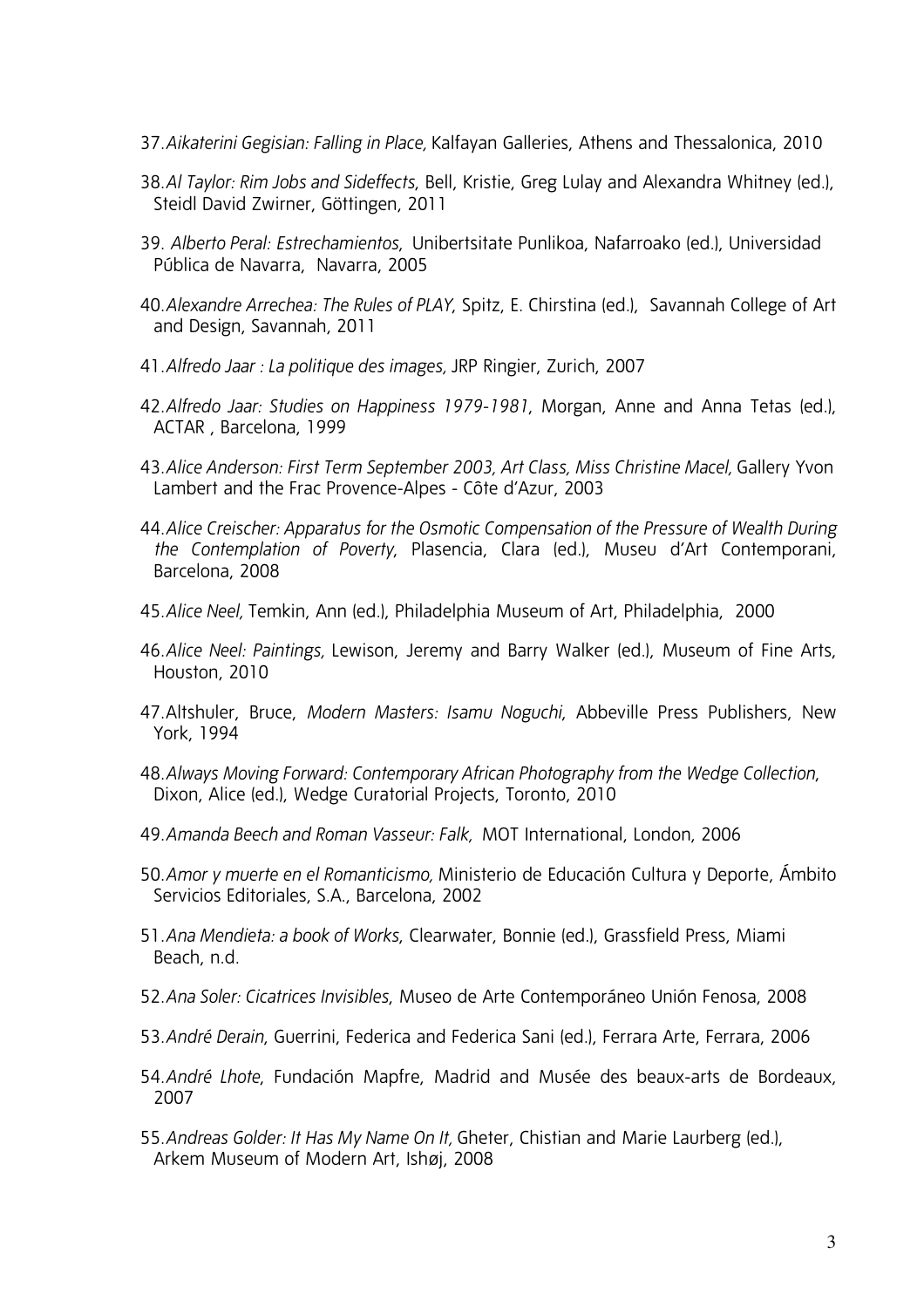37. *Aikaterini Gegisian: Falling in Place,* Kalfayan Galleries, Athens and Thessalonica, 2010

38. *Al Taylor: Rim Jobs and Sideffects*, Bell, Kristie, Greg Lulay and Alexandra Whitney (ed.), Steidl David Zwirner, Göttingen, 2011

39. *Alberto Peral: Estrechamientos*, Unibertsitate Punlikoa, Nafarroako (ed.), Universidad Pública de Navarra, Navarra, 2005

40. *Alexandre Arrechea: The Rules of PLAY*, Spitz, E. Chirstina (ed.), Savannah College of Art and Design, Savannah, 2011

41. *Alfredo Jaar : La politique des images,* JRP Ringier, Zurich, 2007

42. *Alfredo Jaar: Studies on Happiness 1979-1981*, Morgan, Anne and Anna Tetas (ed.), ACTAR , Barcelona, 1999

43. *Alice Anderson: First Term September 2003, Art Class, Miss Christine Macel,* Gallery Yvon Lambert and the Frac Provence-Alpes - Côte d'Azur, 2003

44. *Alice Creischer: Apparatus for the Osmotic Compensation of the Pressure of Wealth During the Contemplation of Poverty*, Plasencia, Clara (ed.), Museu d'Art Contemporani, Barcelona, 2008

45. *Alice Neel,* Temkin, Ann (ed.), Philadelphia Museum of Art, Philadelphia, 2000

46. *Alice Neel: Paintings,* Lewison, Jeremy and Barry Walker (ed.), Museum of Fine Arts, Houston, 2010

47. Altshuler, Bruce, *Modern Masters: Isamu Noguchi*, Abbeville Press Publishers, New York, 1994

48. *Always Moving Forward: Contemporary African Photography from the Wedge Collection*, Dixon, Alice (ed.), Wedge Curatorial Projects, Toronto, 2010

49. *Amanda Beech and Roman Vasseur: Falk,* MOT International, London, 2006

50. *Amor y muerte en el Romanticismo,* Ministerio de Educación Cultura y Deporte, Ámbito Servicios Editoriales, S.A., Barcelona, 2002

51. *Ana Mendieta: a book of Works*, Clearwater, Bonnie (ed.), Grassfield Press, Miami Beach, n.d.

52. *Ana Soler: Cicatrices Invisibles*, Museo de Arte Contemporáneo Unión Fenosa, 2008

53. *André Derain*, Guerrini, Federica and Federica Sani (ed.), Ferrara Arte, Ferrara, 2006

54. *André Lhote*, Fundación Mapfre, Madrid and Musée des beaux-arts de Bordeaux, 2007

55. *Andreas Golder: It Has My Name On It,* Gheter, Chistian and Marie Laurberg (ed.), Arkem Museum of Modern Art, Ishøj, 2008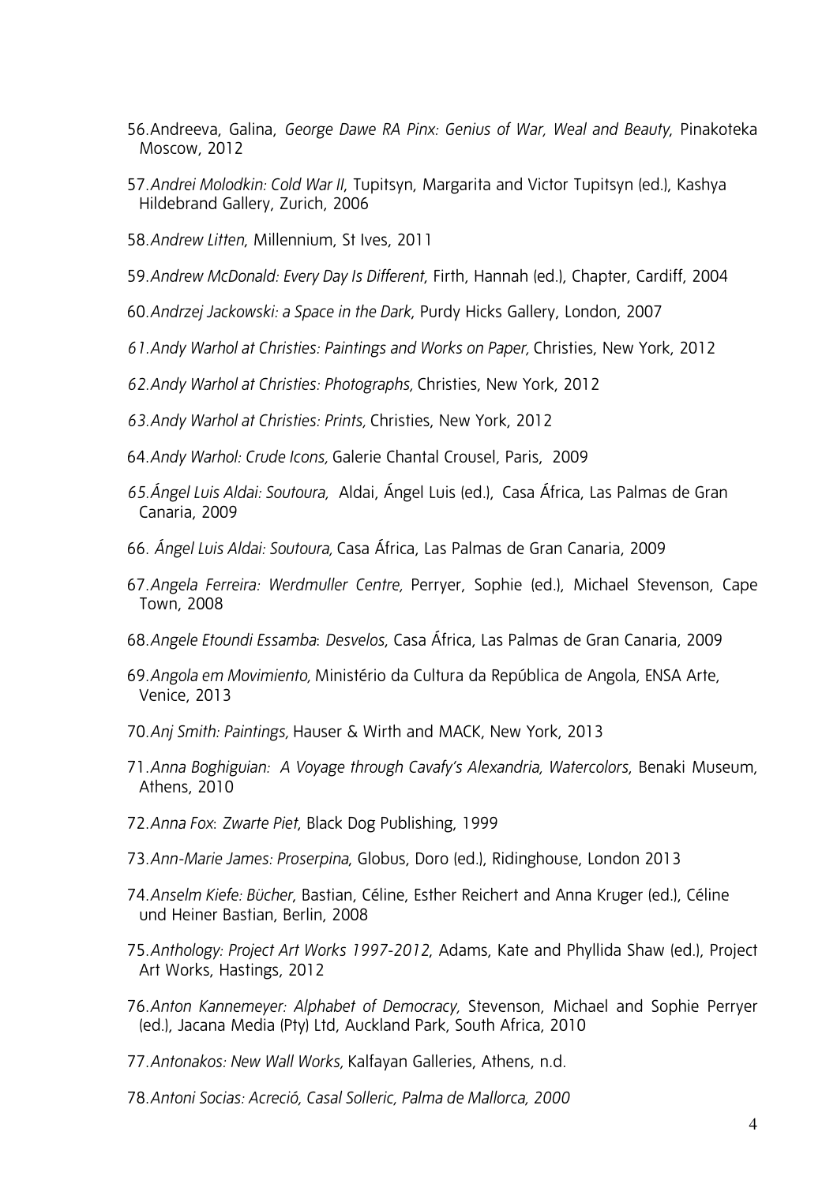56. Andreeva, Galina, *George Dawe RA Pinx: Genius of War, Weal and Beauty*, Pinakoteka Moscow, 2012

57. *Andrei Molodkin: Cold War II*, Tupitsyn, Margarita and Victor Tupitsyn (ed.), Kashya Hildebrand Gallery, Zurich, 2006

58. *Andrew Litten*, Millennium, St Ives, 2011

59. *Andrew McDonald: Every Day Is Different*, Firth, Hannah (ed.), Chapter, Cardiff, 2004

60. *Andrzej Jackowski: a Space in the Dark*, Purdy Hicks Gallery, London, 2007

61. *Andy Warhol at Christies: Paintings and Works on Paper,* Christies, New York, 2012

62. *Andy Warhol at Christies: Photographs,* Christies, New York, 2012

63. *Andy Warhol at Christies: Prints,* Christies, New York, 2012

64. *Andy Warhol: Crude Icons,* Galerie Chantal Crousel, Paris, 2009

65. *Ángel Luis Aldai: Soutoura,* Aldai, Ángel Luis (ed.), Casa África, Las Palmas de Gran Canaria, 2009

66. *Ángel Luis Aldai: Soutoura,* Casa África, Las Palmas de Gran Canaria, 2009

67. *Angela Ferreira: Werdmuller Centre,* Perryer, Sophie (ed.), Michael Stevenson, Cape Town, 2008

68. *Angele Etoundi Essamba*: *Desvelos*, Casa África, Las Palmas de Gran Canaria, 2009

69. *Angola em Movimiento,* Ministério da Cultura da República de Angola, ENSA Arte, Venice, 2013

70. *Anj Smith: Paintings,* Hauser & Wirth and MACK, New York, 2013

71. *Anna Boghiguian: A Voyage through Cavafy's Alexandria, Watercolors*, Benaki Museum, Athens, 2010

72. *Anna Fox*: *Zwarte Piet*, Black Dog Publishing, 1999

73. *Ann-Marie James: Proserpina*, Globus, Doro (ed.), Ridinghouse, London 2013

74. *Anselm Kiefe: Bücher*, Bastian, Céline, Esther Reichert and Anna Kruger (ed.), Céline und Heiner Bastian, Berlin, 2008

75. *Anthology: Project Art Works 1997-2012*, Adams, Kate and Phyllida Shaw (ed.), Project Art Works, Hastings, 2012

76. *Anton Kannemeyer: Alphabet of Democracy,* Stevenson, Michael and Sophie Perryer (ed.), Jacana Media (Pty) Ltd, Auckland Park, South Africa, 2010

77. *Antonakos: New Wall Works,* Kalfayan Galleries, Athens, n.d.

78. *Antoni Socias: Acreció, Casal Solleric, Palma de Mallorca, 2000*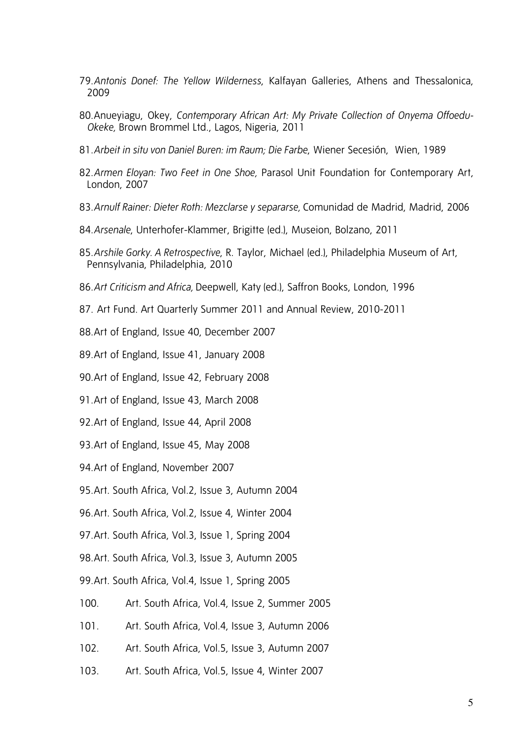79. *Antonis Donef: The Yellow Wilderness*, Kalfayan Galleries, Athens and Thessalonica, 2009
80. Anueyiagu, Okey, *Contemporary African Art: My Private Collection of Onyema Offoedu-Okeke,* Brown Brommel Ltd., Lagos, Nigeria, 2011
81. *Arbeit in situ von Daniel Buren: im Raum; Die Farbe*, Wiener Secesión, Wien, 1989
82. *Armen Eloyan: Two Feet in One Shoe,* Parasol Unit Foundation for Contemporary Art, London, 2007
83. *Arnulf Rainer: Dieter Roth: Mezclarse y separarse,* Comunidad de Madrid, Madrid, 2006
84. *Arsenale*, Unterhofer-Klammer, Brigitte (ed.), Museion, Bolzano, 2011
85. *Arshile Gorky. A Retrospective*, R. Taylor, Michael (ed.), Philadelphia Museum of Art, Pennsylvania, Philadelphia, 2010
86. *Art Criticism and Africa,* Deepwell, Katy (ed.), Saffron Books, London, 1996
87. Art Fund. Art Quarterly Summer 2011 and Annual Review, 2010-2011
88. Art of England, Issue 40, December 2007
89. Art of England, Issue 41, January 2008
90. Art of England, Issue 42, February 2008
91. Art of England, Issue 43, March 2008
92. Art of England, Issue 44, April 2008
93. Art of England, Issue 45, May 2008
94. Art of England, November 2007
95. Art. South Africa, Vol.2, Issue 3, Autumn 2004
96. Art. South Africa, Vol.2, Issue 4, Winter 2004
97. Art. South Africa, Vol.3, Issue 1, Spring 2004
98. Art. South Africa, Vol.3, Issue 3, Autumn 2005
99. Art. South Africa, Vol.4, Issue 1, Spring 2005
100. Art. South Africa, Vol.4, Issue 2, Summer 2005
101. Art. South Africa, Vol.4, Issue 3, Autumn 2006
102. Art. South Africa, Vol.5, Issue 3, Autumn 2007
103. Art. South Africa, Vol.5, Issue 4, Winter 2007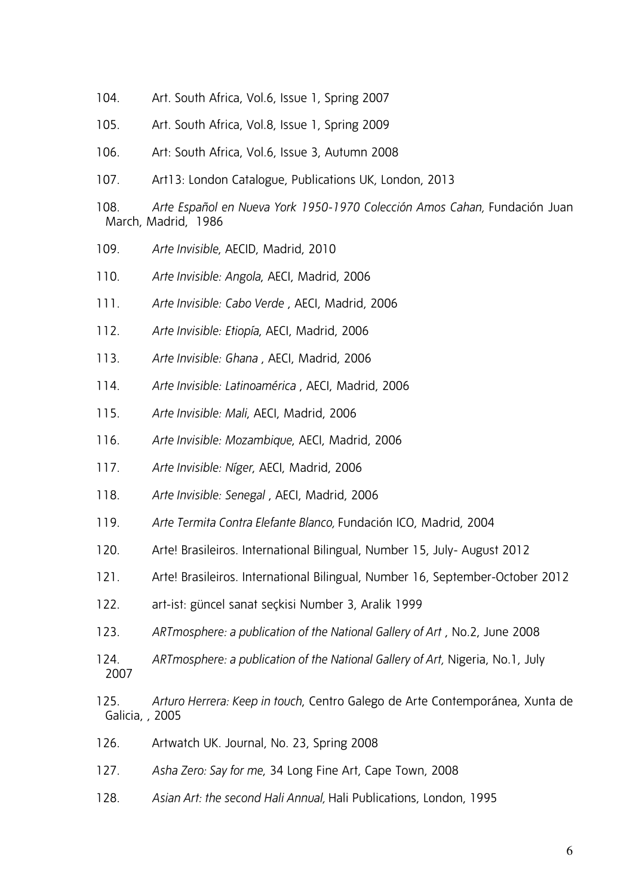104. Art. South Africa, Vol.6, Issue 1, Spring 2007

105. Art. South Africa, Vol.8, Issue 1, Spring 2009

106. Art: South Africa, Vol.6, Issue 3, Autumn 2008

107. Art13: London Catalogue, Publications UK, London, 2013

108. *Arte Español en Nueva York 1950-1970 Colección Amos Cahan,* Fundación Juan March, Madrid, 1986

109. *Arte Invisible*, AECID, Madrid, 2010

110. *Arte Invisible: Angola*, AECI, Madrid, 2006

111. *Arte Invisible: Cabo Verde* , AECI, Madrid, 2006

112. *Arte Invisible: Etiopía*, AECI, Madrid, 2006

113. *Arte Invisible: Ghana* , AECI, Madrid, 2006

114. *Arte Invisible: Latinoamérica* , AECI, Madrid, 2006

115. *Arte Invisible: Mali*, AECI, Madrid, 2006

116. *Arte Invisible: Mozambique*, AECI, Madrid, 2006

117. *Arte Invisible: Níger*, AECI, Madrid, 2006

118. *Arte Invisible: Senegal* , AECI, Madrid, 2006

119. *Arte Termita Contra Elefante Blanco,* Fundación ICO, Madrid, 2004

120. Arte! Brasileiros. International Bilingual, Number 15, July- August 2012

121. Arte! Brasileiros. International Bilingual, Number 16, September-October 2012

122. art-ist: güncel sanat seçkisi Number 3, Aralik 1999

123. *ARTmosphere: a publication of the National Gallery of Art* , No.2, June 2008

124. *ARTmosphere: a publication of the National Gallery of Art,* Nigeria, No.1, July 2007

125. *Arturo Herrera: Keep in touch*, Centro Galego de Arte Contemporánea, Xunta de Galicia, , 2005

126. Artwatch UK. Journal, No. 23, Spring 2008

127. *Asha Zero: Say for me*, 34 Long Fine Art, Cape Town, 2008

128. *Asian Art: the second Hali Annual,* Hali Publications, London, 1995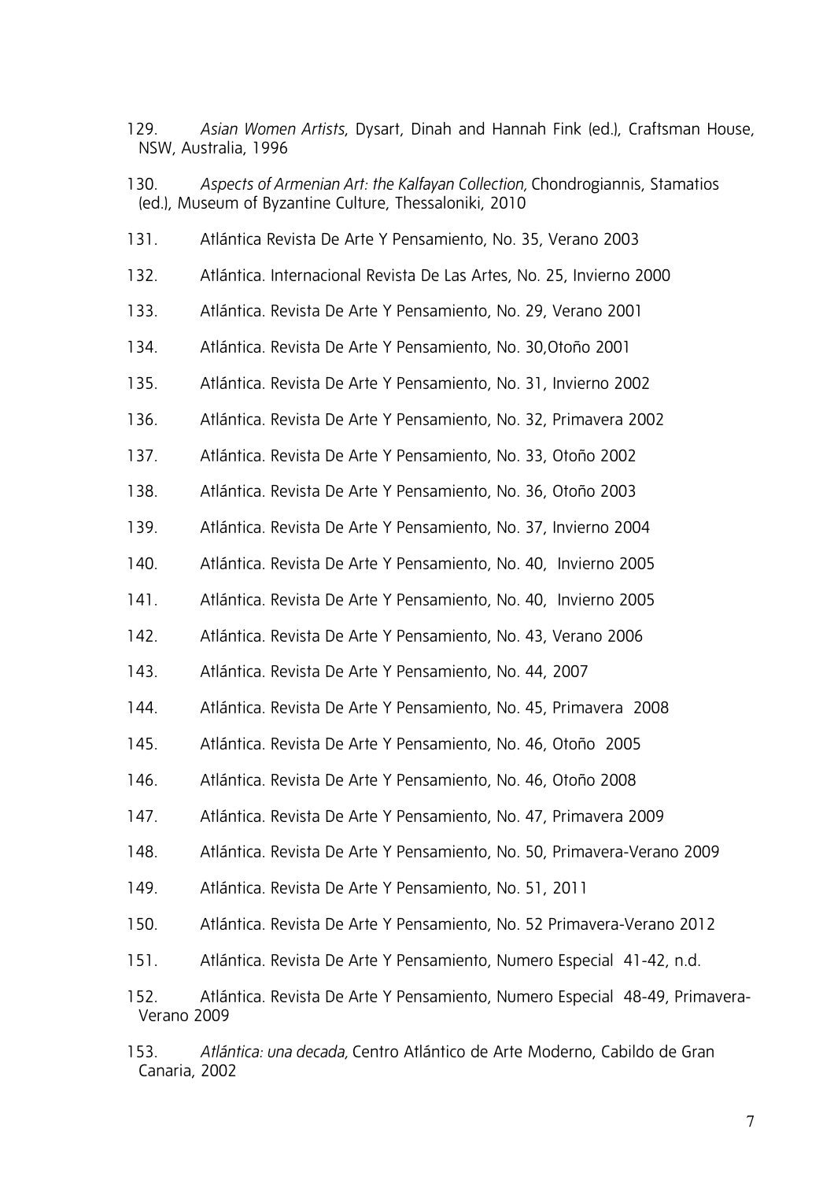129. *Asian Women Artists*, Dysart, Dinah and Hannah Fink (ed.), Craftsman House, NSW, Australia, 1996

130. *Aspects of Armenian Art: the Kalfayan Collection,* Chondrogiannis, Stamatios (ed.), Museum of Byzantine Culture, Thessaloniki, 2010

131. Atlántica Revista De Arte Y Pensamiento, No. 35, Verano 2003

132. Atlántica. Internacional Revista De Las Artes, No. 25, Invierno 2000

133. Atlántica. Revista De Arte Y Pensamiento, No. 29, Verano 2001

134. Atlántica. Revista De Arte Y Pensamiento, No. 30,Otoño 2001

135. Atlántica. Revista De Arte Y Pensamiento, No. 31, Invierno 2002

136. Atlántica. Revista De Arte Y Pensamiento, No. 32, Primavera 2002

137. Atlántica. Revista De Arte Y Pensamiento, No. 33, Otoño 2002

138. Atlántica. Revista De Arte Y Pensamiento, No. 36, Otoño 2003

139. Atlántica. Revista De Arte Y Pensamiento, No. 37, Invierno 2004

140. Atlántica. Revista De Arte Y Pensamiento, No. 40, Invierno 2005

141. Atlántica. Revista De Arte Y Pensamiento, No. 40, Invierno 2005

142. Atlántica. Revista De Arte Y Pensamiento, No. 43, Verano 2006

143. Atlántica. Revista De Arte Y Pensamiento, No. 44, 2007

144. Atlántica. Revista De Arte Y Pensamiento, No. 45, Primavera 2008

145. Atlántica. Revista De Arte Y Pensamiento, No. 46, Otoño 2005

146. Atlántica. Revista De Arte Y Pensamiento, No. 46, Otoño 2008

147. Atlántica. Revista De Arte Y Pensamiento, No. 47, Primavera 2009

148. Atlántica. Revista De Arte Y Pensamiento, No. 50, Primavera-Verano 2009

149. Atlántica. Revista De Arte Y Pensamiento, No. 51, 2011

150. Atlántica. Revista De Arte Y Pensamiento, No. 52 Primavera-Verano 2012

151. Atlántica. Revista De Arte Y Pensamiento, Numero Especial 41-42, n.d.

152. Atlántica. Revista De Arte Y Pensamiento, Numero Especial 48-49, Primavera-Verano 2009

153. *Atlántica: una decada,* Centro Atlántico de Arte Moderno, Cabildo de Gran Canaria, 2002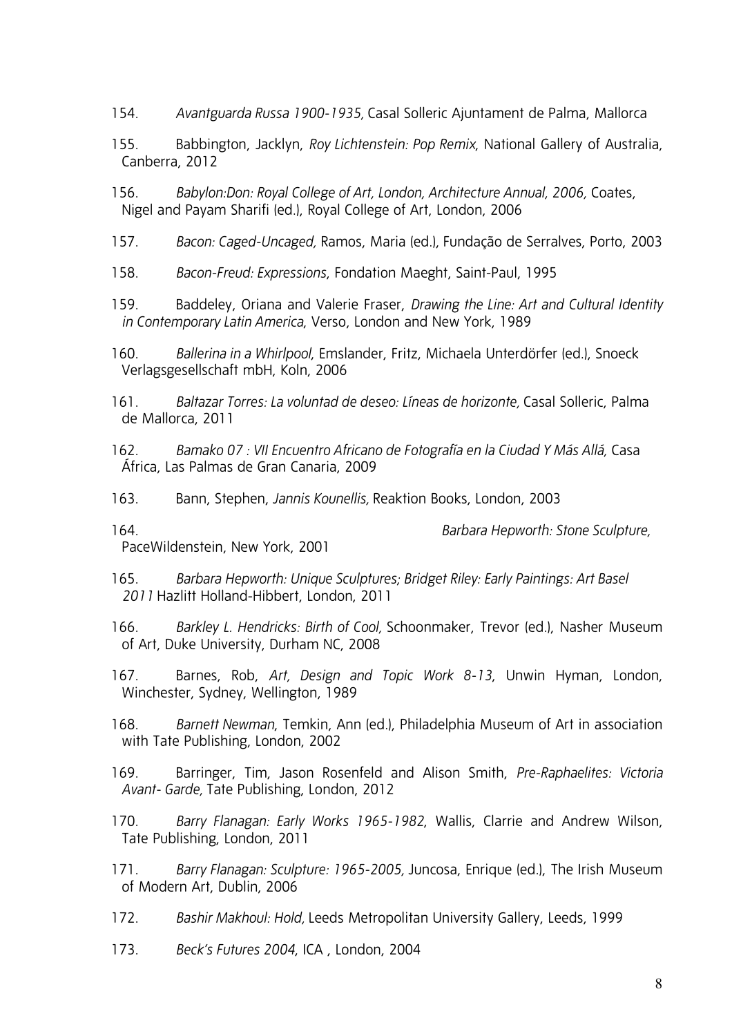154. *Avantguarda Russa 1900-1935,* Casal Solleric Ajuntament de Palma, Mallorca

155. Babbington, Jacklyn, *Roy Lichtenstein: Pop Remix*, National Gallery of Australia, Canberra, 2012

156. *Babylon:Don: Royal College of Art, London, Architecture Annual, 2006,* Coates, Nigel and Payam Sharifi (ed.), Royal College of Art, London, 2006

157. *Bacon: Caged-Uncaged*, Ramos, Maria (ed.), Fundação de Serralves, Porto, 2003

158. *Bacon-Freud: Expressions*, Fondation Maeght, Saint-Paul, 1995

159. Baddeley, Oriana and Valerie Fraser, *Drawing the Line: Art and Cultural Identity in Contemporary Latin America*, Verso, London and New York, 1989

160. *Ballerina in a Whirlpool*, Emslander, Fritz, Michaela Unterdörfer (ed.), Snoeck Verlagsgesellschaft mbH, Koln, 2006

161. *Baltazar Torres: La voluntad de deseo: Líneas de horizonte,* Casal Solleric, Palma de Mallorca, 2011

162. *Bamako 07 : VII Encuentro Africano de Fotografía en la Ciudad Y Más Allá,* Casa África, Las Palmas de Gran Canaria, 2009

163. Bann, Stephen, *Jannis Kounellis,* Reaktion Books, London, 2003

164. *Barbara Hepworth: Stone Sculpture,* PaceWildenstein, New York, 2001

165. *Barbara Hepworth: Unique Sculptures; Bridget Riley: Early Paintings: Art Basel 2011* Hazlitt Holland-Hibbert, London, 2011

166. *Barkley L. Hendricks: Birth of Cool,* Schoonmaker, Trevor (ed.), Nasher Museum of Art, Duke University, Durham NC, 2008

167. Barnes, Rob, *Art, Design and Topic Work 8-13*, Unwin Hyman, London, Winchester, Sydney, Wellington, 1989

168. *Barnett Newman*, Temkin, Ann (ed.), Philadelphia Museum of Art in association with Tate Publishing, London, 2002

169. Barringer, Tim, Jason Rosenfeld and Alison Smith, *Pre-Raphaelites: Victoria Avant- Garde,* Tate Publishing, London, 2012

170. *Barry Flanagan: Early Works 1965-1982*, Wallis, Clarrie and Andrew Wilson, Tate Publishing, London, 2011

171. *Barry Flanagan: Sculpture: 1965-2005,* Juncosa, Enrique (ed.), The Irish Museum of Modern Art, Dublin, 2006

172. *Bashir Makhoul: Hold,* Leeds Metropolitan University Gallery, Leeds, 1999

173. *Beck's Futures 2004*, ICA , London, 2004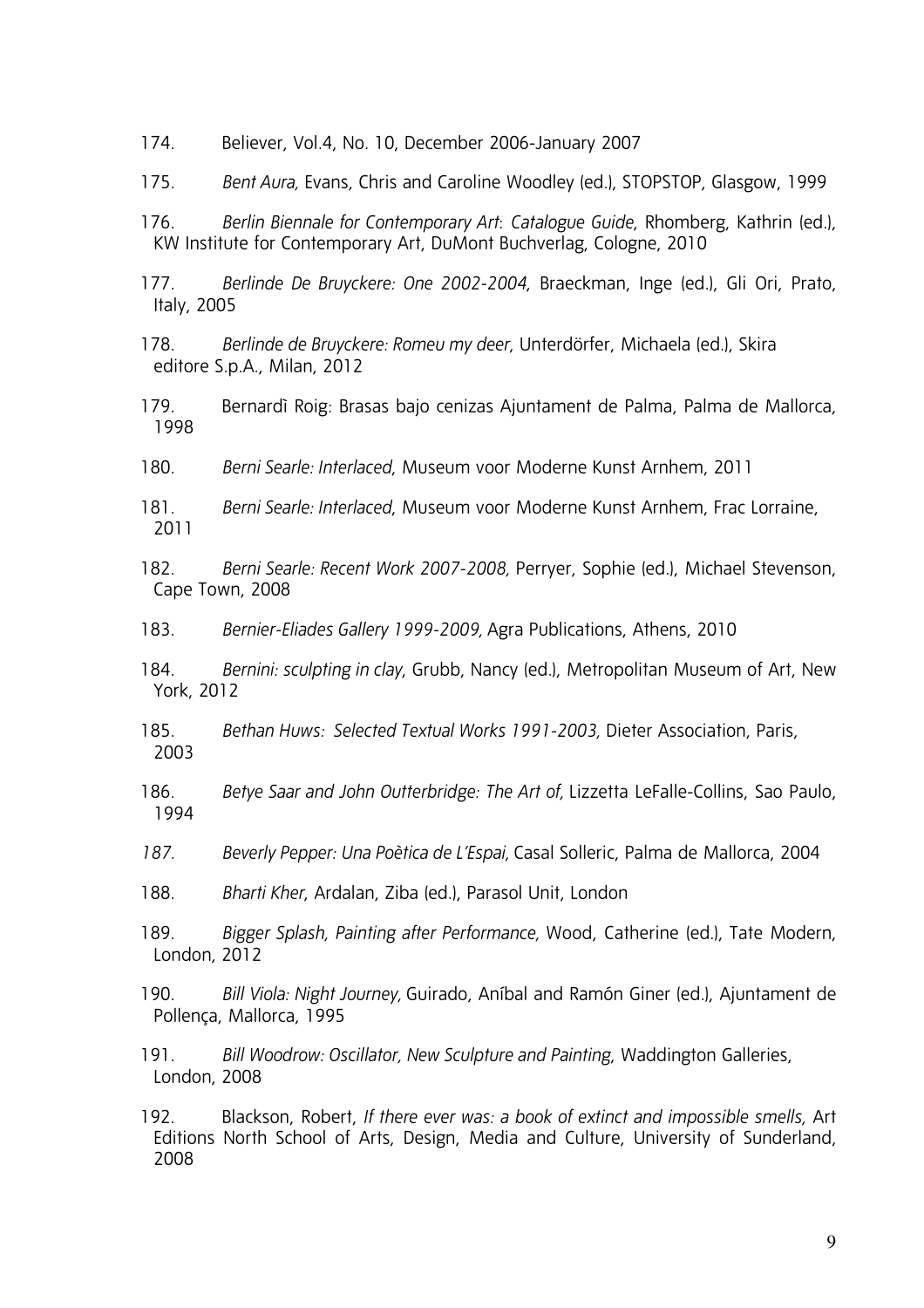174. Believer, Vol.4, No. 10, December 2006-January 2007

175. *Bent Aura,* Evans, Chris and Caroline Woodley (ed.), STOPSTOP, Glasgow, 1999

176. *Berlin Biennale for Contemporary Art*: *Catalogue Guide*, Rhomberg, Kathrin (ed.), KW Institute for Contemporary Art, DuMont Buchverlag, Cologne, 2010

177. *Berlinde De Bruyckere: One 2002-2004*, Braeckman, Inge (ed.), Gli Ori, Prato, Italy, 2005

178. *Berlinde de Bruyckere: Romeu my deer*, Unterdörfer, Michaela (ed.), Skira editore S.p.A., Milan, 2012

179. Bernardì Roig: Brasas bajo cenizas Ajuntament de Palma, Palma de Mallorca, 1998

180. *Berni Searle: Interlaced*, Museum voor Moderne Kunst Arnhem, 2011

181. *Berni Searle: Interlaced*, Museum voor Moderne Kunst Arnhem, Frac Lorraine, 2011

182. *Berni Searle: Recent Work 2007-2008,* Perryer, Sophie (ed.), Michael Stevenson, Cape Town, 2008

183. *Bernier-Eliades Gallery 1999-2009,* Agra Publications, Athens, 2010

184. *Bernini: sculpting in clay*, Grubb, Nancy (ed.), Metropolitan Museum of Art, New York, 2012

185. *Bethan Huws: Selected Textual Works 1991-2003,* Dieter Association, Paris, 2003

186. *Betye Saar and John Outterbridge: The Art of,* Lizzetta LeFalle-Collins, Sao Paulo, 1994

*187.* *Beverly Pepper: Una Poètica de L'Espai,* Casal Solleric, Palma de Mallorca, 2004

188. *Bharti Kher,* Ardalan, Ziba (ed.), Parasol Unit, London

189. *Bigger Splash, Painting after Performance,* Wood, Catherine (ed.), Tate Modern, London, 2012

190. *Bill Viola: Night Journey*, Guirado, Aníbal and Ramón Giner (ed.), Ajuntament de Pollença, Mallorca, 1995

191. *Bill Woodrow: Oscillator, New Sculpture and Painting*, Waddington Galleries, London, 2008

192. Blackson, Robert, *If there ever was: a book of extinct and impossible smells,* Art Editions North School of Arts, Design, Media and Culture, University of Sunderland, 2008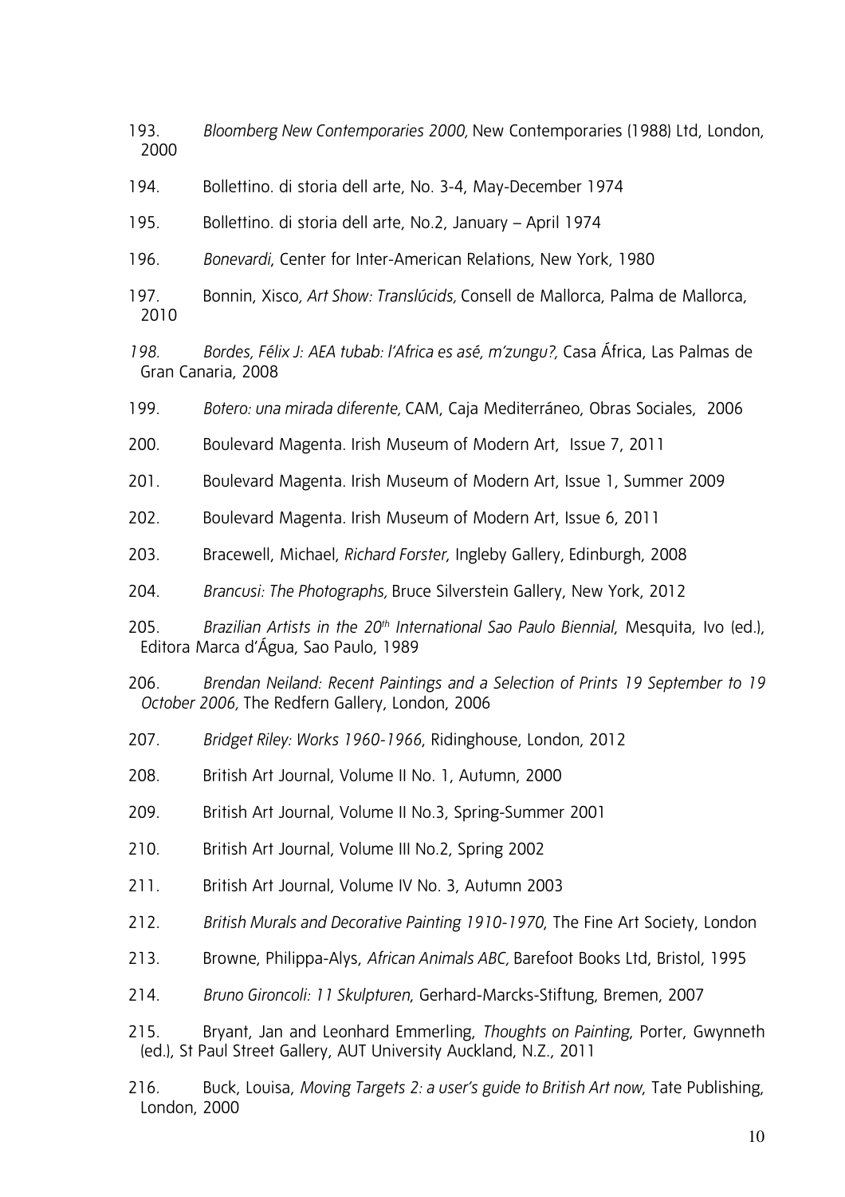193. *Bloomberg New Contemporaries 2000,* New Contemporaries (1988) Ltd, London, 2000

194. Bollettino. di storia dell arte, No. 3-4, May-December 1974

195. Bollettino. di storia dell arte, No.2, January – April 1974

196. *Bonevardi*, Center for Inter-American Relations, New York, 1980

197. Bonnin, Xisco, *Art Show: Translúcids*, Consell de Mallorca, Palma de Mallorca, 2010

198. *Bordes, Félix J: AEA tubab: l'Africa es asé, m'zungu?,* Casa África, Las Palmas de Gran Canaria, 2008

199. *Botero: una mirada diferente*, CAM, Caja Mediterráneo, Obras Sociales, 2006

200. Boulevard Magenta. Irish Museum of Modern Art, Issue 7, 2011

201. Boulevard Magenta. Irish Museum of Modern Art, Issue 1, Summer 2009

202. Boulevard Magenta. Irish Museum of Modern Art, Issue 6, 2011

203. Bracewell, Michael, *Richard Forster*, Ingleby Gallery, Edinburgh, 2008

204. *Brancusi: The Photographs,* Bruce Silverstein Gallery, New York, 2012

205. *Brazilian Artists in the 20th International Sao Paulo Biennial*, Mesquita, Ivo (ed.), Editora Marca d'Água, Sao Paulo, 1989

206. *Brendan Neiland: Recent Paintings and a Selection of Prints 19 September to 19 October 2006,* The Redfern Gallery, London, 2006

207. *Bridget Riley: Works 1960-1966*, Ridinghouse, London, 2012

208. British Art Journal, Volume II No. 1, Autumn, 2000

209. British Art Journal, Volume II No.3, Spring-Summer 2001

210. British Art Journal, Volume III No.2, Spring 2002

211. British Art Journal, Volume IV No. 3, Autumn 2003

212. *British Murals and Decorative Painting 1910-1970*, The Fine Art Society, London

213. Browne, Philippa-Alys, *African Animals ABC,* Barefoot Books Ltd, Bristol, 1995

214. *Bruno Gironcoli: 11 Skulpturen*, Gerhard-Marcks-Stiftung, Bremen, 2007

215. Bryant, Jan and Leonhard Emmerling, *Thoughts on Painting*, Porter, Gwynneth (ed.), St Paul Street Gallery, AUT University Auckland, N.Z., 2011

216. Buck, Louisa, *Moving Targets 2: a user's guide to British Art now*, Tate Publishing, London, 2000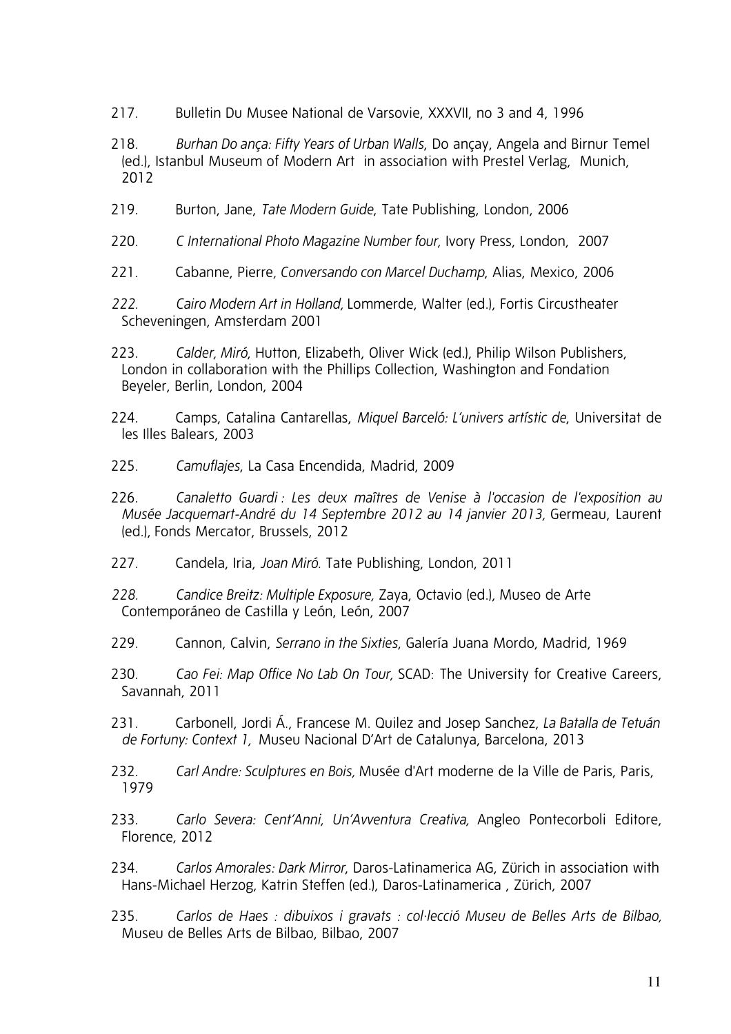217. Bulletin Du Musee National de Varsovie, XXXVII, no 3 and 4, 1996

218. *Burhan Do ança: Fifty Years of Urban Walls*, Do ançay, Angela and Birnur Temel (ed.), Istanbul Museum of Modern Art in association with Prestel Verlag, Munich, 2012

219. Burton, Jane, *Tate Modern Guide*, Tate Publishing, London, 2006

220. *C International Photo Magazine Number four,* Ivory Press, London, 2007

221. Cabanne, Pierre, *Conversando con Marcel Duchamp*, Alias, Mexico, 2006

222. *Cairo Modern Art in Holland*, Lommerde, Walter (ed.), Fortis Circustheater Scheveningen, Amsterdam 2001

223. *Calder, Miró*, Hutton, Elizabeth, Oliver Wick (ed.), Philip Wilson Publishers, London in collaboration with the Phillips Collection, Washington and Fondation Beyeler, Berlin, London, 2004

224. Camps, Catalina Cantarellas, *Miquel Barceló: L'univers artístic de*, Universitat de les Illes Balears, 2003

225. *Camuflajes*, La Casa Encendida, Madrid, 2009

226. *Canaletto Guardi : Les deux maîtres de Venise à l'occasion de l'exposition au Musée Jacquemart-André du 14 Septembre 2012 au 14 janvier 2013,* Germeau, Laurent (ed.), Fonds Mercator, Brussels, 2012

227. Candela, Iria, *Joan Miró.* Tate Publishing, London, 2011

228. *Candice Breitz: Multiple Exposure,* Zaya, Octavio (ed.), Museo de Arte Contemporáneo de Castilla y León, León, 2007

229. Cannon, Calvin, *Serrano in the Sixties*, Galería Juana Mordo, Madrid, 1969

230. *Cao Fei: Map Office No Lab On Tour,* SCAD: The University for Creative Careers, Savannah, 2011

231. Carbonell, Jordi Á., Francese M. Quilez and Josep Sanchez, *La Batalla de Tetuán de Fortuny: Context 1,* Museu Nacional D'Art de Catalunya, Barcelona, 2013

232. *Carl Andre: Sculptures en Bois,* Musée d'Art moderne de la Ville de Paris, Paris, 1979

233. *Carlo Severa: Cent'Anni, Un'Avventura Creativa,* Angleo Pontecorboli Editore, Florence, 2012

234. *Carlos Amorales: Dark Mirror*, Daros-Latinamerica AG, Zürich in association with Hans-Michael Herzog, Katrin Steffen (ed.), Daros-Latinamerica , Zürich, 2007

235. *Carlos de Haes : dibuixos i gravats : col·lecció Museu de Belles Arts de Bilbao,* Museu de Belles Arts de Bilbao, Bilbao, 2007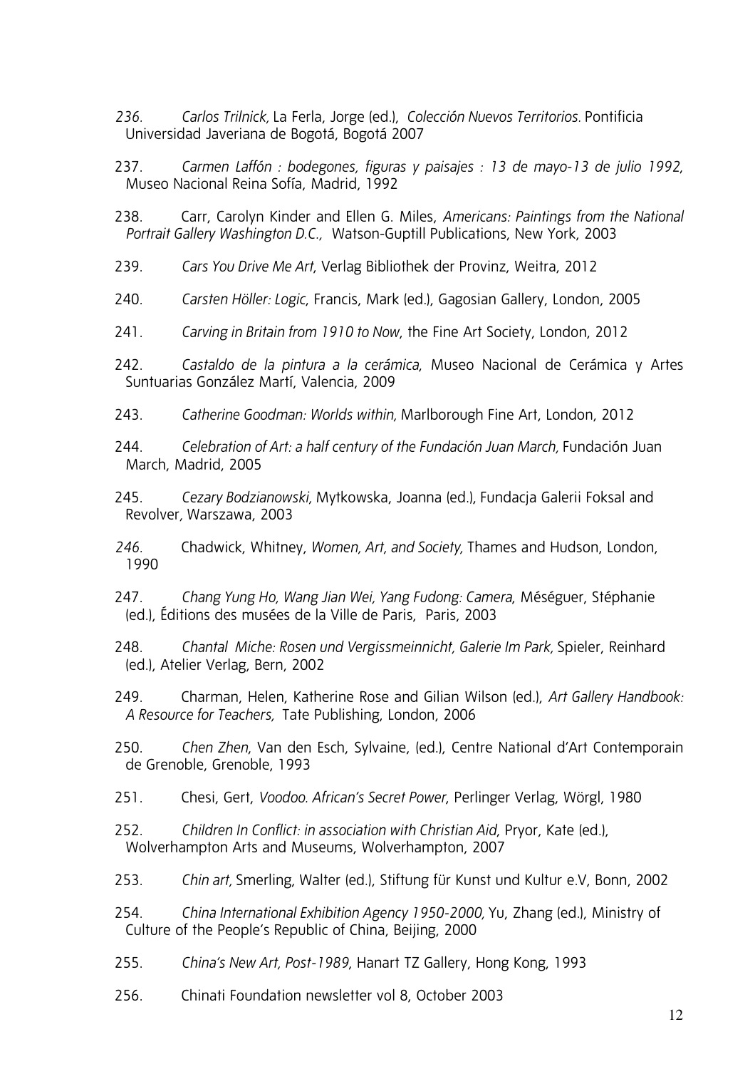*236.* *Carlos Trilnick,* La Ferla, Jorge (ed.), *Colección Nuevos Territorios.* Pontificia Universidad Javeriana de Bogotá, Bogotá 2007

237. *Carmen Laffón : bodegones, figuras y paisajes : 13 de mayo-13 de julio 1992*, Museo Nacional Reina Sofía, Madrid, 1992

238. Carr, Carolyn Kinder and Ellen G. Miles, *Americans: Paintings from the National Portrait Gallery Washington D.C.,* Watson-Guptill Publications, New York, 2003

239. *Cars You Drive Me Art*, Verlag Bibliothek der Provinz, Weitra, 2012

240. *Carsten Höller: Logic*, Francis, Mark (ed.), Gagosian Gallery, London, 2005

241. *Carving in Britain from 1910 to Now*, the Fine Art Society, London, 2012

242. *Castaldo de la pintura a la cerámica*, Museo Nacional de Cerámica y Artes Suntuarias González Martí, Valencia, 2009

243. *Catherine Goodman: Worlds within,* Marlborough Fine Art, London, 2012

244. *Celebration of Art: a half century of the Fundación Juan March,* Fundación Juan March, Madrid, 2005

245. *Cezary Bodzianowski,* Mytkowska, Joanna (ed.), Fundacja Galerii Foksal and Revolver, Warszawa, 2003

*246.* Chadwick, Whitney, *Women, Art, and Society,* Thames and Hudson, London, 1990

247. *Chang Yung Ho, Wang Jian Wei, Yang Fudong: Camera*, Méséguer, Stéphanie (ed.), Éditions des musées de la Ville de Paris, Paris, 2003

248. *Chantal Miche: Rosen und Vergissmeinnicht, Galerie Im Park,* Spieler, Reinhard (ed.), Atelier Verlag, Bern, 2002

249. Charman, Helen, Katherine Rose and Gilian Wilson (ed.), *Art Gallery Handbook: A Resource for Teachers,* Tate Publishing, London, 2006

250. *Chen Zhen*, Van den Esch, Sylvaine, (ed.), Centre National d'Art Contemporain de Grenoble, Grenoble, 1993

251. Chesi, Gert, *Voodoo. African's Secret Power,* Perlinger Verlag, Wörgl, 1980

252. *Children In Conflict: in association with Christian Aid*, Pryor, Kate (ed.), Wolverhampton Arts and Museums, Wolverhampton, 2007

253. *Chin art,* Smerling, Walter (ed.), Stiftung für Kunst und Kultur e.V, Bonn, 2002

254. *China International Exhibition Agency 1950-2000,* Yu, Zhang (ed.), Ministry of Culture of the People's Republic of China, Beijing, 2000

255. *China's New Art, Post-1989*, Hanart TZ Gallery, Hong Kong, 1993

256. Chinati Foundation newsletter vol 8, October 2003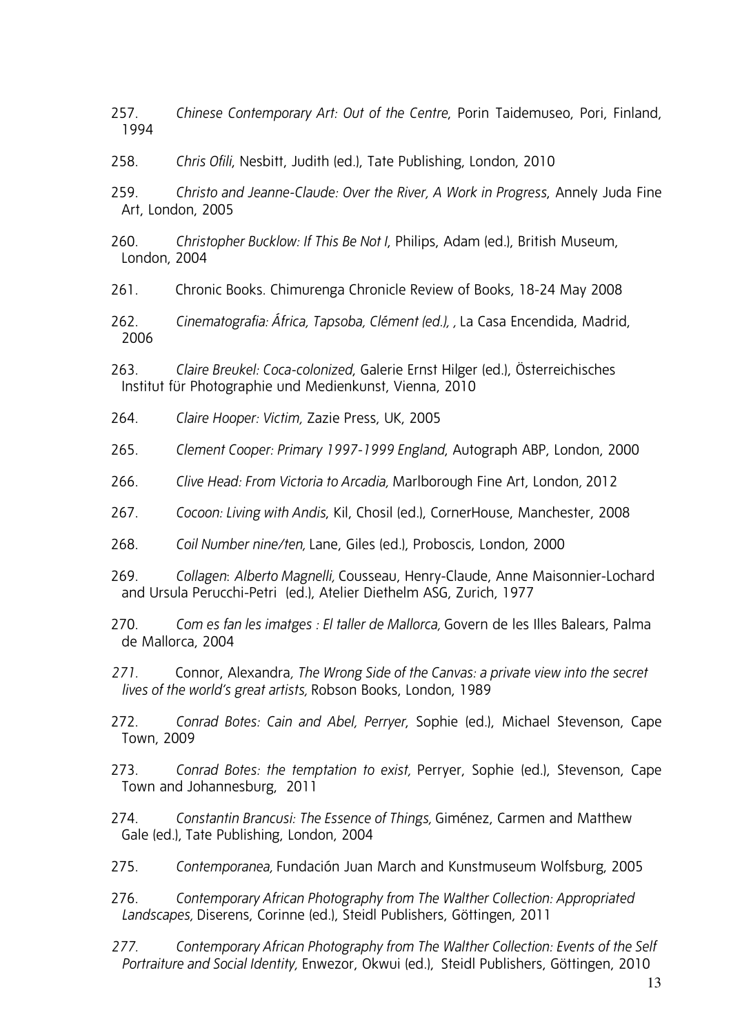257. *Chinese Contemporary Art: Out of the Centre*, Porin Taidemuseo, Pori, Finland, 1994

258. *Chris Ofili*, Nesbitt, Judith (ed.), Tate Publishing, London, 2010

259. *Christo and Jeanne-Claude: Over the River, A Work in Progress*, Annely Juda Fine Art, London, 2005

260. *Christopher Bucklow: If This Be Not I*, Philips, Adam (ed.), British Museum, London, 2004

261. Chronic Books. Chimurenga Chronicle Review of Books, 18-24 May 2008

262. *Cinematografia: África, Tapsoba, Clément (ed.), ,* La Casa Encendida, Madrid, 2006

263. *Claire Breukel: Coca-colonized*, Galerie Ernst Hilger (ed.), Österreichisches Institut für Photographie und Medienkunst, Vienna, 2010

264. *Claire Hooper: Victim,* Zazie Press, UK, 2005

265. *Clement Cooper: Primary 1997-1999 England*, Autograph ABP, London, 2000

266. *Clive Head: From Victoria to Arcadia,* Marlborough Fine Art, London, 2012

267. *Cocoon: Living with Andis*, Kil, Chosil (ed.), CornerHouse, Manchester, 2008

268. *Coil Number nine/ten,* Lane, Giles (ed.), Proboscis, London, 2000

269. *Collagen*: *Alberto Magnelli*, Cousseau, Henry-Claude, Anne Maisonnier-Lochard and Ursula Perucchi-Petri (ed.), Atelier Diethelm ASG, Zurich, 1977

270. *Com es fan les imatges : El taller de Mallorca,* Govern de les Illes Balears, Palma de Mallorca, 2004

*271.* Connor, Alexandra, *The Wrong Side of the Canvas: a private view into the secret lives of the world's great artists,* Robson Books, London, 1989

272. *Conrad Botes: Cain and Abel, Perryer*, Sophie (ed.), Michael Stevenson, Cape Town, 2009

273. *Conrad Botes: the temptation to exist,* Perryer, Sophie (ed.), Stevenson, Cape Town and Johannesburg, 2011

274. *Constantin Brancusi: The Essence of Things,* Giménez, Carmen and Matthew Gale (ed.), Tate Publishing, London, 2004

275. *Contemporanea,* Fundación Juan March and Kunstmuseum Wolfsburg, 2005

276. *Contemporary African Photography from The Walther Collection: Appropriated Landscapes,* Diserens, Corinne (ed.), Steidl Publishers, Göttingen, 2011

*277. Contemporary African Photography from The Walther Collection: Events of the Self Portraiture and Social Identity,* Enwezor, Okwui (ed.), Steidl Publishers, Göttingen, 2010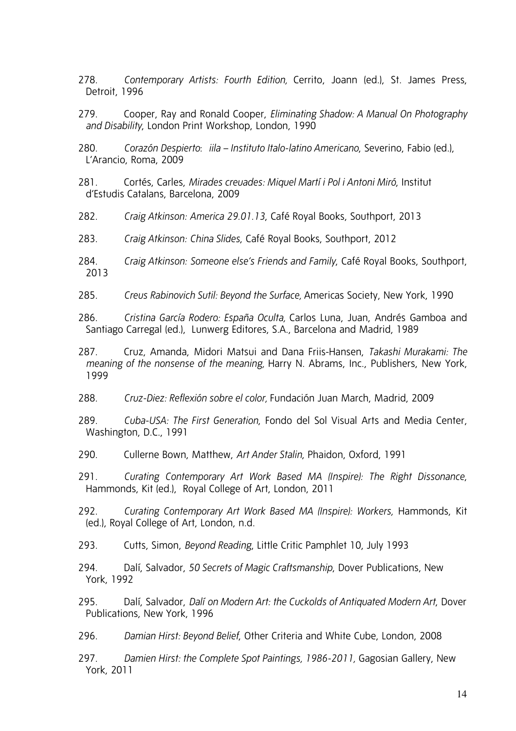278. *Contemporary Artists: Fourth Edition,* Cerrito, Joann (ed.), St. James Press, Detroit, 1996

279. Cooper, Ray and Ronald Cooper, *Eliminating Shadow: A Manual On Photography and Disability*, London Print Workshop, London, 1990

280. *Corazón Despierto*: *iila – Instituto Italo-latino Americano*, Severino, Fabio (ed.), L'Arancio, Roma, 2009

281. Cortés, Carles, *Mirades creuades: Miquel Martí i Pol i Antoni Miró*, Institut d'Estudis Catalans, Barcelona, 2009

282. *Craig Atkinson: America 29.01.13*, Café Royal Books, Southport, 2013

283. *Craig Atkinson: China Slides*, Café Royal Books, Southport, 2012

284. *Craig Atkinson: Someone else's Friends and Family*, Café Royal Books, Southport, 2013

285. *Creus Rabinovich Sutil: Beyond the Surface,* Americas Society, New York, 1990

286. *Cristina García Rodero: España Oculta,* Carlos Luna, Juan, Andrés Gamboa and Santiago Carregal (ed.), Lunwerg Editores, S.A., Barcelona and Madrid, 1989

287. Cruz, Amanda, Midori Matsui and Dana Friis-Hansen, *Takashi Murakami: The meaning of the nonsense of the meaning,* Harry N. Abrams, Inc., Publishers, New York, 1999

288. *Cruz-Diez: Reflexión sobre el color,* Fundación Juan March, Madrid, 2009

289. *Cuba-USA: The First Generation*, Fondo del Sol Visual Arts and Media Center, Washington, D.C., 1991

290. Cullerne Bown, Matthew, *Art Ander Stalin*, Phaidon, Oxford, 1991

291. *Curating Contemporary Art Work Based MA (Inspire): The Right Dissonance*, Hammonds, Kit (ed.), Royal College of Art, London, 2011

292. *Curating Contemporary Art Work Based MA (Inspire): Workers,* Hammonds, Kit (ed.), Royal College of Art, London, n.d.

293. Cutts, Simon, *Beyond Reading*, Little Critic Pamphlet 10, July 1993

294. Dalí, Salvador, *50 Secrets of Magic Craftsmanship*, Dover Publications, New York, 1992

295. Dalí, Salvador, *Dalí on Modern Art: the Cuckolds of Antiquated Modern Art*, Dover Publications, New York, 1996

296. *Damian Hirst: Beyond Belief,* Other Criteria and White Cube, London, 2008

297. *Damien Hirst: the Complete Spot Paintings, 1986-2011*, Gagosian Gallery, New York, 2011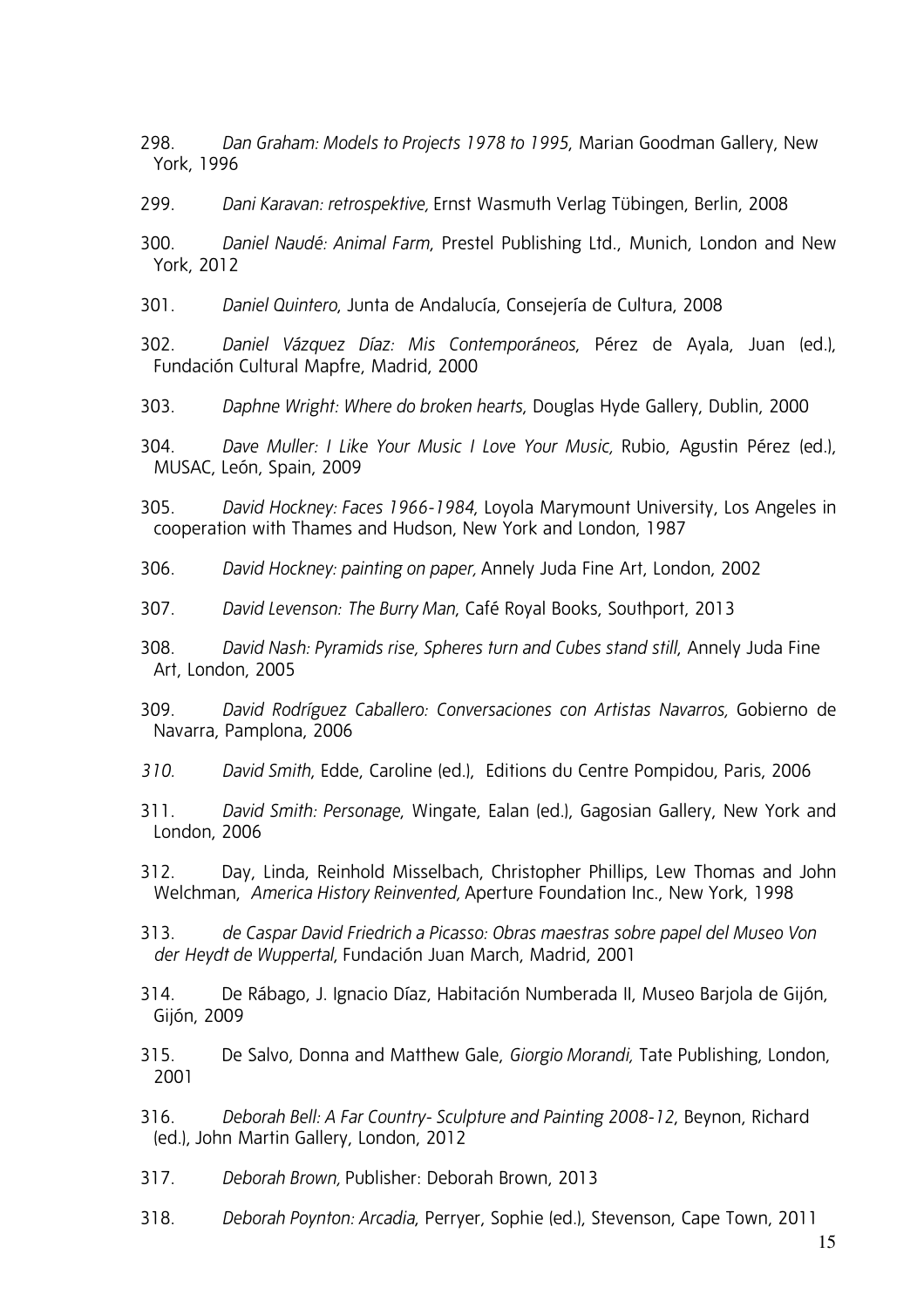298. *Dan Graham: Models to Projects 1978 to 1995*, Marian Goodman Gallery, New York, 1996

299. *Dani Karavan: retrospektive*, Ernst Wasmuth Verlag Tübingen, Berlin, 2008

300. *Daniel Naudé: Animal Farm*, Prestel Publishing Ltd., Munich, London and New York, 2012

301. *Daniel Quintero*, Junta de Andalucía, Consejería de Cultura, 2008

302. *Daniel Vázquez Díaz: Mis Contemporáneos*, Pérez de Ayala, Juan (ed.), Fundación Cultural Mapfre, Madrid, 2000

303. *Daphne Wright: Where do broken hearts*, Douglas Hyde Gallery, Dublin, 2000

304. *Dave Muller: I Like Your Music I Love Your Music*, Rubio, Agustin Pérez (ed.), MUSAC, León, Spain, 2009

305. *David Hockney: Faces 1966-1984*, Loyola Marymount University, Los Angeles in cooperation with Thames and Hudson, New York and London, 1987

306. *David Hockney: painting on paper,* Annely Juda Fine Art, London, 2002

307. *David Levenson: The Burry Man*, Café Royal Books, Southport, 2013

308. *David Nash: Pyramids rise, Spheres turn and Cubes stand still*, Annely Juda Fine Art, London, 2005

309. *David Rodríguez Caballero: Conversaciones con Artistas Navarros,* Gobierno de Navarra, Pamplona, 2006

310. *David Smith*, Edde, Caroline (ed.), Editions du Centre Pompidou, Paris, 2006

311. *David Smith: Personage*, Wingate, Ealan (ed.), Gagosian Gallery, New York and London, 2006

312. Day, Linda, Reinhold Misselbach, Christopher Phillips, Lew Thomas and John Welchman, *America History Reinvented,* Aperture Foundation Inc., New York, 1998

313. *de Caspar David Friedrich a Picasso: Obras maestras sobre papel del Museo Von der Heydt de Wuppertal*, Fundación Juan March, Madrid, 2001

314. De Rábago, J. Ignacio Díaz, Habitación Numberada II, Museo Barjola de Gijón, Gijón, 2009

315. De Salvo, Donna and Matthew Gale, *Giorgio Morandi,* Tate Publishing, London, 2001

316. *Deborah Bell: A Far Country- Sculpture and Painting 2008-12*, Beynon, Richard (ed.), John Martin Gallery, London, 2012

317. *Deborah Brown,* Publisher: Deborah Brown, 2013

318. *Deborah Poynton: Arcadia*, Perryer, Sophie (ed.), Stevenson, Cape Town, 2011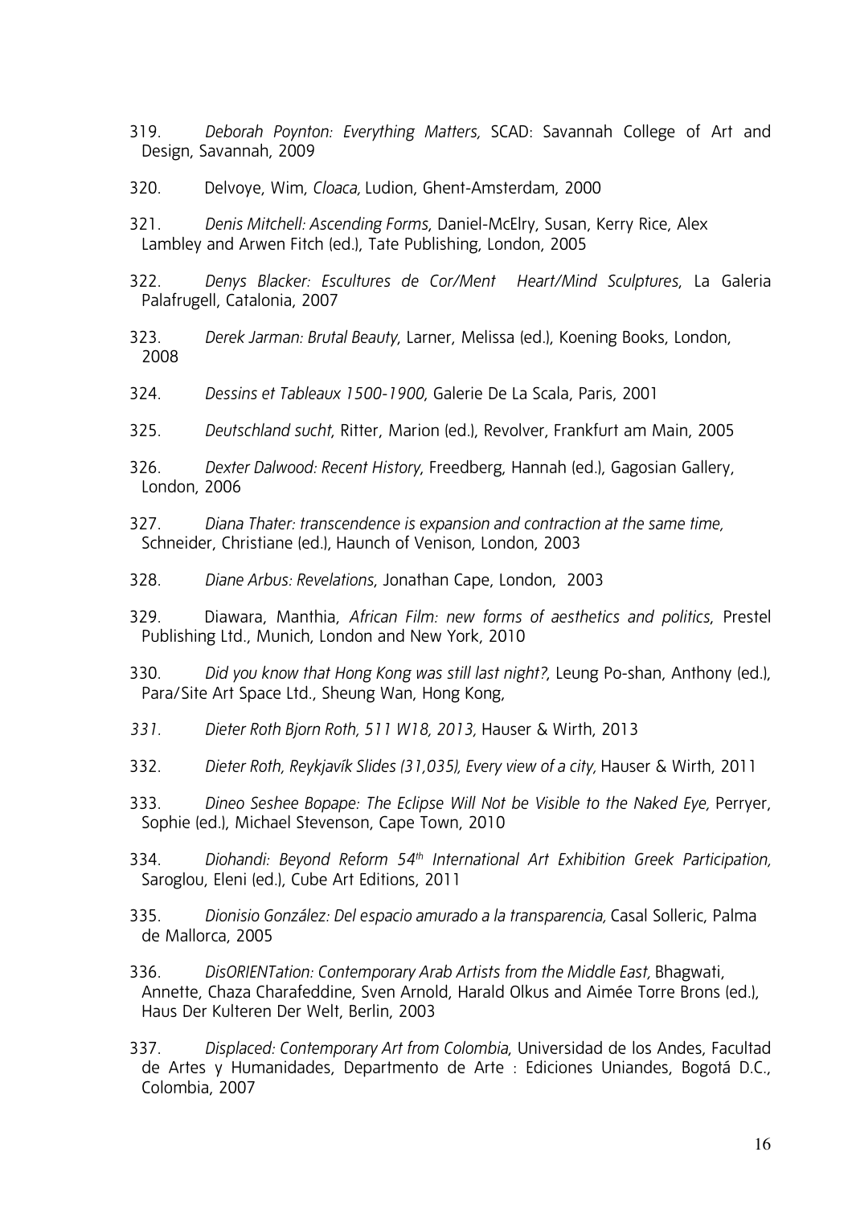319. *Deborah Poynton: Everything Matters,* SCAD: Savannah College of Art and Design, Savannah, 2009

320. Delvoye, Wim, *Cloaca,* Ludion, Ghent-Amsterdam, 2000

321. *Denis Mitchell: Ascending Forms*, Daniel-McElry, Susan, Kerry Rice, Alex Lambley and Arwen Fitch (ed.), Tate Publishing, London, 2005

322. *Denys Blacker: Escultures de Cor/Ment Heart/Mind Sculptures*, La Galeria Palafrugell, Catalonia, 2007

323. *Derek Jarman: Brutal Beauty*, Larner, Melissa (ed.), Koening Books, London, 2008

324. *Dessins et Tableaux 1500-1900*, Galerie De La Scala, Paris, 2001

325. *Deutschland sucht*, Ritter, Marion (ed.), Revolver, Frankfurt am Main, 2005

326. *Dexter Dalwood: Recent History*, Freedberg, Hannah (ed.), Gagosian Gallery, London, 2006

327. *Diana Thater: transcendence is expansion and contraction at the same time*, Schneider, Christiane (ed.), Haunch of Venison, London, 2003

328. *Diane Arbus: Revelations*, Jonathan Cape, London, 2003

329. Diawara, Manthia, *African Film: new forms of aesthetics and politics*, Prestel Publishing Ltd., Munich, London and New York, 2010

330. *Did you know that Hong Kong was still last night?*, Leung Po-shan, Anthony (ed.), Para/Site Art Space Ltd., Sheung Wan, Hong Kong,

331. *Dieter Roth Bjorn Roth, 511 W18, 2013,* Hauser & Wirth, 2013

332. *Dieter Roth, Reykjavík Slides (31,035), Every view of a city,* Hauser & Wirth, 2011

333. *Dineo Seshee Bopape: The Eclipse Will Not be Visible to the Naked Eye,* Perryer, Sophie (ed.), Michael Stevenson, Cape Town, 2010

334. *Diohandi: Beyond Reform 54th International Art Exhibition Greek Participation,* Saroglou, Eleni (ed.), Cube Art Editions, 2011

335. *Dionisio González: Del espacio amurado a la transparencia,* Casal Solleric, Palma de Mallorca, 2005

336. *DisORIENTation: Contemporary Arab Artists from the Middle East*, Bhagwati, Annette, Chaza Charafeddine, Sven Arnold, Harald Olkus and Aimée Torre Brons (ed.), Haus Der Kulteren Der Welt, Berlin, 2003

337. *Displaced: Contemporary Art from Colombia*, Universidad de los Andes, Facultad de Artes y Humanidades, Departmento de Arte : Ediciones Uniandes, Bogotá D.C., Colombia, 2007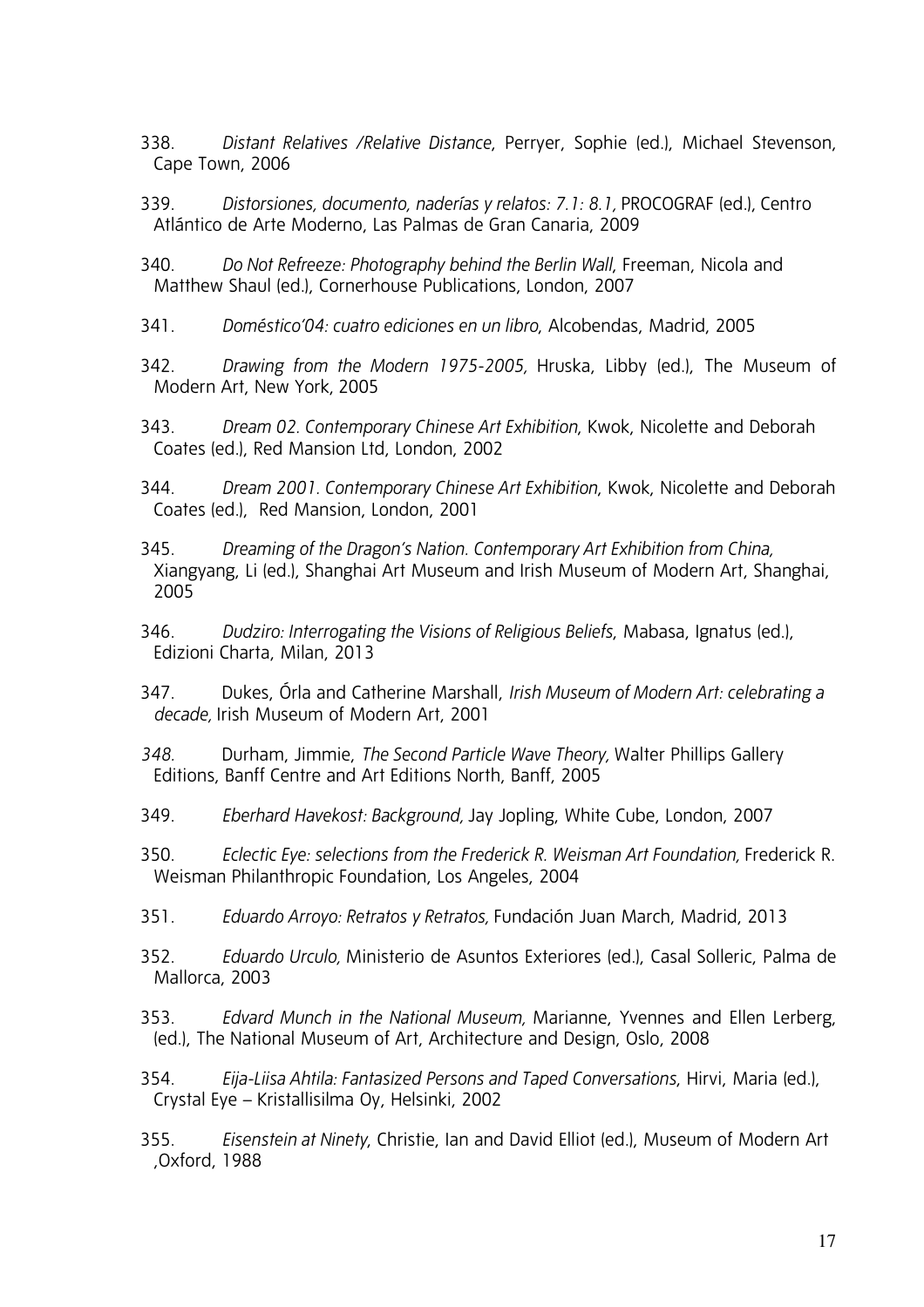338. *Distant Relatives /Relative Distance*, Perryer, Sophie (ed.), Michael Stevenson, Cape Town, 2006

339. *Distorsiones, documento, naderías y relatos: 7.1: 8.1*, PROCOGRAF (ed.), Centro Atlántico de Arte Moderno, Las Palmas de Gran Canaria, 2009

340. *Do Not Refreeze: Photography behind the Berlin Wall*, Freeman, Nicola and Matthew Shaul (ed.), Cornerhouse Publications, London, 2007

341. *Doméstico'04: cuatro ediciones en un libro*, Alcobendas, Madrid, 2005

342. *Drawing from the Modern 1975-2005*, Hruska, Libby (ed.), The Museum of Modern Art, New York, 2005

343. *Dream 02. Contemporary Chinese Art Exhibition*, Kwok, Nicolette and Deborah Coates (ed.), Red Mansion Ltd, London, 2002

344. *Dream 2001. Contemporary Chinese Art Exhibition*, Kwok, Nicolette and Deborah Coates (ed.), Red Mansion, London, 2001

345. *Dreaming of the Dragon's Nation. Contemporary Art Exhibition from China,* Xiangyang, Li (ed.), Shanghai Art Museum and Irish Museum of Modern Art, Shanghai, 2005

346. *Dudziro: Interrogating the Visions of Religious Beliefs*, Mabasa, Ignatus (ed.), Edizioni Charta, Milan, 2013

347. Dukes, Órla and Catherine Marshall, *Irish Museum of Modern Art: celebrating a decade*, Irish Museum of Modern Art, 2001

*348.* Durham, Jimmie, *The Second Particle Wave Theory,* Walter Phillips Gallery Editions, Banff Centre and Art Editions North, Banff, 2005

349. *Eberhard Havekost: Background,* Jay Jopling, White Cube, London, 2007

350. *Eclectic Eye: selections from the Frederick R. Weisman Art Foundation,* Frederick R. Weisman Philanthropic Foundation, Los Angeles, 2004

351. *Eduardo Arroyo: Retratos y Retratos,* Fundación Juan March, Madrid, 2013

352. *Eduardo Urculo,* Ministerio de Asuntos Exteriores (ed.), Casal Solleric, Palma de Mallorca, 2003

353. *Edvard Munch in the National Museum,* Marianne, Yvennes and Ellen Lerberg, (ed.), The National Museum of Art, Architecture and Design, Oslo, 2008

354. *Eija-Liisa Ahtila: Fantasized Persons and Taped Conversations*, Hirvi, Maria (ed.), Crystal Eye – Kristallisilma Oy, Helsinki, 2002

355. *Eisenstein at Ninety*, Christie, Ian and David Elliot (ed.), Museum of Modern Art ,Oxford, 1988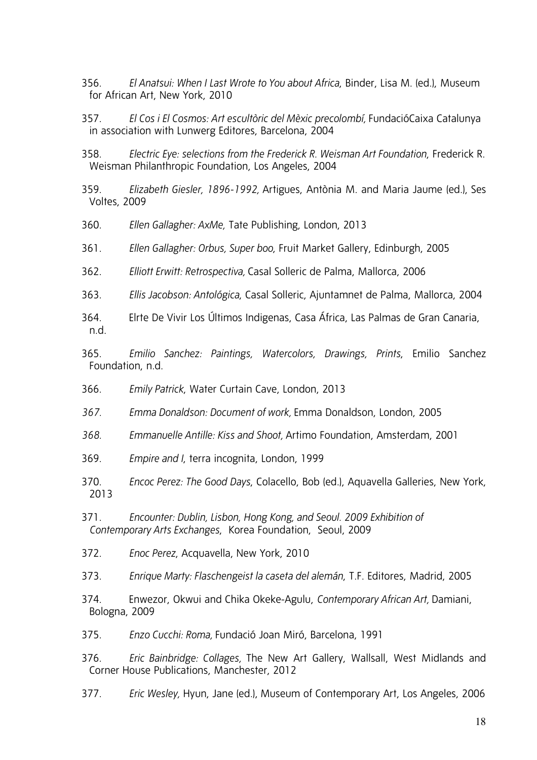356. *El Anatsui: When I Last Wrote to You about Africa*, Binder, Lisa M. (ed.), Museum for African Art, New York, 2010

357. *El Cos i El Cosmos: Art escultòric del Mèxic precolombí,* FundacióCaixa Catalunya in association with Lunwerg Editores, Barcelona, 2004

358. *Electric Eye: selections from the Frederick R. Weisman Art Foundation*, Frederick R. Weisman Philanthropic Foundation, Los Angeles, 2004

359. *Elizabeth Giesler, 1896-1992,* Artigues, Antònia M. and Maria Jaume (ed.), Ses Voltes, 2009

360. *Ellen Gallagher: AxMe,* Tate Publishing, London, 2013

361. *Ellen Gallagher: Orbus, Super boo*, Fruit Market Gallery, Edinburgh, 2005

362. *Elliott Erwitt: Retrospectiva,* Casal Solleric de Palma, Mallorca, 2006

363. *Ellis Jacobson: Antológica*, Casal Solleric, Ajuntamnet de Palma, Mallorca, 2004

364. Elrte De Vivir Los Últimos Indigenas, Casa África, Las Palmas de Gran Canaria, n.d.

365. *Emilio Sanchez: Paintings, Watercolors, Drawings, Prints*, Emilio Sanchez Foundation, n.d.

366. *Emily Patrick*, Water Curtain Cave, London, 2013

367. *Emma Donaldson: Document of work,* Emma Donaldson, London, 2005

368. *Emmanuelle Antille: Kiss and Shoot,* Artimo Foundation, Amsterdam, 2001

369. *Empire and I*, terra incognita, London, 1999

370. *Encoc Perez: The Good Days*, Colacello, Bob (ed.), Aquavella Galleries, New York, 2013

371. *Encounter: Dublin, Lisbon, Hong Kong, and Seoul. 2009 Exhibition of Contemporary Arts Exchanges*, Korea Foundation, Seoul, 2009

372. *Enoc Perez*, Acquavella, New York, 2010

373. *Enrique Marty: Flaschengeist la caseta del alemán*, T.F. Editores, Madrid, 2005

374. Enwezor, Okwui and Chika Okeke-Agulu, *Contemporary African Art,* Damiani, Bologna, 2009

375. *Enzo Cucchi: Roma,* Fundació Joan Miró, Barcelona, 1991

376. *Eric Bainbridge: Collages,* The New Art Gallery, Wallsall, West Midlands and Corner House Publications, Manchester, 2012

377. *Eric Wesley,* Hyun, Jane (ed.), Museum of Contemporary Art, Los Angeles, 2006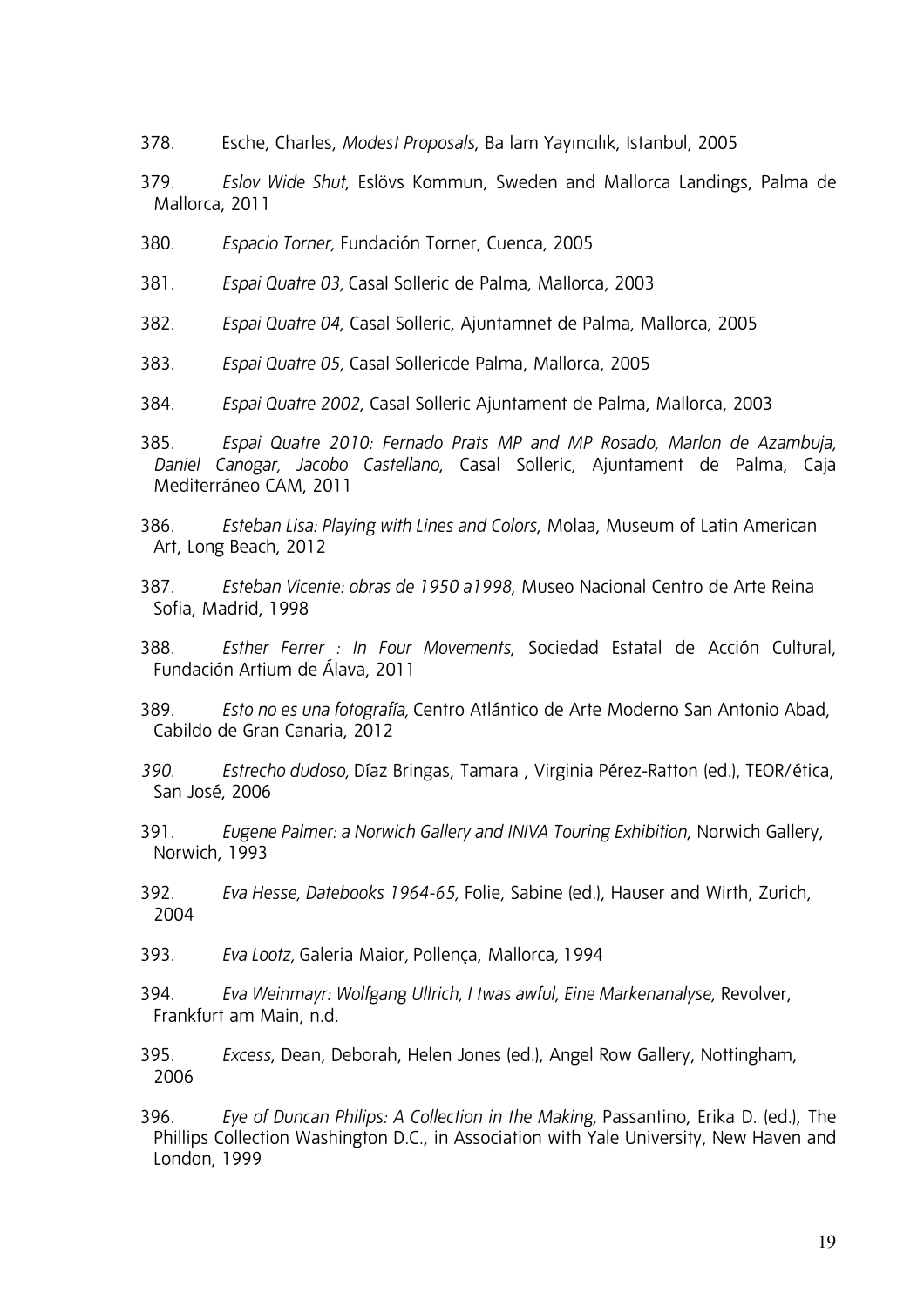378. Esche, Charles, *Modest Proposals*, Ba lam Yayıncılık, Istanbul, 2005

379. *Eslov Wide Shut*, Eslövs Kommun, Sweden and Mallorca Landings, Palma de Mallorca, 2011

380. *Espacio Torner,* Fundación Torner, Cuenca, 2005

381. *Espai Quatre 03,* Casal Solleric de Palma, Mallorca, 2003

382. *Espai Quatre 04*, Casal Solleric, Ajuntamnet de Palma, Mallorca, 2005

383. *Espai Quatre 05,* Casal Sollericde Palma, Mallorca, 2005

384. *Espai Quatre 2002*, Casal Solleric Ajuntament de Palma, Mallorca, 2003

385. *Espai Quatre 2010: Fernado Prats MP and MP Rosado, Marlon de Azambuja, Daniel Canogar, Jacobo Castellano,* Casal Solleric, Ajuntament de Palma, Caja Mediterráneo CAM, 2011

386. *Esteban Lisa: Playing with Lines and Colors,* Molaa, Museum of Latin American Art, Long Beach, 2012

387. *Esteban Vicente: obras de 1950 a1998*, Museo Nacional Centro de Arte Reina Sofia, Madrid, 1998

388. *Esther Ferrer : In Four Movements*, Sociedad Estatal de Acción Cultural, Fundación Artium de Álava, 2011

389. *Esto no es una fotografía,* Centro Atlántico de Arte Moderno San Antonio Abad, Cabildo de Gran Canaria, 2012

*390.* *Estrecho dudoso,* Díaz Bringas, Tamara , Virginia Pérez-Ratton (ed.), TEOR/ética, San José, 2006

391. *Eugene Palmer: a Norwich Gallery and INIVA Touring Exhibition*, Norwich Gallery, Norwich, 1993

392. *Eva Hesse, Datebooks 1964-65,* Folie, Sabine (ed.), Hauser and Wirth, Zurich, 2004

393. *Eva Lootz*, Galeria Maior, Pollença, Mallorca, 1994

394. *Eva Weinmayr: Wolfgang Ullrich, I twas awful, Eine Markenanalyse,* Revolver, Frankfurt am Main, n.d.

395. *Excess*, Dean, Deborah, Helen Jones (ed.), Angel Row Gallery, Nottingham, 2006

396. *Eye of Duncan Philips: A Collection in the Making*, Passantino, Erika D. (ed.), The Phillips Collection Washington D.C., in Association with Yale University, New Haven and London, 1999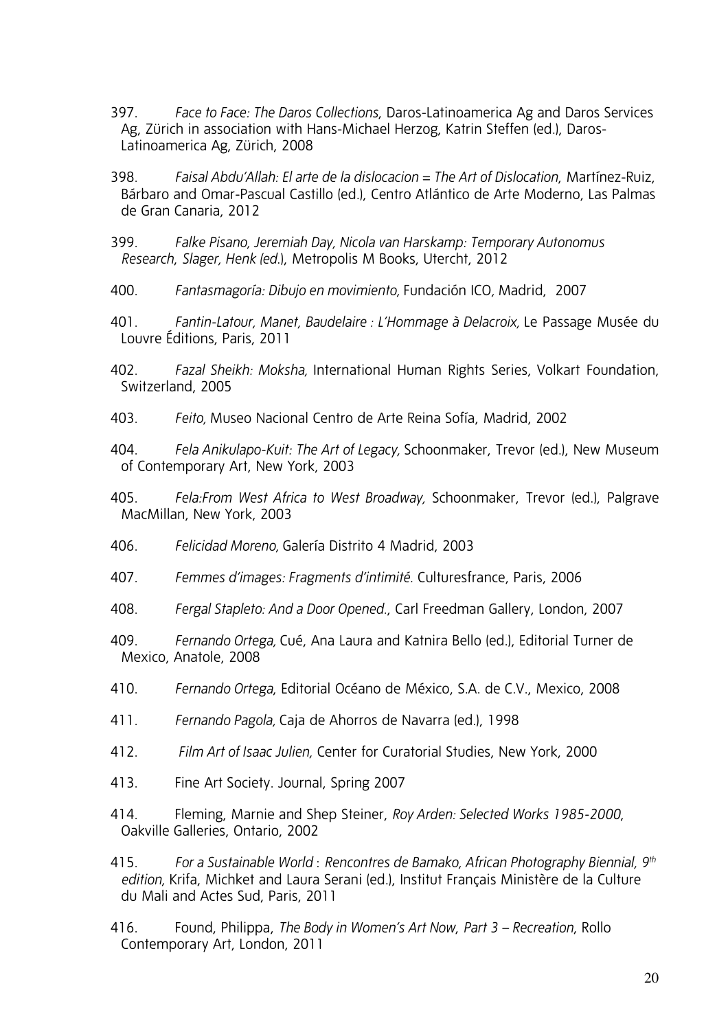397. *Face to Face: The Daros Collections*, Daros-Latinoamerica Ag and Daros Services Ag, Zürich in association with Hans-Michael Herzog, Katrin Steffen (ed.), Daros-Latinoamerica Ag, Zürich, 2008

398. *Faisal Abdu'Allah: El arte de la dislocacion = The Art of Dislocation*, Martínez-Ruiz, Bárbaro and Omar-Pascual Castillo (ed.), Centro Atlántico de Arte Moderno, Las Palmas de Gran Canaria, 2012

399. *Falke Pisano, Jeremiah Day, Nicola van Harskamp: Temporary Autonomus Research*, *Slager, Henk (ed.*), Metropolis M Books, Utercht, 2012

400. *Fantasmagoría: Dibujo en movimiento,* Fundación ICO, Madrid, 2007

401. *Fantin-Latour, Manet, Baudelaire : L'Hommage à Delacroix,* Le Passage Musée du Louvre Éditions, Paris, 2011

402. *Fazal Sheikh: Moksha*, International Human Rights Series, Volkart Foundation, Switzerland, 2005

403. *Feito,* Museo Nacional Centro de Arte Reina Sofía, Madrid, 2002

404. *Fela Anikulapo-Kuit: The Art of Legacy,* Schoonmaker, Trevor (ed.), New Museum of Contemporary Art, New York, 2003

405. *Fela:From West Africa to West Broadway,* Schoonmaker, Trevor (ed.), Palgrave MacMillan, New York, 2003

406. *Felicidad Moreno,* Galería Distrito 4 Madrid, 2003

407. *Femmes d'images: Fragments d'intimité.* Culturesfrance, Paris, 2006

408. *Fergal Stapleto: And a Door Opened.*, Carl Freedman Gallery, London, 2007

409. *Fernando Ortega,* Cué, Ana Laura and Katnira Bello (ed.), Editorial Turner de Mexico, Anatole, 2008

410. *Fernando Ortega*, Editorial Océano de México, S.A. de C.V., Mexico, 2008

411. *Fernando Pagola,* Caja de Ahorros de Navarra (ed.), 1998

412. *Film Art of Isaac Julien,* Center for Curatorial Studies, New York, 2000

413. Fine Art Society. Journal, Spring 2007

414. Fleming, Marnie and Shep Steiner, *Roy Arden: Selected Works 1985-2000*, Oakville Galleries, Ontario, 2002

415. *For a Sustainable World* : *Rencontres de Bamako, African Photography Biennial, 9th edition,* Krifa, Michket and Laura Serani (ed.), Institut Français Ministère de la Culture du Mali and Actes Sud, Paris, 2011

416. Found, Philippa, *The Body in Women's Art Now, Part 3 – Recreation*, Rollo Contemporary Art, London, 2011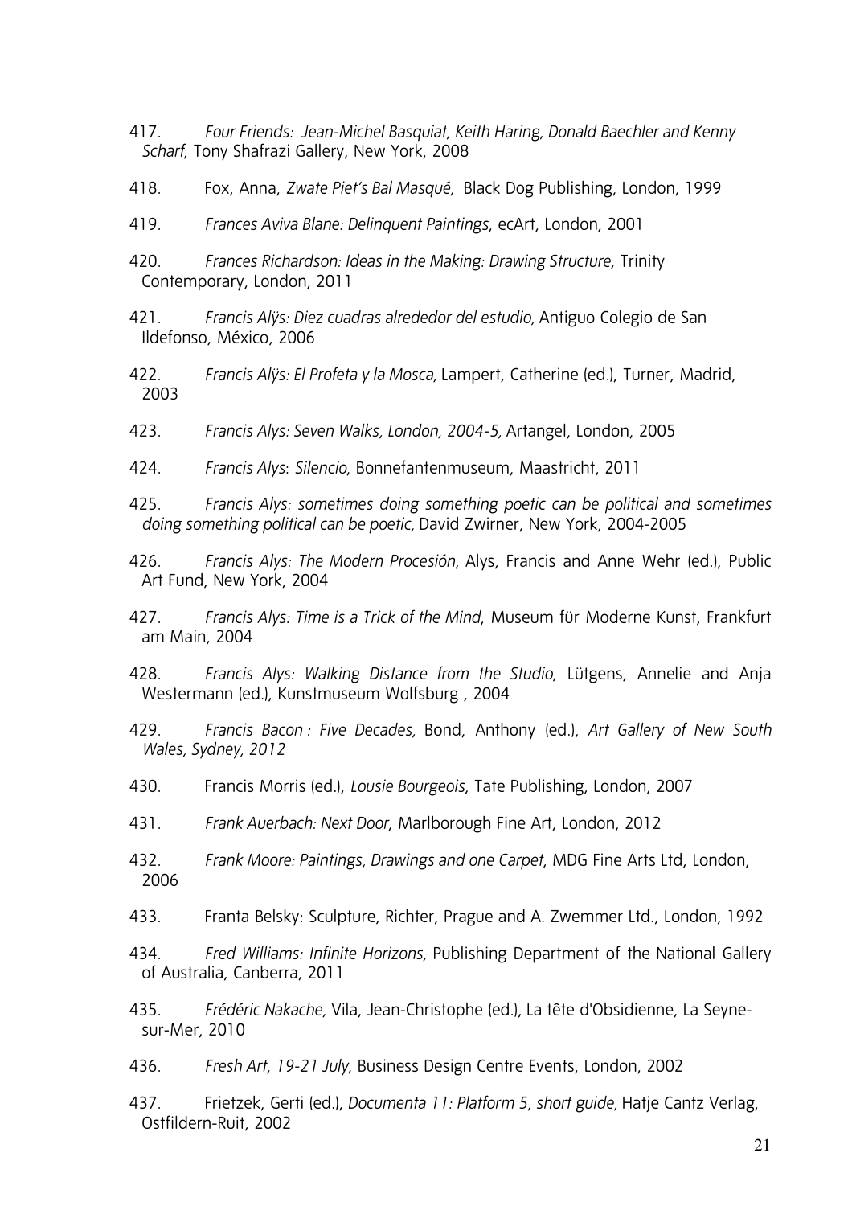417. *Four Friends: Jean-Michel Basquiat, Keith Haring, Donald Baechler and Kenny Scharf*, Tony Shafrazi Gallery, New York, 2008

418. Fox, Anna, *Zwate Piet's Bal Masqué,* Black Dog Publishing, London, 1999

419. *Frances Aviva Blane: Delinquent Paintings*, ecArt, London, 2001

420. *Frances Richardson: Ideas in the Making: Drawing Structure,* Trinity Contemporary, London, 2011

421. *Francis Alÿs: Diez cuadras alrededor del estudio,* Antiguo Colegio de San Ildefonso, México, 2006

422. *Francis Alÿs: El Profeta y la Mosca,* Lampert, Catherine (ed.), Turner, Madrid, 2003

423. *Francis Alys: Seven Walks, London, 2004-5,* Artangel, London, 2005

424. *Francis Alys: Silencio*, Bonnefantenmuseum, Maastricht, 2011

425. *Francis Alys: sometimes doing something poetic can be political and sometimes doing something political can be poetic,* David Zwirner, New York, 2004-2005

426. *Francis Alys: The Modern Procesión,* Alys, Francis and Anne Wehr (ed.), Public Art Fund, New York, 2004

427. *Francis Alys: Time is a Trick of the Mind*, Museum für Moderne Kunst, Frankfurt am Main, 2004

428. *Francis Alys: Walking Distance from the Studio*, Lütgens, Annelie and Anja Westermann (ed.), Kunstmuseum Wolfsburg , 2004

429. *Francis Bacon : Five Decades,* Bond, Anthony (ed.), *Art Gallery of New South Wales, Sydney, 2012*

430. Francis Morris (ed.), *Lousie Bourgeois*, Tate Publishing, London, 2007

431. *Frank Auerbach: Next Door*, Marlborough Fine Art, London, 2012

432. *Frank Moore: Paintings, Drawings and one Carpet*, MDG Fine Arts Ltd, London, 2006

433. Franta Belsky: Sculpture, Richter, Prague and A. Zwemmer Ltd., London, 1992

434. *Fred Williams: Infinite Horizons,* Publishing Department of the National Gallery of Australia, Canberra, 2011

435. *Frédéric Nakache,* Vila, Jean-Christophe (ed.), La tête d'Obsidienne, La Seyne-sur-Mer, 2010

436. *Fresh Art, 19-21 July*, Business Design Centre Events, London, 2002

437. Frietzek, Gerti (ed.), *Documenta 11: Platform 5, short guide,* Hatje Cantz Verlag, Ostfildern-Ruit, 2002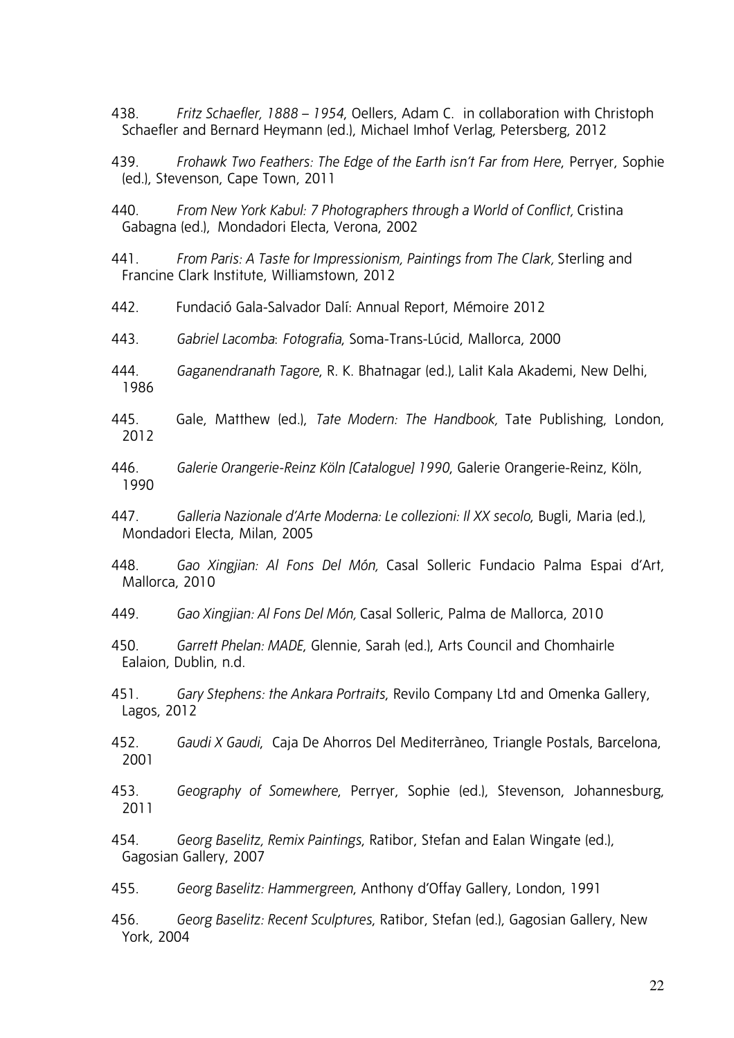438. *Fritz Schaefler, 1888 – 1954*, Oellers, Adam C. in collaboration with Christoph Schaefler and Bernard Heymann (ed.), Michael Imhof Verlag, Petersberg, 2012

439. *Frohawk Two Feathers: The Edge of the Earth isn't Far from Here*, Perryer, Sophie (ed.), Stevenson, Cape Town, 2011

440. *From New York Kabul: 7 Photographers through a World of Conflict*, Cristina Gabagna (ed.), Mondadori Electa, Verona, 2002

441. *From Paris: A Taste for Impressionism, Paintings from The Clark*, Sterling and Francine Clark Institute, Williamstown, 2012

442. Fundació Gala-Salvador Dalí: Annual Report, Mémoire 2012

443. *Gabriel Lacomba*: *Fotografia*, Soma-Trans-Lúcid, Mallorca, 2000

444. *Gaganendranath Tagore*, R. K. Bhatnagar (ed.), Lalit Kala Akademi, New Delhi, 1986

445. Gale, Matthew (ed.), *Tate Modern: The Handbook,* Tate Publishing, London, 2012

446. *Galerie Orangerie-Reinz Köln [Catalogue] 1990*, Galerie Orangerie-Reinz, Köln, 1990

447. *Galleria Nazionale d'Arte Moderna: Le collezioni: Il XX secolo*, Bugli, Maria (ed.), Mondadori Electa, Milan, 2005

448. *Gao Xingjian: Al Fons Del Món,* Casal Solleric Fundacio Palma Espai d'Art, Mallorca, 2010

449. *Gao Xingjian: Al Fons Del Món,* Casal Solleric, Palma de Mallorca, 2010

450. *Garrett Phelan: MADE*, Glennie, Sarah (ed.), Arts Council and Chomhairle Ealaion, Dublin, n.d.

451. *Gary Stephens: the Ankara Portraits*, Revilo Company Ltd and Omenka Gallery, Lagos, 2012

452. *Gaudi X Gaudi*, Caja De Ahorros Del Mediterràneo, Triangle Postals, Barcelona, 2001

453. *Geography of Somewhere*, Perryer, Sophie (ed.), Stevenson, Johannesburg, 2011

454. *Georg Baselitz, Remix Paintings*, Ratibor, Stefan and Ealan Wingate (ed.), Gagosian Gallery, 2007

455. *Georg Baselitz: Hammergreen*, Anthony d'Offay Gallery, London, 1991

456. *Georg Baselitz: Recent Sculptures*, Ratibor, Stefan (ed.), Gagosian Gallery, New York, 2004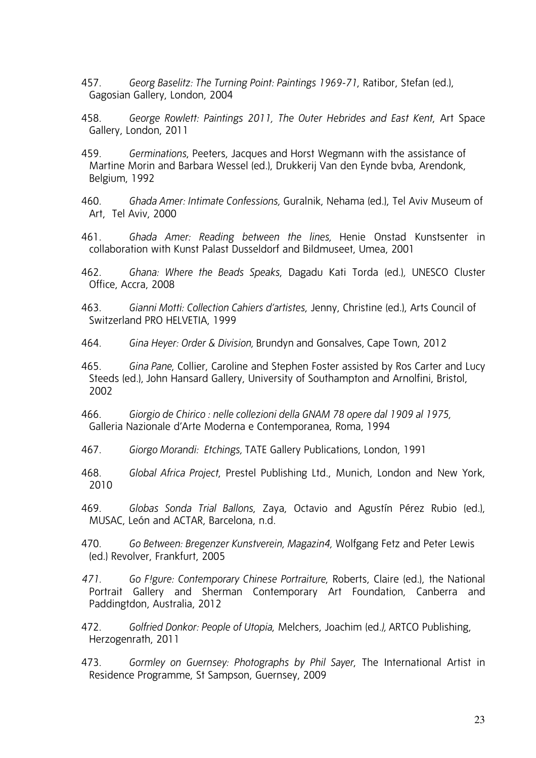457. *Georg Baselitz: The Turning Point: Paintings 1969-71*, Ratibor, Stefan (ed.), Gagosian Gallery, London, 2004

458. *George Rowlett: Paintings 2011, The Outer Hebrides and East Kent*, Art Space Gallery, London, 2011

459. *Germinations*, Peeters, Jacques and Horst Wegmann with the assistance of Martine Morin and Barbara Wessel (ed.), Drukkerij Van den Eynde bvba, Arendonk, Belgium, 1992

460. *Ghada Amer: Intimate Confessions,* Guralnik, Nehama (ed.), Tel Aviv Museum of Art, Tel Aviv, 2000

461. *Ghada Amer: Reading between the lines,* Henie Onstad Kunstsenter in collaboration with Kunst Palast Dusseldorf and Bildmuseet, Umea, 2001

462. *Ghana: Where the Beads Speaks*, Dagadu Kati Torda (ed.), UNESCO Cluster Office, Accra, 2008

463. *Gianni Motti: Collection Cahiers d'artistes*, Jenny, Christine (ed.), Arts Council of Switzerland PRO HELVETIA, 1999

464. *Gina Heyer: Order & Division,* Brundyn and Gonsalves, Cape Town, 2012

465. *Gina Pane*, Collier, Caroline and Stephen Foster assisted by Ros Carter and Lucy Steeds (ed.), John Hansard Gallery, University of Southampton and Arnolfini, Bristol, 2002

466. *Giorgio de Chirico : nelle collezioni della GNAM 78 opere dal 1909 al 1975,* Galleria Nazionale d'Arte Moderna e Contemporanea, Roma, 1994

467. *Giorgo Morandi: Etchings*, TATE Gallery Publications, London, 1991

468. *Global Africa Project*, Prestel Publishing Ltd., Munich, London and New York, 2010

469. *Globas Sonda Trial Ballons*, Zaya, Octavio and Agustín Pérez Rubio (ed.), MUSAC, León and ACTAR, Barcelona, n.d.

470. *Go Between: Bregenzer Kunstverein, Magazin4,* Wolfgang Fetz and Peter Lewis (ed.) Revolver, Frankfurt, 2005

471. *Go F!gure: Contemporary Chinese Portraiture*, Roberts, Claire (ed.), the National Portrait Gallery and Sherman Contemporary Art Foundation, Canberra and Paddingtdon, Australia, 2012

472. *Golfried Donkor: People of Utopia*, Melchers, Joachim (ed.*),* ARTCO Publishing, Herzogenrath, 2011

473. *Gormley on Guernsey: Photographs by Phil Sayer*, The International Artist in Residence Programme, St Sampson, Guernsey, 2009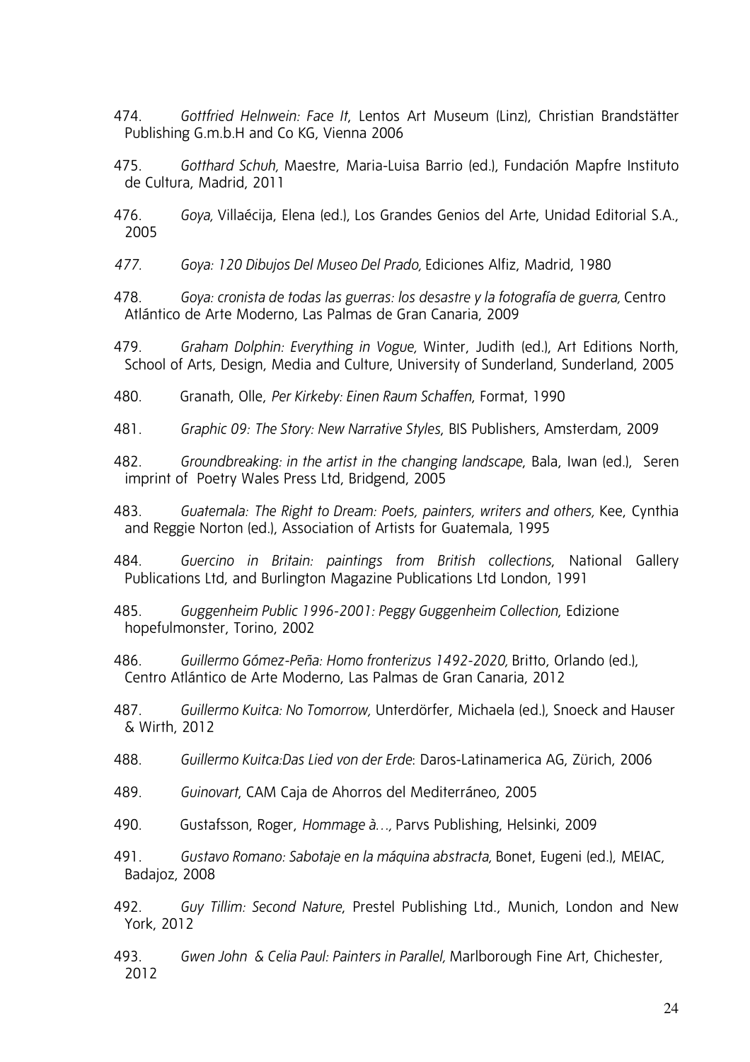474. *Gottfried Helnwein: Face It*, Lentos Art Museum (Linz), Christian Brandstätter Publishing G.m.b.H and Co KG, Vienna 2006

475. *Gotthard Schuh,* Maestre, Maria-Luisa Barrio (ed.), Fundación Mapfre Instituto de Cultura, Madrid, 2011

476. *Goya,* Villaécija, Elena (ed.), Los Grandes Genios del Arte, Unidad Editorial S.A., 2005

477. *Goya: 120 Dibujos Del Museo Del Prado,* Ediciones Alfiz, Madrid, 1980

478. *Goya: cronista de todas las guerras: los desastre y la fotografía de guerra,* Centro Atlántico de Arte Moderno, Las Palmas de Gran Canaria, 2009

479. *Graham Dolphin: Everything in Vogue,* Winter, Judith (ed.), Art Editions North, School of Arts, Design, Media and Culture, University of Sunderland, Sunderland, 2005

480. Granath, Olle, *Per Kirkeby: Einen Raum Schaffen*, Format, 1990

481. *Graphic 09: The Story: New Narrative Styles*, BIS Publishers, Amsterdam, 2009

482. *Groundbreaking: in the artist in the changing landscape*, Bala, Iwan (ed.), Seren imprint of Poetry Wales Press Ltd, Bridgend, 2005

483. *Guatemala: The Right to Dream: Poets, painters, writers and others,* Kee, Cynthia and Reggie Norton (ed.), Association of Artists for Guatemala, 1995

484. *Guercino in Britain: paintings from British collections*, National Gallery Publications Ltd, and Burlington Magazine Publications Ltd London, 1991

485. *Guggenheim Public 1996-2001: Peggy Guggenheim Collection*, Edizione hopefulmonster, Torino, 2002

486. *Guillermo Gómez-Peña: Homo fronterizus 1492-2020*, Britto, Orlando (ed.), Centro Atlántico de Arte Moderno, Las Palmas de Gran Canaria, 2012

487. *Guillermo Kuitca: No Tomorrow,* Unterdörfer, Michaela (ed.), Snoeck and Hauser & Wirth, 2012

488. *Guillermo Kuitca:Das Lied von der Erde*: Daros-Latinamerica AG, Zürich, 2006

489. *Guinovart*, CAM Caja de Ahorros del Mediterráneo, 2005

490. Gustafsson, Roger, *Hommage à…*, Parvs Publishing, Helsinki, 2009

491. *Gustavo Romano: Sabotaje en la máquina abstracta,* Bonet, Eugeni (ed.), MEIAC, Badajoz, 2008

492. *Guy Tillim: Second Nature*, Prestel Publishing Ltd., Munich, London and New York, 2012

493. *Gwen John & Celia Paul: Painters in Parallel,* Marlborough Fine Art, Chichester, 2012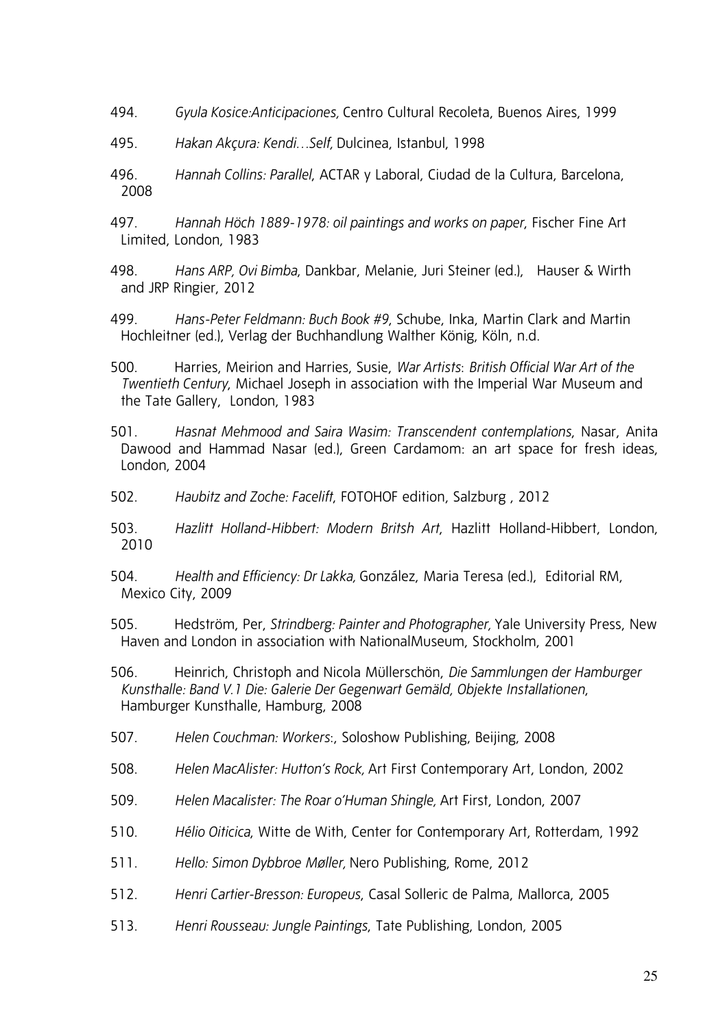494. *Gyula Kosice:Anticipaciones,* Centro Cultural Recoleta, Buenos Aires, 1999

495. *Hakan Akçura: Kendi…Self,* Dulcinea, Istanbul, 1998

496. *Hannah Collins: Parallel*, ACTAR y Laboral, Ciudad de la Cultura, Barcelona, 2008

497. *Hannah Höch 1889-1978: oil paintings and works on paper*, Fischer Fine Art Limited, London, 1983

498. *Hans ARP, Ovi Bimba*, Dankbar, Melanie, Juri Steiner (ed.), Hauser & Wirth and JRP Ringier, 2012

499. *Hans-Peter Feldmann: Buch Book #9*, Schube, Inka, Martin Clark and Martin Hochleitner (ed.), Verlag der Buchhandlung Walther König, Köln, n.d.

500. Harries, Meirion and Harries, Susie, *War Artists*: *British Official War Art of the Twentieth Century*, Michael Joseph in association with the Imperial War Museum and the Tate Gallery, London, 1983

501. *Hasnat Mehmood and Saira Wasim: Transcendent contemplations*, Nasar, Anita Dawood and Hammad Nasar (ed.), Green Cardamom: an art space for fresh ideas, London, 2004

502. *Haubitz and Zoche: Facelift*, FOTOHOF edition, Salzburg , 2012

503. *Hazlitt Holland-Hibbert: Modern Britsh Art*, Hazlitt Holland-Hibbert, London, 2010

504. *Health and Efficiency: Dr Lakka,* González, Maria Teresa (ed.), Editorial RM, Mexico City, 2009

505. Hedström, Per, *Strindberg: Painter and Photographer,* Yale University Press, New Haven and London in association with NationalMuseum, Stockholm, 2001

506. Heinrich, Christoph and Nicola Müllerschön, *Die Sammlungen der Hamburger Kunsthalle: Band V.1 Die: Galerie Der Gegenwart Gemäld, Objekte Installationen*, Hamburger Kunsthalle, Hamburg, 2008

507. *Helen Couchman: Workers:*, Soloshow Publishing, Beijing, 2008

508. *Helen MacAlister: Hutton's Rock,* Art First Contemporary Art, London, 2002

509. *Helen Macalister: The Roar o'Human Shingle,* Art First, London, 2007

510. *Hélio Oiticica*, Witte de With, Center for Contemporary Art, Rotterdam, 1992

511. *Hello: Simon Dybbroe Møller,* Nero Publishing, Rome, 2012

512. *Henri Cartier-Bresson: Europeus*, Casal Solleric de Palma, Mallorca, 2005

513. *Henri Rousseau: Jungle Paintings*, Tate Publishing, London, 2005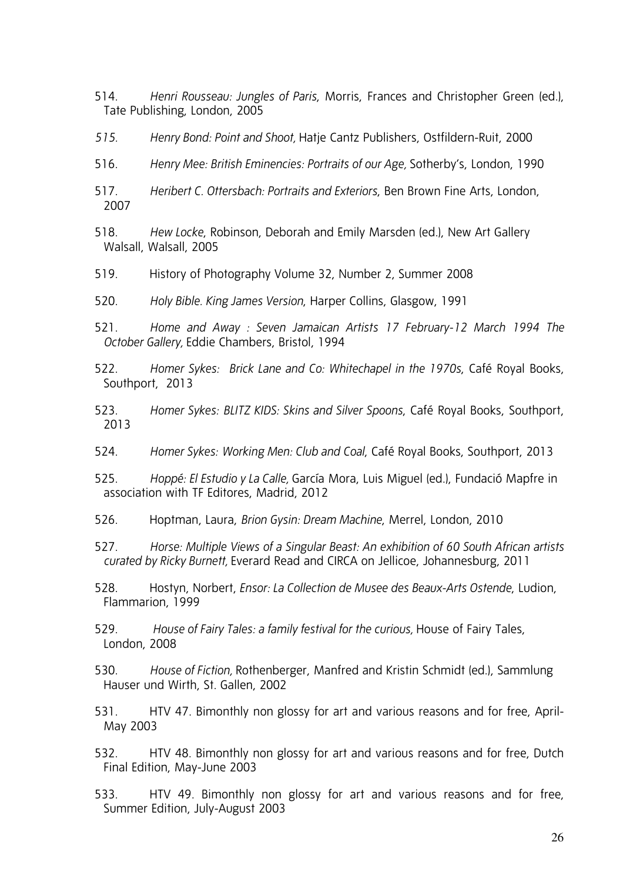514. *Henri Rousseau: Jungles of Paris*, Morris, Frances and Christopher Green (ed.), Tate Publishing, London, 2005

*515. Henry Bond: Point and Shoot,* Hatje Cantz Publishers, Ostfildern-Ruit, 2000

516. *Henry Mee: British Eminencies: Portraits of our Age,* Sotherby's, London, 1990

517. *Heribert C. Ottersbach: Portraits and Exteriors*, Ben Brown Fine Arts, London, 2007

518. *Hew Locke*, Robinson, Deborah and Emily Marsden (ed.), New Art Gallery Walsall, Walsall, 2005

519. History of Photography Volume 32, Number 2, Summer 2008

520. *Holy Bible. King James Version*, Harper Collins, Glasgow, 1991

521. *Home and Away : Seven Jamaican Artists 17 February-12 March 1994 The October Gallery,* Eddie Chambers, Bristol, 1994

522. *Homer Sykes: Brick Lane and Co: Whitechapel in the 1970s*, Café Royal Books, Southport, 2013

523. *Homer Sykes: BLITZ KIDS: Skins and Silver Spoons*, Café Royal Books, Southport, 2013

524. *Homer Sykes: Working Men: Club and Coal*, Café Royal Books, Southport, 2013

525. *Hoppé: El Estudio y La Calle*, García Mora, Luis Miguel (ed.), Fundació Mapfre in association with TF Editores, Madrid, 2012

526. Hoptman, Laura, *Brion Gysin: Dream Machine*, Merrel, London, 2010

527. *Horse: Multiple Views of a Singular Beast: An exhibition of 60 South African artists curated by Ricky Burnett,* Everard Read and CIRCA on Jellicoe, Johannesburg, 2011

528. Hostyn, Norbert, *Ensor: La Collection de Musee des Beaux-Arts Ostende*, Ludion, Flammarion, 1999

529. *House of Fairy Tales: a family festival for the curious,* House of Fairy Tales, London, 2008

530. *House of Fiction,* Rothenberger, Manfred and Kristin Schmidt (ed.), Sammlung Hauser und Wirth, St. Gallen, 2002

531. HTV 47. Bimonthly non glossy for art and various reasons and for free, April-May 2003

532. HTV 48. Bimonthly non glossy for art and various reasons and for free, Dutch Final Edition, May-June 2003

533. HTV 49. Bimonthly non glossy for art and various reasons and for free, Summer Edition, July-August 2003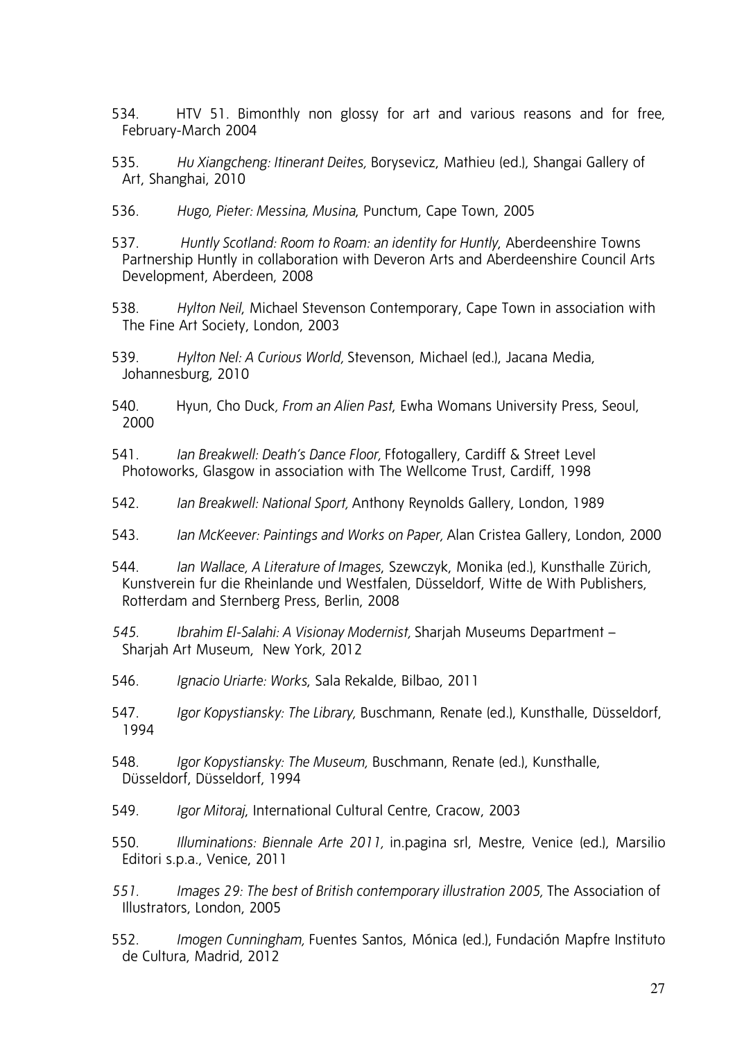534. HTV 51. Bimonthly non glossy for art and various reasons and for free, February-March 2004

535. *Hu Xiangcheng: Itinerant Deites,* Borysevicz, Mathieu (ed.), Shangai Gallery of Art, Shanghai, 2010

536. *Hugo, Pieter: Messina, Musina*, Punctum, Cape Town, 2005

537. *Huntly Scotland: Room to Roam: an identity for Huntly*, Aberdeenshire Towns Partnership Huntly in collaboration with Deveron Arts and Aberdeenshire Council Arts Development, Aberdeen, 2008

538. *Hylton Neil*, Michael Stevenson Contemporary, Cape Town in association with The Fine Art Society, London, 2003

539. *Hylton Nel: A Curious World,* Stevenson, Michael (ed.), Jacana Media, Johannesburg, 2010

540. Hyun, Cho Duck*, From an Alien Past*, Ewha Womans University Press, Seoul, 2000

541. *Ian Breakwell: Death's Dance Floor,* Ffotogallery, Cardiff & Street Level Photoworks, Glasgow in association with The Wellcome Trust, Cardiff, 1998

542. *Ian Breakwell: National Sport,* Anthony Reynolds Gallery, London, 1989

543. *Ian McKeever: Paintings and Works on Paper,* Alan Cristea Gallery, London, 2000

544. *Ian Wallace, A Literature of Images*, Szewczyk, Monika (ed.), Kunsthalle Zürich, Kunstverein fur die Rheinlande und Westfalen, Düsseldorf, Witte de With Publishers, Rotterdam and Sternberg Press, Berlin, 2008

*545. Ibrahim El-Salahi: A Visionay Modernist,* Sharjah Museums Department – Sharjah Art Museum, New York, 2012

546. *Ignacio Uriarte: Works*, Sala Rekalde, Bilbao, 2011

547. *Igor Kopystiansky: The Library,* Buschmann, Renate (ed.), Kunsthalle, Düsseldorf, 1994

548. *Igor Kopystiansky: The Museum,* Buschmann, Renate (ed.), Kunsthalle, Düsseldorf, Düsseldorf, 1994

549. *Igor Mitoraj*, International Cultural Centre, Cracow, 2003

550. *Illuminations: Biennale Arte 2011*, in.pagina srl, Mestre, Venice (ed.), Marsilio Editori s.p.a., Venice, 2011

*551. Images 29: The best of British contemporary illustration 2005,* The Association of Illustrators, London, 2005

552. *Imogen Cunningham,* Fuentes Santos, Mónica (ed.), Fundación Mapfre Instituto de Cultura, Madrid, 2012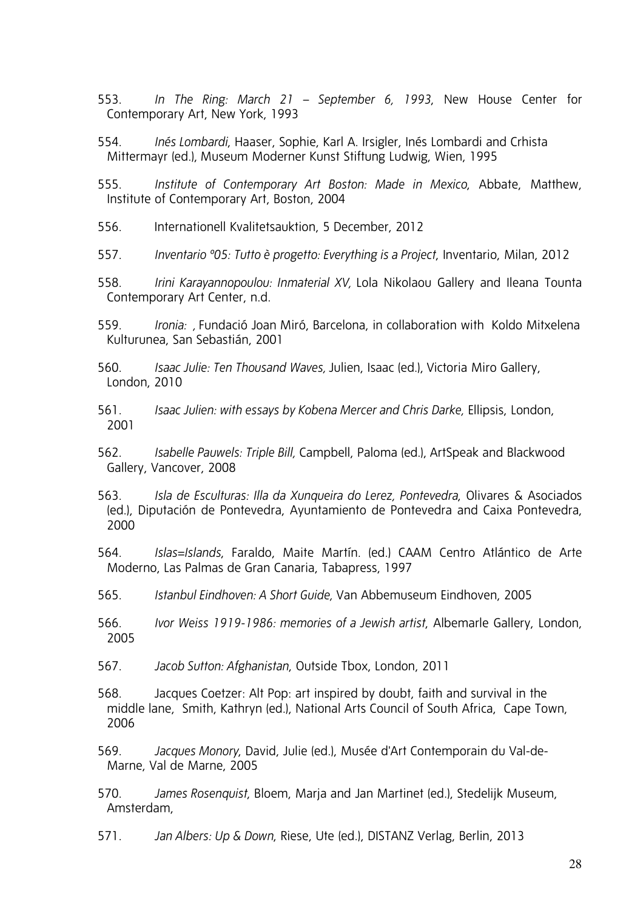553. *In The Ring: March 21 – September 6, 1993*, New House Center for Contemporary Art, New York, 1993

554. *Inés Lombardi*, Haaser, Sophie, Karl A. Irsigler, Inés Lombardi and Crhista Mittermayr (ed.), Museum Moderner Kunst Stiftung Ludwig, Wien, 1995

555. *Institute of Contemporary Art Boston: Made in Mexico*, Abbate, Matthew, Institute of Contemporary Art, Boston, 2004

556. Internationell Kvalitetsauktion, 5 December, 2012

557. *Inventario º05: Tutto è progetto: Everything is a Project*, Inventario, Milan, 2012

558. *Irini Karayannopoulou: Inmaterial XV,* Lola Nikolaou Gallery and Ileana Tounta Contemporary Art Center, n.d.

559. *Ironia: ,* Fundació Joan Miró, Barcelona, in collaboration with Koldo Mitxelena Kulturunea, San Sebastián, 2001

560. *Isaac Julie: Ten Thousand Waves,* Julien, Isaac (ed.), Victoria Miro Gallery, London, 2010

561. *Isaac Julien: with essays by Kobena Mercer and Chris Darke,* Ellipsis, London, 2001

562. *Isabelle Pauwels: Triple Bill,* Campbell, Paloma (ed.), ArtSpeak and Blackwood Gallery, Vancover, 2008

563. *Isla de Esculturas: Illa da Xunqueira do Lerez, Pontevedra,* Olivares & Asociados (ed.), Diputación de Pontevedra, Ayuntamiento de Pontevedra and Caixa Pontevedra, 2000

564. *Islas=Islands*, Faraldo, Maite Martín. (ed.) CAAM Centro Atlántico de Arte Moderno, Las Palmas de Gran Canaria, Tabapress, 1997

565. *Istanbul Eindhoven: A Short Guide*, Van Abbemuseum Eindhoven, 2005

566. *Ivor Weiss 1919-1986: memories of a Jewish artist*, Albemarle Gallery, London, 2005

567. *Jacob Sutton: Afghanistan*, Outside Tbox, London, 2011

568. Jacques Coetzer: Alt Pop: art inspired by doubt, faith and survival in the middle lane, Smith, Kathryn (ed.), National Arts Council of South Africa, Cape Town, 2006

569. *Jacques Monory*, David, Julie (ed.), Musée d'Art Contemporain du Val-de-Marne, Val de Marne, 2005

570. *James Rosenquist*, Bloem, Marja and Jan Martinet (ed.), Stedelijk Museum, Amsterdam,

571. *Jan Albers: Up & Down*, Riese, Ute (ed.), DISTANZ Verlag, Berlin, 2013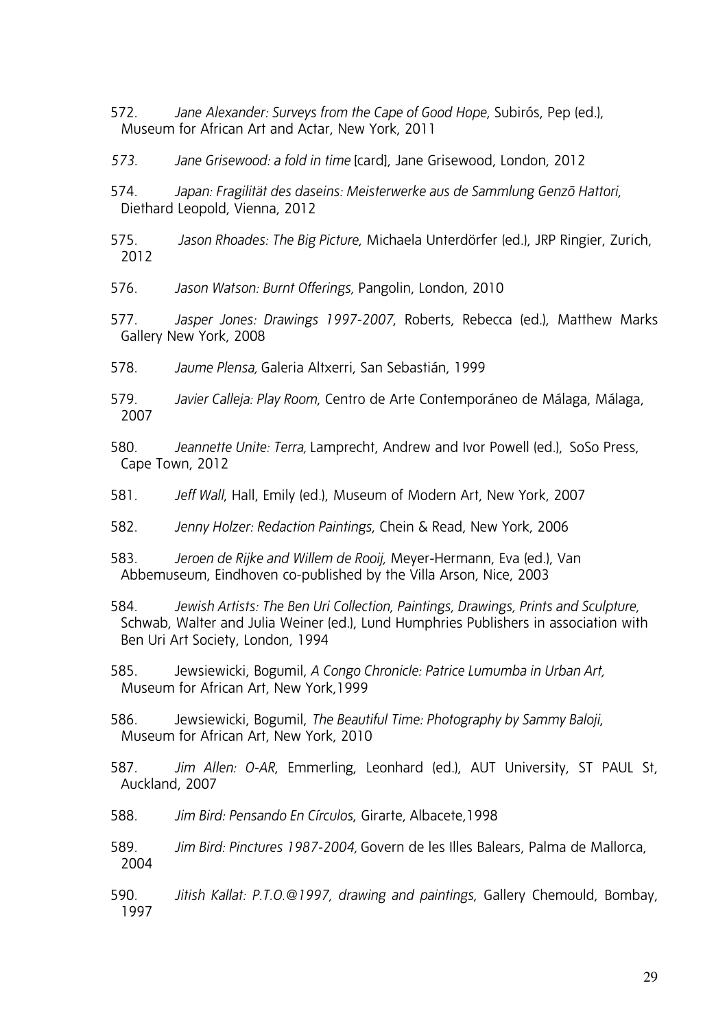572. *Jane Alexander: Surveys from the Cape of Good Hope,* Subirós, Pep (ed.), Museum for African Art and Actar, New York, 2011

*573.* *Jane Grisewood: a fold in time* [card], Jane Grisewood, London, 2012

574. *Japan: Fragilität des daseins: Meisterwerke aus de Sammlung Genzō Hattori*, Diethard Leopold, Vienna, 2012

575. *Jason Rhoades: The Big Picture*, Michaela Unterdörfer (ed.), JRP Ringier, Zurich, 2012

576. *Jason Watson: Burnt Offerings*, Pangolin, London, 2010

577. *Jasper Jones: Drawings 1997-2007*, Roberts, Rebecca (ed.), Matthew Marks Gallery New York, 2008

578. *Jaume Plensa,* Galeria Altxerri, San Sebastián, 1999

579. *Javier Calleja: Play Room*, Centro de Arte Contemporáneo de Málaga, Málaga, 2007

580. *Jeannette Unite: Terra,* Lamprecht, Andrew and Ivor Powell (ed.), SoSo Press, Cape Town, 2012

581. *Jeff Wall*, Hall, Emily (ed.), Museum of Modern Art, New York, 2007

582. *Jenny Holzer: Redaction Paintings*, Chein & Read, New York, 2006

583. *Jeroen de Rijke and Willem de Rooij,* Meyer-Hermann, Eva (ed.), Van Abbemuseum, Eindhoven co-published by the Villa Arson, Nice, 2003

584. *Jewish Artists: The Ben Uri Collection, Paintings, Drawings, Prints and Sculpture,* Schwab, Walter and Julia Weiner (ed.), Lund Humphries Publishers in association with Ben Uri Art Society, London, 1994

585. Jewsiewicki, Bogumil, *A Congo Chronicle: Patrice Lumumba in Urban Art,* Museum for African Art, New York,1999

586. Jewsiewicki, Bogumil, *The Beautiful Time: Photography by Sammy Baloji*, Museum for African Art, New York, 2010

587. *Jim Allen: O-AR*, Emmerling, Leonhard (ed.), AUT University, ST PAUL St, Auckland, 2007

588. *Jim Bird: Pensando En Círculos*, Girarte, Albacete,1998

589. *Jim Bird: Pinctures 1987-2004,* Govern de les Illes Balears, Palma de Mallorca, 2004

590. *Jitish Kallat: P.T.O.@1997, drawing and paintings*, Gallery Chemould, Bombay, 1997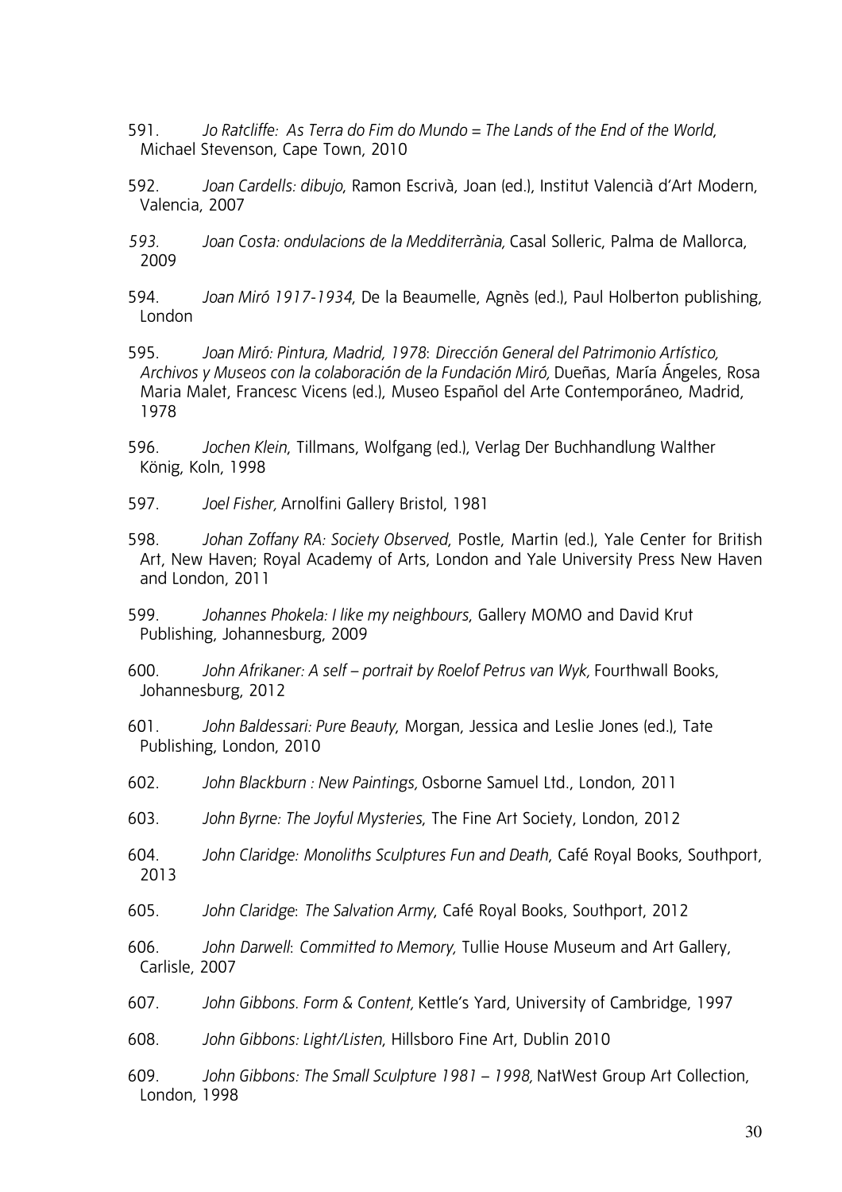591. *Jo Ratcliffe: As Terra do Fim do Mundo = The Lands of the End of the World*, Michael Stevenson, Cape Town, 2010

592. *Joan Cardells: dibujo*, Ramon Escrivà, Joan (ed.), Institut Valencià d'Art Modern, Valencia, 2007

*593.* *Joan Costa: ondulacions de la Medditerrània,* Casal Solleric, Palma de Mallorca, 2009

594. *Joan Miró 1917-1934*, De la Beaumelle, Agnès (ed.), Paul Holberton publishing, London

595. *Joan Miró: Pintura, Madrid, 1978*: *Dirección General del Patrimonio Artístico, Archivos y Museos con la colaboración de la Fundación Miró,* Dueñas, María Ángeles, Rosa Maria Malet, Francesc Vicens (ed.), Museo Español del Arte Contemporáneo, Madrid, 1978

596. *Jochen Klein*, Tillmans, Wolfgang (ed.), Verlag Der Buchhandlung Walther König, Koln, 1998

597. *Joel Fisher,* Arnolfini Gallery Bristol, 1981

598. *Johan Zoffany RA: Society Observed*, Postle, Martin (ed.), Yale Center for British Art, New Haven; Royal Academy of Arts, London and Yale University Press New Haven and London, 2011

599. *Johannes Phokela: I like my neighbours*, Gallery MOMO and David Krut Publishing, Johannesburg, 2009

600. *John Afrikaner: A self – portrait by Roelof Petrus van Wyk,* Fourthwall Books, Johannesburg, 2012

601. *John Baldessari: Pure Beauty*, Morgan, Jessica and Leslie Jones (ed.), Tate Publishing, London, 2010

602. *John Blackburn : New Paintings,* Osborne Samuel Ltd., London, 2011

603. *John Byrne: The Joyful Mysteries*, The Fine Art Society, London, 2012

604. *John Claridge: Monoliths Sculptures Fun and Death*, Café Royal Books, Southport, 2013

605. *John Claridge*: *The Salvation Army*, Café Royal Books, Southport, 2012

606. *John Darwell*: *Committed to Memory*, Tullie House Museum and Art Gallery, Carlisle, 2007

607. *John Gibbons. Form & Content*, Kettle's Yard, University of Cambridge, 1997

608. *John Gibbons: Light/Listen*, Hillsboro Fine Art, Dublin 2010

609. *John Gibbons: The Small Sculpture 1981 – 1998,* NatWest Group Art Collection, London, 1998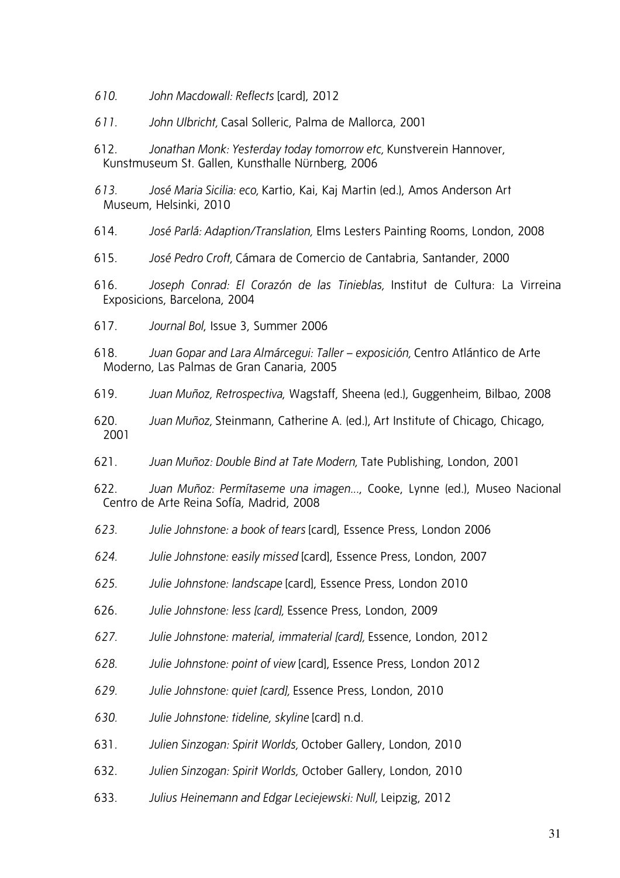*610.* *John Macdowall: Reflects* [card], 2012

*611.* *John Ulbricht*, Casal Solleric, Palma de Mallorca, 2001

612. *Jonathan Monk: Yesterday today tomorrow etc*, Kunstverein Hannover, Kunstmuseum St. Gallen, Kunsthalle Nürnberg, 2006

*613.* *José Maria Sicilia: eco*, Kartio, Kai, Kaj Martin (ed.), Amos Anderson Art Museum, Helsinki, 2010

614. *José Parlá: Adaption/Translation*, Elms Lesters Painting Rooms, London, 2008

615. *José Pedro Croft*, Cámara de Comercio de Cantabria, Santander, 2000

616. *Joseph Conrad: El Corazón de las Tinieblas*, Institut de Cultura: La Virreina Exposicions, Barcelona, 2004

617. *Journal Bol*, Issue 3, Summer 2006

618. *Juan Gopar and Lara Almárcegui: Taller – exposición*, Centro Atlántico de Arte Moderno, Las Palmas de Gran Canaria, 2005

619. *Juan Muñoz, Retrospectiva*, Wagstaff, Sheena (ed.), Guggenheim, Bilbao, 2008

620. *Juan Muñoz*, Steinmann, Catherine A. (ed.), Art Institute of Chicago, Chicago, 2001

621. *Juan Muñoz: Double Bind at Tate Modern*, Tate Publishing, London, 2001

622. *Juan Muñoz: Permítaseme una imagen…*, Cooke, Lynne (ed.), Museo Nacional Centro de Arte Reina Sofía, Madrid, 2008

*623.* *Julie Johnstone: a book of tears* [card], Essence Press, London 2006

*624.* *Julie Johnstone: easily missed* [card], Essence Press, London, 2007

*625.* *Julie Johnstone: landscape* [card], Essence Press, London 2010

626. *Julie Johnstone: less [card]*, Essence Press, London, 2009

*627.* *Julie Johnstone: material, immaterial [card]*, Essence, London, 2012

*628.* *Julie Johnstone: point of view* [card], Essence Press, London 2012

*629.* *Julie Johnstone: quiet [card]*, Essence Press, London, 2010

*630.* *Julie Johnstone: tideline, skyline* [card] n.d.

631. *Julien Sinzogan: Spirit Worlds*, October Gallery, London, 2010

632. *Julien Sinzogan: Spirit Worlds*, October Gallery, London, 2010

633. *Julius Heinemann and Edgar Leciejewski: Null*, Leipzig, 2012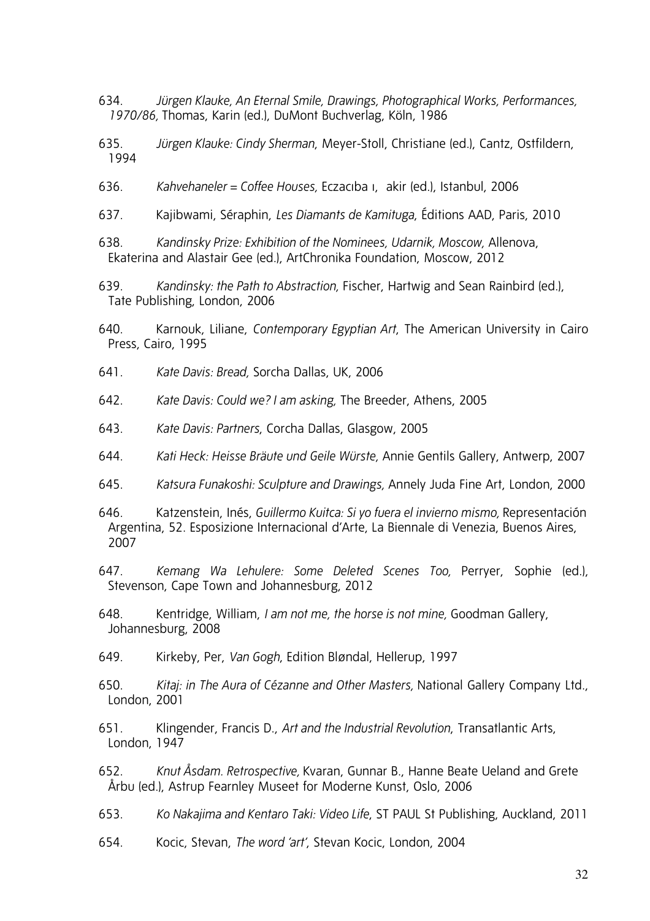634. *Jürgen Klauke, An Eternal Smile, Drawings, Photographical Works, Performances, 1970/86*, Thomas, Karin (ed.), DuMont Buchverlag, Köln, 1986

635. *Jürgen Klauke: Cindy Sherman*, Meyer-Stoll, Christiane (ed.), Cantz, Ostfildern, 1994

636. *Kahvehaneler = Coffee Houses,* Eczacıba ı, akir (ed.), Istanbul, 2006

637. Kajibwami, Séraphin, *Les Diamants de Kamituga*, Éditions AAD, Paris, 2010

638. *Kandinsky Prize: Exhibition of the Nominees, Udarnik, Moscow,* Allenova, Ekaterina and Alastair Gee (ed.), ArtChronika Foundation, Moscow, 2012

639. *Kandinsky: the Path to Abstraction,* Fischer, Hartwig and Sean Rainbird (ed.), Tate Publishing, London, 2006

640. Karnouk, Liliane, *Contemporary Egyptian Art*, The American University in Cairo Press, Cairo, 1995

641. *Kate Davis: Bread,* Sorcha Dallas, UK, 2006

642. *Kate Davis: Could we? I am asking,* The Breeder, Athens, 2005

643. *Kate Davis: Partners*, Corcha Dallas, Glasgow, 2005

644. *Kati Heck: Heisse Bräute und Geile Würste*, Annie Gentils Gallery, Antwerp, 2007

645. *Katsura Funakoshi: Sculpture and Drawings,* Annely Juda Fine Art, London, 2000

646. Katzenstein, Inés, *Guillermo Kuitca: Si yo fuera el invierno mismo,* Representación Argentina, 52. Esposizione Internacional d'Arte, La Biennale di Venezia, Buenos Aires, 2007

647. *Kemang Wa Lehulere: Some Deleted Scenes Too,* Perryer, Sophie (ed.), Stevenson, Cape Town and Johannesburg, 2012

648. Kentridge, William, *I am not me, the horse is not mine,* Goodman Gallery, Johannesburg, 2008

649. Kirkeby, Per, *Van Gogh*, Edition Bløndal, Hellerup, 1997

650. *Kitaj: in The Aura of Cézanne and Other Masters,* National Gallery Company Ltd., London, 2001

651. Klingender, Francis D., *Art and the Industrial Revolution*, Transatlantic Arts, London, 1947

652. *Knut Åsdam. Retrospective,* Kvaran, Gunnar B., Hanne Beate Ueland and Grete Årbu (ed.), Astrup Fearnley Museet for Moderne Kunst, Oslo, 2006

653. *Ko Nakajima and Kentaro Taki: Video Life*, ST PAUL St Publishing, Auckland, 2011

654. Kocic, Stevan, *The word 'art'*, Stevan Kocic, London, 2004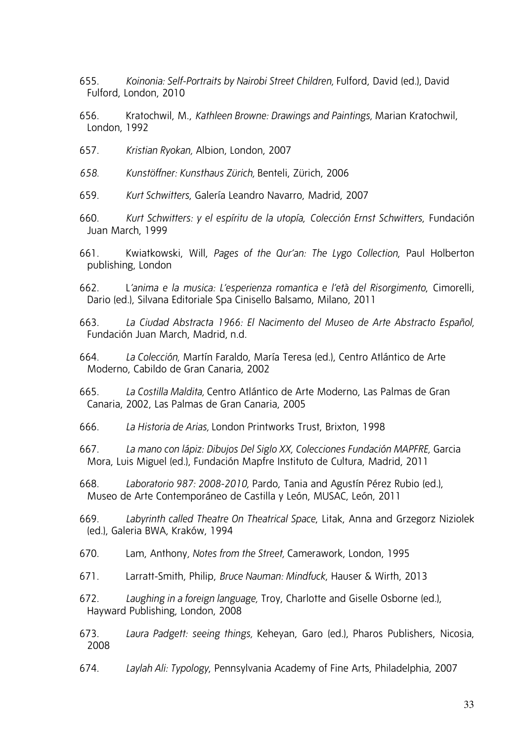655. *Koinonia: Self-Portraits by Nairobi Street Children*, Fulford, David (ed.), David Fulford, London, 2010

656. Kratochwil, M., *Kathleen Browne: Drawings and Paintings,* Marian Kratochwil, London, 1992

657. *Kristian Ryokan,* Albion, London, 2007

658. *Kunstöffner: Kunsthaus Zürich,* Benteli, Zürich, 2006

659. *Kurt Schwitters*, Galería Leandro Navarro, Madrid, 2007

660. *Kurt Schwitters: y el espíritu de la utopía, Colección Ernst Schwitters*, Fundación Juan March, 1999

661. Kwiatkowski, Will, *Pages of the Qur'an: The Lygo Collection*, Paul Holberton publishing, London

662. L*'anima e la musica: L'esperienza romantica e l'età del Risorgimento*, Cimorelli, Dario (ed.), Silvana Editoriale Spa Cinisello Balsamo, Milano, 2011

663. *La Ciudad Abstracta 1966: El Nacimento del Museo de Arte Abstracto Español,* Fundación Juan March, Madrid, n.d.

664. *La Colección,* Martín Faraldo, María Teresa (ed.), Centro Atlántico de Arte Moderno, Cabildo de Gran Canaria, 2002

665. *La Costilla Maldita,* Centro Atlántico de Arte Moderno, Las Palmas de Gran Canaria, 2002, Las Palmas de Gran Canaria, 2005

666. *La Historia de Arias,* London Printworks Trust, Brixton, 1998

667. *La mano con lápiz: Dibujos Del Siglo XX, Colecciones Fundación MAPFRE,* Garcia Mora, Luis Miguel (ed.), Fundación Mapfre Instituto de Cultura, Madrid, 2011

668. *Laboratorio 987: 2008-2010,* Pardo, Tania and Agustín Pérez Rubio (ed.), Museo de Arte Contemporáneo de Castilla y León, MUSAC, León, 2011

669. *Labyrinth called Theatre On Theatrical Space*, Litak, Anna and Grzegorz Niziolek (ed.), Galeria BWA, Kraków, 1994

670. Lam, Anthony, *Notes from the Street,* Camerawork, London, 1995

671. Larratt-Smith, Philip, *Bruce Nauman: Mindfuck*, Hauser & Wirth, 2013

672. *Laughing in a foreign language,* Troy, Charlotte and Giselle Osborne (ed.), Hayward Publishing, London, 2008

673. *Laura Padgett: seeing things,* Keheyan, Garo (ed.), Pharos Publishers, Nicosia, 2008

674. *Laylah Ali: Typology*, Pennsylvania Academy of Fine Arts, Philadelphia, 2007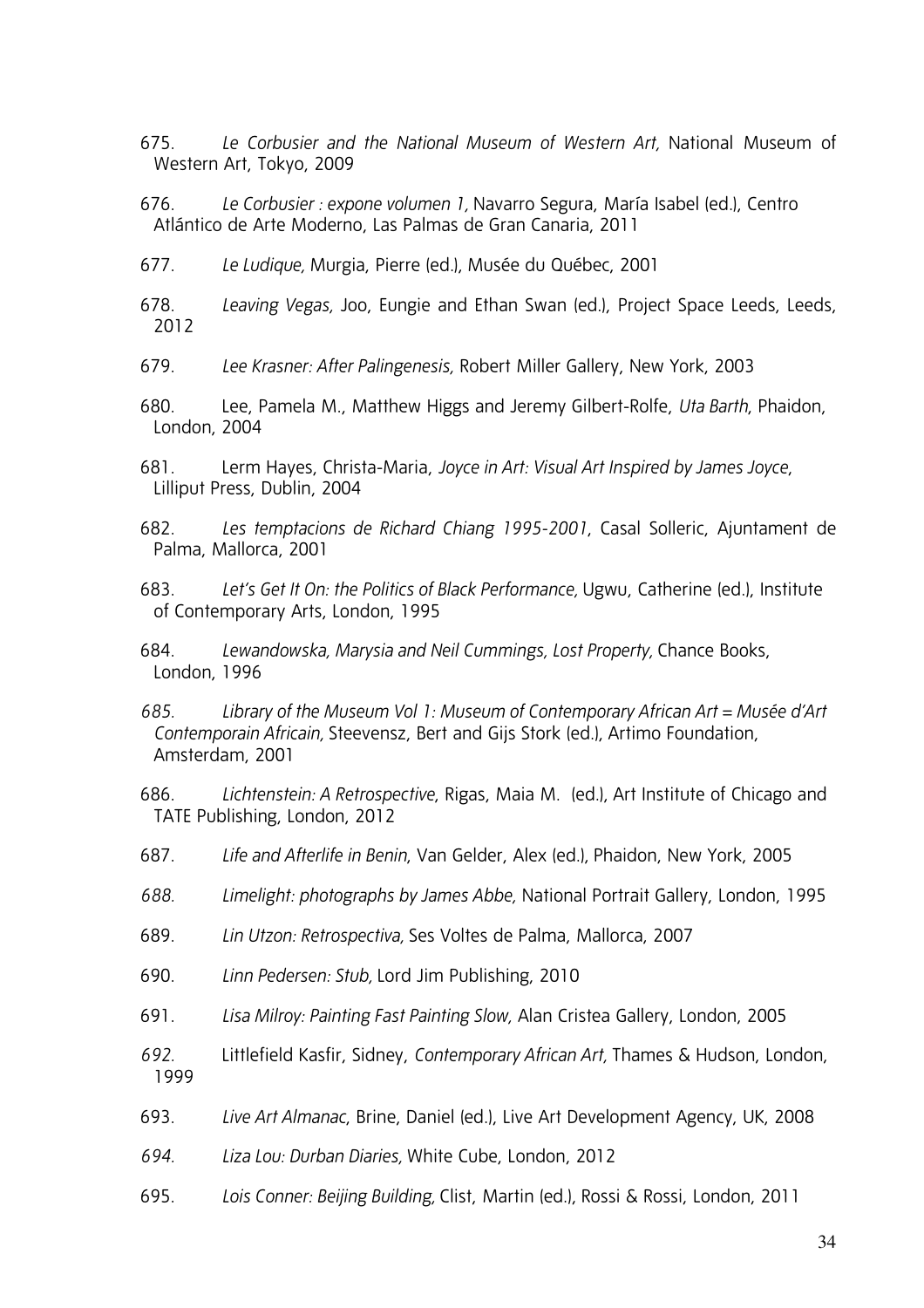675. *Le Corbusier and the National Museum of Western Art*, National Museum of Western Art, Tokyo, 2009

676. *Le Corbusier : expone volumen 1*, Navarro Segura, María Isabel (ed.), Centro Atlántico de Arte Moderno, Las Palmas de Gran Canaria, 2011

677. *Le Ludique*, Murgia, Pierre (ed.), Musée du Québec, 2001

678. *Leaving Vegas*, Joo, Eungie and Ethan Swan (ed.), Project Space Leeds, Leeds, 2012

679. *Lee Krasner: After Palingenesis*, Robert Miller Gallery, New York, 2003

680. Lee, Pamela M., Matthew Higgs and Jeremy Gilbert-Rolfe, *Uta Barth*, Phaidon, London, 2004

681. Lerm Hayes, Christa-Maria, *Joyce in Art: Visual Art Inspired by James Joyce*, Lilliput Press, Dublin, 2004

682. *Les temptacions de Richard Chiang 1995-2001*, Casal Solleric, Ajuntament de Palma, Mallorca, 2001

683. *Let's Get It On: the Politics of Black Performance*, Ugwu, Catherine (ed.), Institute of Contemporary Arts, London, 1995

684. *Lewandowska, Marysia and Neil Cummings, Lost Property*, Chance Books, London, 1996

685. *Library of the Museum Vol 1: Museum of Contemporary African Art = Musée d'Art Contemporain Africain*, Steevensz, Bert and Gijs Stork (ed.), Artimo Foundation, Amsterdam, 2001

686. *Lichtenstein: A Retrospective*, Rigas, Maia M. (ed.), Art Institute of Chicago and TATE Publishing, London, 2012

687. *Life and Afterlife in Benin*, Van Gelder, Alex (ed.), Phaidon, New York, 2005

688. *Limelight: photographs by James Abbe*, National Portrait Gallery, London, 1995

689. *Lin Utzon: Retrospectiva*, Ses Voltes de Palma, Mallorca, 2007

690. *Linn Pedersen: Stub*, Lord Jim Publishing, 2010

691. *Lisa Milroy: Painting Fast Painting Slow*, Alan Cristea Gallery, London, 2005

692. Littlefield Kasfir, Sidney, *Contemporary African Art*, Thames & Hudson, London, 1999

693. *Live Art Almanac*, Brine, Daniel (ed.), Live Art Development Agency, UK, 2008

694. *Liza Lou: Durban Diaries*, White Cube, London, 2012

695. *Lois Conner: Beijing Building*, Clist, Martin (ed.), Rossi & Rossi, London, 2011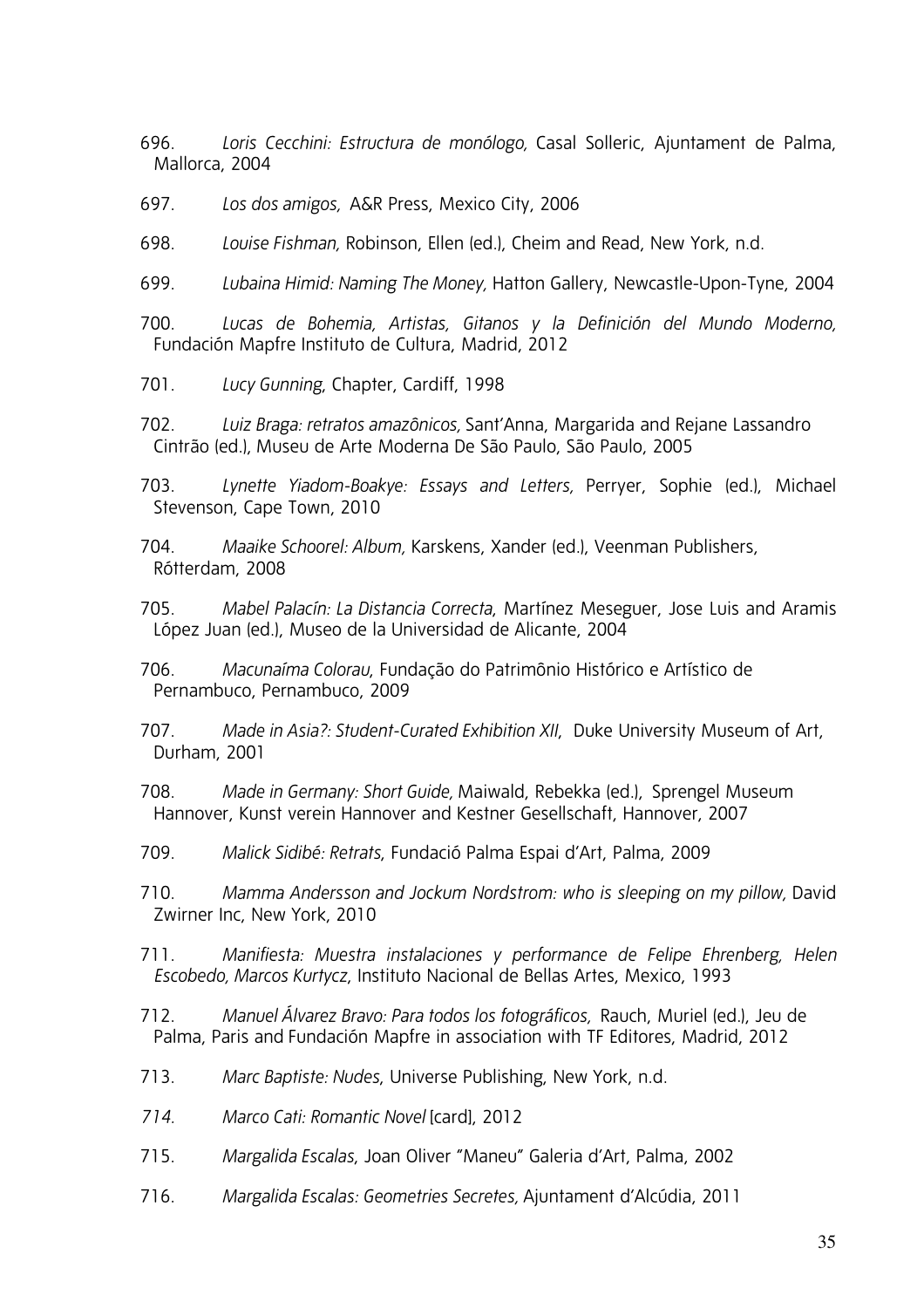696. *Loris Cecchini: Estructura de monólogo,* Casal Solleric, Ajuntament de Palma, Mallorca, 2004

697. *Los dos amigos,* A&R Press, Mexico City, 2006

698. *Louise Fishman,* Robinson, Ellen (ed.), Cheim and Read, New York, n.d.

699. *Lubaina Himid: Naming The Money,* Hatton Gallery, Newcastle-Upon-Tyne, 2004

700. *Lucas de Bohemia, Artistas, Gitanos y la Definición del Mundo Moderno,* Fundación Mapfre Instituto de Cultura, Madrid, 2012

701. *Lucy Gunning*, Chapter, Cardiff, 1998

702. *Luiz Braga: retratos amazônicos,* Sant'Anna, Margarida and Rejane Lassandro Cintrão (ed.), Museu de Arte Moderna De São Paulo, São Paulo, 2005

703. *Lynette Yiadom-Boakye: Essays and Letters,* Perryer, Sophie (ed.), Michael Stevenson, Cape Town, 2010

704. *Maaike Schoorel: Album,* Karskens, Xander (ed.), Veenman Publishers, Rótterdam, 2008

705. *Mabel Palacín: La Distancia Correcta*, Martínez Meseguer, Jose Luis and Aramis López Juan (ed.), Museo de la Universidad de Alicante, 2004

706. *Macunaíma Colorau*, Fundação do Patrimônio Histórico e Artístico de Pernambuco, Pernambuco, 2009

707. *Made in Asia?: Student-Curated Exhibition XII*, Duke University Museum of Art, Durham, 2001

708. *Made in Germany: Short Guide*, Maiwald, Rebekka (ed.), Sprengel Museum Hannover, Kunst verein Hannover and Kestner Gesellschaft, Hannover, 2007

709. *Malick Sidibé: Retrats*, Fundació Palma Espai d'Art, Palma, 2009

710. *Mamma Andersson and Jockum Nordstrom: who is sleeping on my pillow,* David Zwirner Inc, New York, 2010

711. *Manifiesta: Muestra instalaciones y performance de Felipe Ehrenberg, Helen Escobedo, Marcos Kurtycz*, Instituto Nacional de Bellas Artes, Mexico, 1993

712. *Manuel Álvarez Bravo: Para todos los fotográficos,* Rauch, Muriel (ed.), Jeu de Palma, Paris and Fundación Mapfre in association with TF Editores, Madrid, 2012

713. *Marc Baptiste: Nudes*, Universe Publishing, New York, n.d.

*714.* *Marco Cati: Romantic Novel* [card], 2012

715. *Margalida Escalas*, Joan Oliver "Maneu" Galeria d'Art, Palma, 2002

716. *Margalida Escalas: Geometries Secretes,* Ajuntament d'Alcúdia, 2011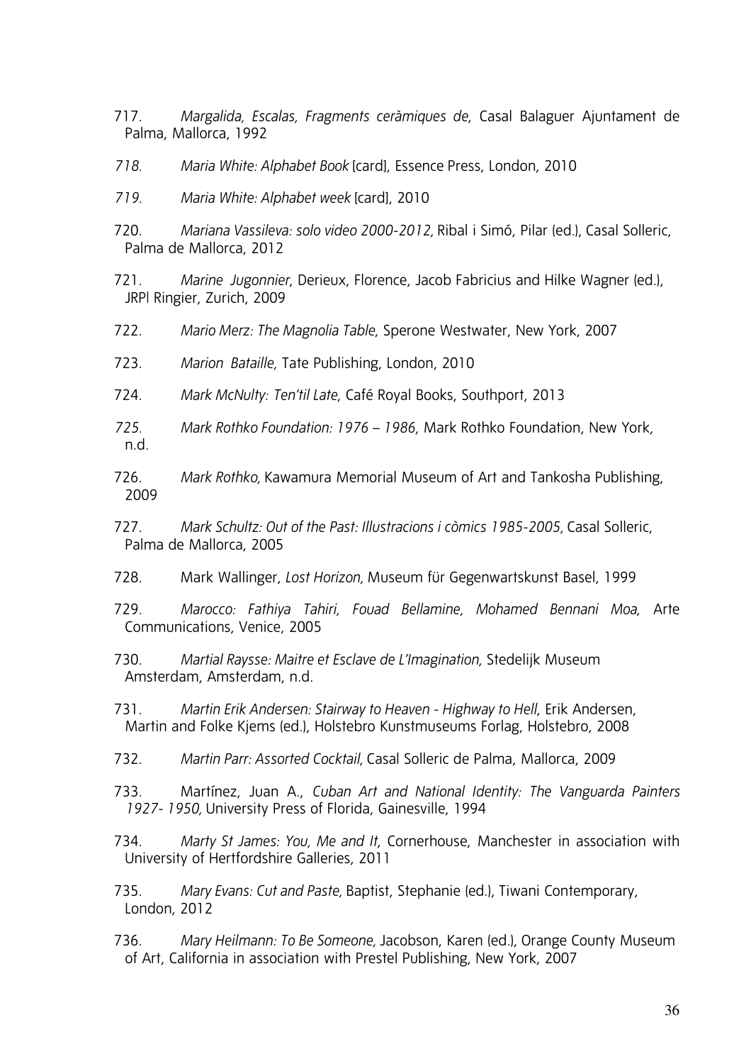717. *Margalida, Escalas, Fragments ceràmiques de*, Casal Balaguer Ajuntament de Palma, Mallorca, 1992

*718.* *Maria White: Alphabet Book* [card], Essence Press, London, 2010

*719.* *Maria White: Alphabet week* [card], 2010

720. *Mariana Vassileva: solo video 2000-2012,* Ribal i Simó, Pilar (ed.), Casal Solleric, Palma de Mallorca, 2012

721. *Marine Jugonnier*, Derieux, Florence, Jacob Fabricius and Hilke Wagner (ed.), JRPl Ringier, Zurich, 2009

722. *Mario Merz: The Magnolia Table*, Sperone Westwater, New York, 2007

723. *Marion Bataille*, Tate Publishing, London, 2010

724. *Mark McNulty: Ten'til Late*, Café Royal Books, Southport, 2013

*725.* *Mark Rothko Foundation: 1976 – 1986*, Mark Rothko Foundation, New York, n.d.

726. *Mark Rothko,* Kawamura Memorial Museum of Art and Tankosha Publishing, 2009

727. *Mark Schultz: Out of the Past: Illustracions i còmics 1985-2005,* Casal Solleric, Palma de Mallorca, 2005

728. Mark Wallinger, *Lost Horizon,* Museum für Gegenwartskunst Basel, 1999

729. *Marocco: Fathiya Tahiri, Fouad Bellamine, Mohamed Bennani Moa,* Arte Communications, Venice, 2005

730. *Martial Raysse: Maitre et Esclave de L'Imagination,* Stedelijk Museum Amsterdam, Amsterdam, n.d.

731. *Martin Erik Andersen: Stairway to Heaven - Highway to Hell*, Erik Andersen, Martin and Folke Kjems (ed.), Holstebro Kunstmuseums Forlag, Holstebro, 2008

732. *Martin Parr: Assorted Cocktail,* Casal Solleric de Palma, Mallorca, 2009

733. Martínez, Juan A., *Cuban Art and National Identity: The Vanguarda Painters 1927- 1950,* University Press of Florida, Gainesville, 1994

734. *Marty St James: You, Me and It*, Cornerhouse, Manchester in association with University of Hertfordshire Galleries, 2011

735. *Mary Evans: Cut and Paste,* Baptist, Stephanie (ed.), Tiwani Contemporary, London, 2012

736. *Mary Heilmann: To Be Someone,* Jacobson, Karen (ed.), Orange County Museum of Art, California in association with Prestel Publishing, New York, 2007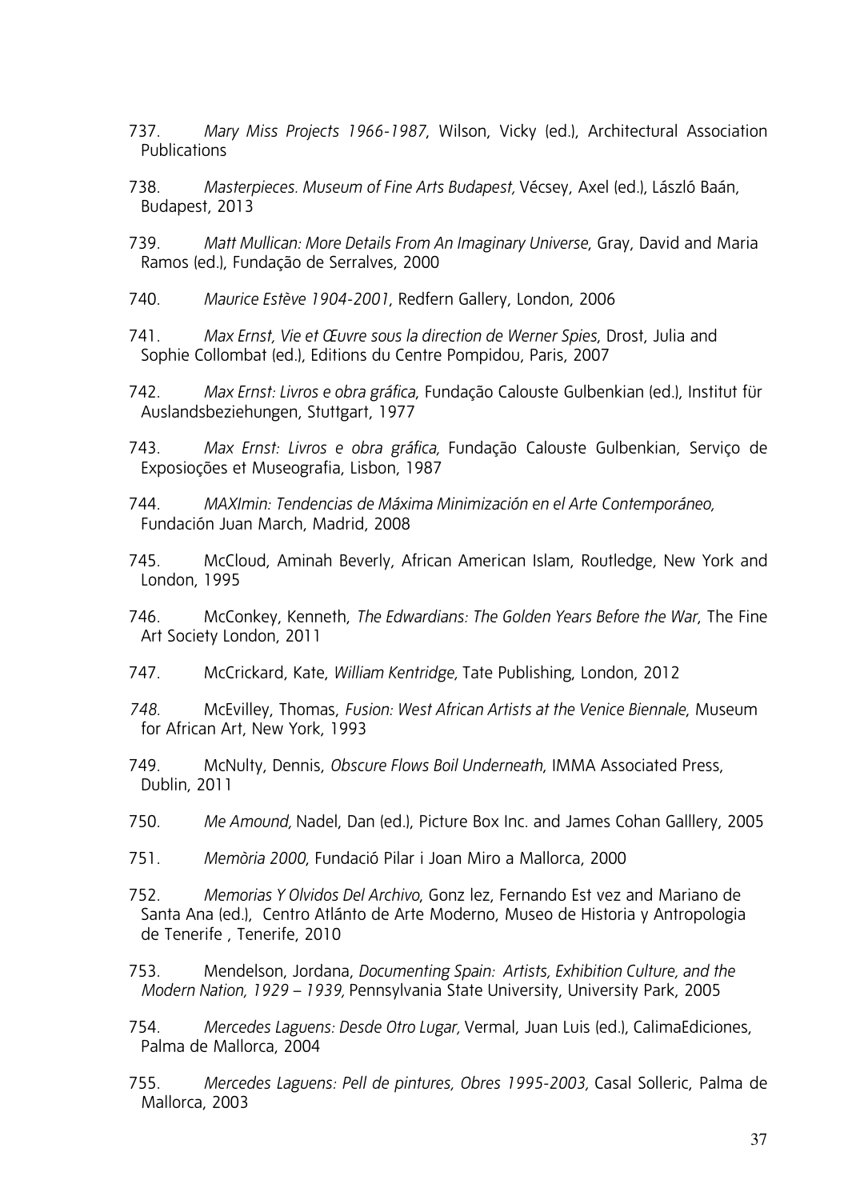737. *Mary Miss Projects 1966-1987*, Wilson, Vicky (ed.), Architectural Association Publications

738. *Masterpieces. Museum of Fine Arts Budapest,* Vécsey, Axel (ed.), László Baán, Budapest, 2013

739. *Matt Mullican: More Details From An Imaginary Universe*, Gray, David and Maria Ramos (ed.), Fundação de Serralves, 2000

740. *Maurice Estève 1904-2001*, Redfern Gallery, London, 2006

741. *Max Ernst, Vie et Œuvre sous la direction de Werner Spies*, Drost, Julia and Sophie Collombat (ed.), Editions du Centre Pompidou, Paris, 2007

742. *Max Ernst: Livros e obra gráfica*, Fundação Calouste Gulbenkian (ed.), Institut für Auslandsbeziehungen, Stuttgart, 1977

743. *Max Ernst: Livros e obra gráfica,* Fundação Calouste Gulbenkian, Serviço de Exposioções et Museografia, Lisbon, 1987

744. *MAXImin: Tendencias de Máxima Minimización en el Arte Contemporáneo,* Fundación Juan March, Madrid, 2008

745. McCloud, Aminah Beverly, African American Islam, Routledge, New York and London, 1995

746. McConkey, Kenneth, *The Edwardians: The Golden Years Before the War*, The Fine Art Society London, 2011

747. McCrickard, Kate, *William Kentridge,* Tate Publishing, London, 2012

*748.* McEvilley, Thomas, *Fusion: West African Artists at the Venice Biennale*, Museum for African Art, New York, 1993

749. McNulty, Dennis, *Obscure Flows Boil Underneath*, IMMA Associated Press, Dublin, 2011

750. *Me Amound,* Nadel, Dan (ed.), Picture Box Inc. and James Cohan Galllery, 2005

751. *Memòria 2000*, Fundació Pilar i Joan Miro a Mallorca, 2000

752. *Memorias Y Olvidos Del Archivo*, Gonz lez, Fernando Est vez and Mariano de Santa Ana (ed.), Centro Atlánto de Arte Moderno, Museo de Historia y Antropologia de Tenerife , Tenerife, 2010

753. Mendelson, Jordana, *Documenting Spain: Artists, Exhibition Culture, and the Modern Nation, 1929 – 1939,* Pennsylvania State University, University Park, 2005

754. *Mercedes Laguens: Desde Otro Lugar,* Vermal, Juan Luis (ed.), CalimaEdiciones, Palma de Mallorca, 2004

755. *Mercedes Laguens: Pell de pintures, Obres 1995-2003,* Casal Solleric, Palma de Mallorca, 2003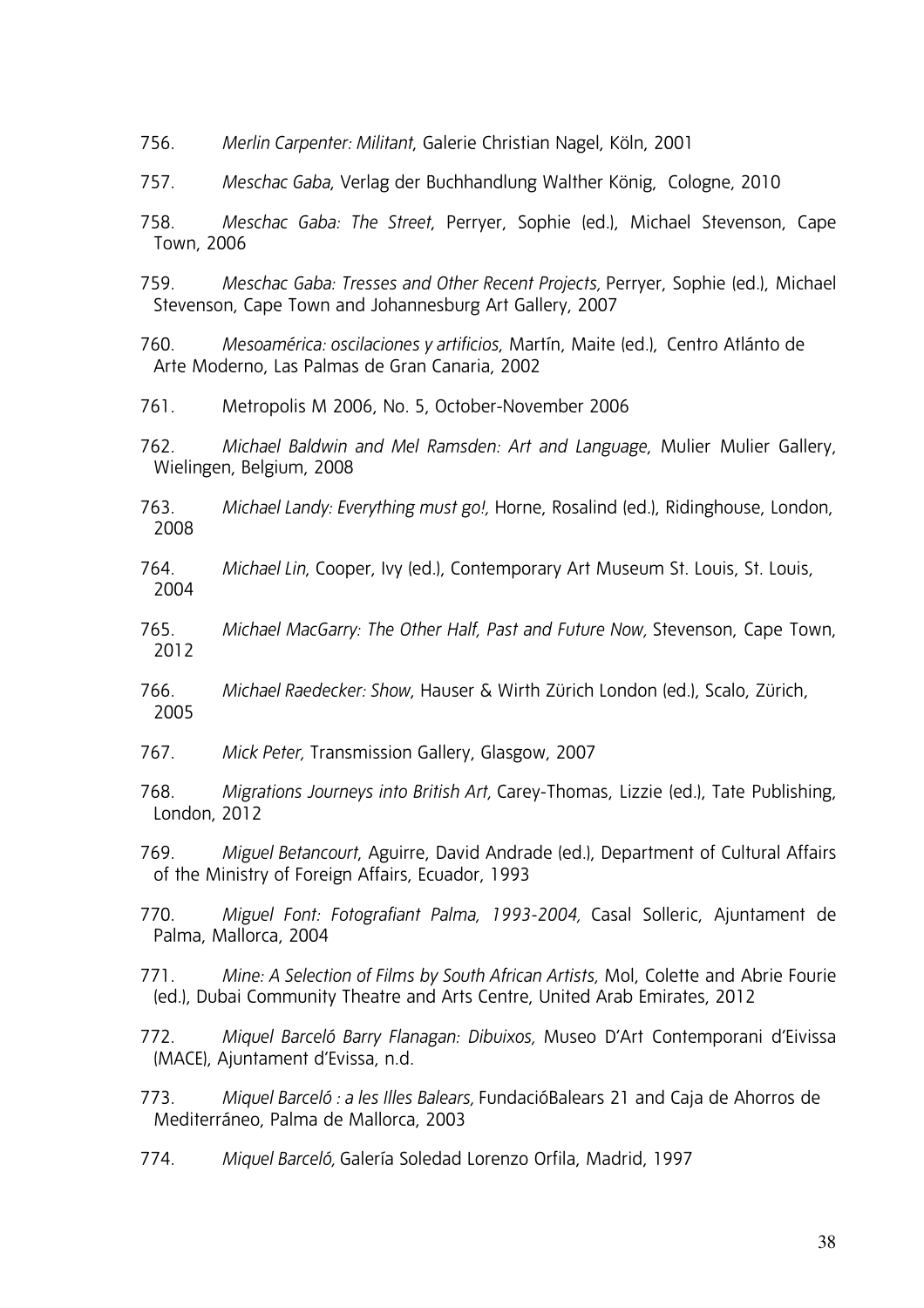756. *Merlin Carpenter: Militant*, Galerie Christian Nagel, Köln, 2001

757. *Meschac Gaba*, Verlag der Buchhandlung Walther König, Cologne, 2010

758. *Meschac Gaba: The Street*, Perryer, Sophie (ed.), Michael Stevenson, Cape Town, 2006

759. *Meschac Gaba: Tresses and Other Recent Projects*, Perryer, Sophie (ed.), Michael Stevenson, Cape Town and Johannesburg Art Gallery, 2007

760. *Mesoamérica: oscilaciones y artificios*, Martín, Maite (ed.), Centro Atlánto de Arte Moderno, Las Palmas de Gran Canaria, 2002

761. Metropolis M 2006, No. 5, October-November 2006

762. *Michael Baldwin and Mel Ramsden: Art and Language*, Mulier Mulier Gallery, Wielingen, Belgium, 2008

763. *Michael Landy: Everything must go!*, Horne, Rosalind (ed.), Ridinghouse, London, 2008

764. *Michael Lin*, Cooper, Ivy (ed.), Contemporary Art Museum St. Louis, St. Louis, 2004

765. *Michael MacGarry: The Other Half, Past and Future Now*, Stevenson, Cape Town, 2012

766. *Michael Raedecker: Show*, Hauser & Wirth Zürich London (ed.), Scalo, Zürich, 2005

767. *Mick Peter*, Transmission Gallery, Glasgow, 2007

768. *Migrations Journeys into British Art*, Carey-Thomas, Lizzie (ed.), Tate Publishing, London, 2012

769. *Miguel Betancourt*, Aguirre, David Andrade (ed.), Department of Cultural Affairs of the Ministry of Foreign Affairs, Ecuador, 1993

770. *Miguel Font: Fotografiant Palma, 1993-2004*, Casal Solleric, Ajuntament de Palma, Mallorca, 2004

771. *Mine: A Selection of Films by South African Artists*, Mol, Colette and Abrie Fourie (ed.), Dubai Community Theatre and Arts Centre, United Arab Emirates, 2012

772. *Miquel Barceló Barry Flanagan: Dibuixos*, Museo D'Art Contemporani d'Eivissa (MACE), Ajuntament d'Evissa, n.d.

773. *Miquel Barceló : a les Illes Balears*, FundacióBalears 21 and Caja de Ahorros de Mediterráneo, Palma de Mallorca, 2003

774. *Miquel Barceló*, Galería Soledad Lorenzo Orfila, Madrid, 1997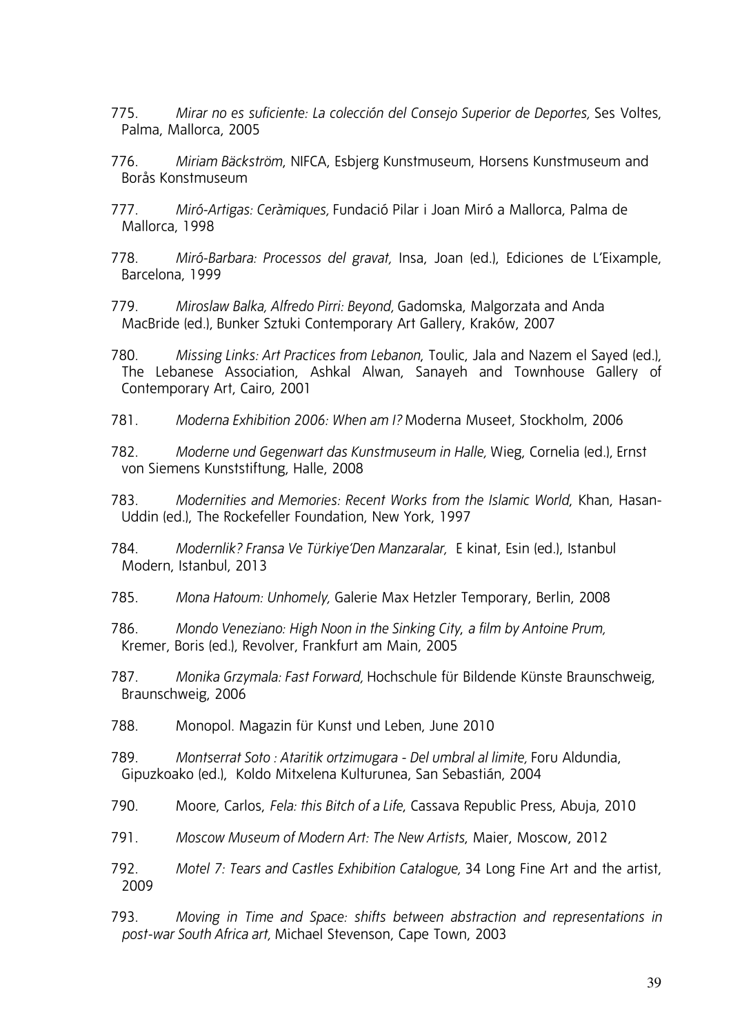775. *Mirar no es suficiente: La colección del Consejo Superior de Deportes,* Ses Voltes, Palma, Mallorca, 2005

776. *Miriam Bäckström*, NIFCA, Esbjerg Kunstmuseum, Horsens Kunstmuseum and Borås Konstmuseum

777. *Miró-Artigas: Ceràmiques,* Fundació Pilar i Joan Miró a Mallorca, Palma de Mallorca, 1998

778. *Miró-Barbara: Processos del gravat,* Insa, Joan (ed.), Ediciones de L'Eixample, Barcelona, 1999

779. *Miroslaw Balka, Alfredo Pirri: Beyond,* Gadomska, Malgorzata and Anda MacBride (ed.), Bunker Sztuki Contemporary Art Gallery, Kraków, 2007

780. *Missing Links: Art Practices from Lebanon*, Toulic, Jala and Nazem el Sayed (ed.), The Lebanese Association, Ashkal Alwan, Sanayeh and Townhouse Gallery of Contemporary Art, Cairo, 2001

781. *Moderna Exhibition 2006: When am I?* Moderna Museet, Stockholm, 2006

782. *Moderne und Gegenwart das Kunstmuseum in Halle,* Wieg, Cornelia (ed.), Ernst von Siemens Kunststiftung, Halle, 2008

783. *Modernities and Memories: Recent Works from the Islamic World*, Khan, Hasan-Uddin (ed.), The Rockefeller Foundation, New York, 1997

784. *Modernlik? Fransa Ve Türkiye'Den Manzaralar,* E kinat, Esin (ed.), Istanbul Modern, Istanbul, 2013

785. *Mona Hatoum: Unhomely,* Galerie Max Hetzler Temporary, Berlin, 2008

786. *Mondo Veneziano: High Noon in the Sinking City, a film by Antoine Prum,* Kremer, Boris (ed.), Revolver, Frankfurt am Main, 2005

787. *Monika Grzymala: Fast Forward,* Hochschule für Bildende Künste Braunschweig, Braunschweig, 2006

788. Monopol. Magazin für Kunst und Leben, June 2010

789. *Montserrat Soto : Ataritik ortzimugara - Del umbral al limite,* Foru Aldundia, Gipuzkoako (ed.), Koldo Mitxelena Kulturunea, San Sebastián, 2004

790. Moore, Carlos, *Fela: this Bitch of a Life*, Cassava Republic Press, Abuja, 2010

791. *Moscow Museum of Modern Art: The New Artists,* Maier, Moscow, 2012

792. *Motel 7: Tears and Castles Exhibition Catalogue,* 34 Long Fine Art and the artist, 2009

793. *Moving in Time and Space: shifts between abstraction and representations in post-war South Africa art,* Michael Stevenson, Cape Town, 2003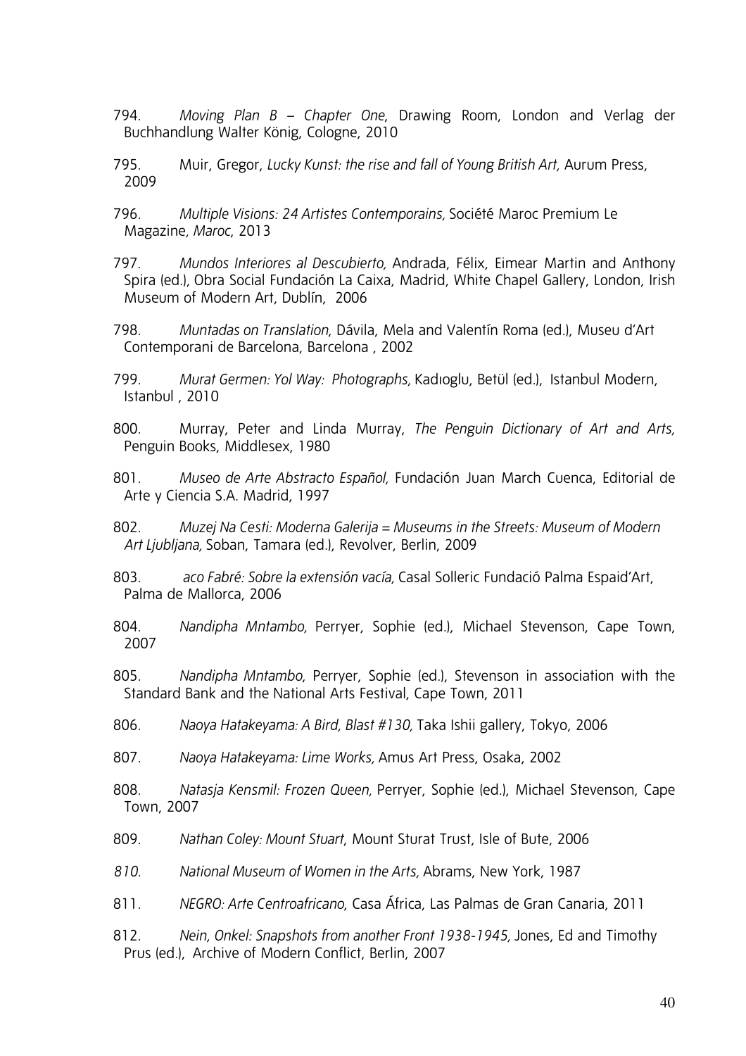794. *Moving Plan B – Chapter One*, Drawing Room, London and Verlag der Buchhandlung Walter König, Cologne, 2010

795. Muir, Gregor, *Lucky Kunst: the rise and fall of Young British Art,* Aurum Press, 2009

796. *Multiple Visions: 24 Artistes Contemporains,* Société Maroc Premium Le Magazine*, Maroc*, 2013

797. *Mundos Interiores al Descubierto,* Andrada, Félix, Eimear Martin and Anthony Spira (ed.), Obra Social Fundación La Caixa, Madrid, White Chapel Gallery, London, Irish Museum of Modern Art, Dublín, 2006

798. *Muntadas on Translation*, Dávila, Mela and Valentín Roma (ed.), Museu d'Art Contemporani de Barcelona, Barcelona , 2002

799. *Murat Germen: Yol Way: Photographs,* Kadıoglu, Betül (ed.), Istanbul Modern, Istanbul , 2010

800. Murray, Peter and Linda Murray, *The Penguin Dictionary of Art and Arts,* Penguin Books, Middlesex, 1980

801. *Museo de Arte Abstracto Español*, Fundación Juan March Cuenca, Editorial de Arte y Ciencia S.A. Madrid, 1997

802. *Muzej Na Cesti: Moderna Galerija = Museums in the Streets: Museum of Modern Art Ljubljana,* Soban, Tamara (ed.), Revolver, Berlin, 2009

803. *aco Fabré: Sobre la extensión vacía,* Casal Solleric Fundació Palma Espaid'Art, Palma de Mallorca, 2006

804. *Nandipha Mntambo,* Perryer, Sophie (ed.), Michael Stevenson, Cape Town, 2007

805. *Nandipha Mntambo*, Perryer, Sophie (ed.), Stevenson in association with the Standard Bank and the National Arts Festival, Cape Town, 2011

806. *Naoya Hatakeyama: A Bird, Blast #130,* Taka Ishii gallery, Tokyo, 2006

807. *Naoya Hatakeyama: Lime Works,* Amus Art Press, Osaka, 2002

808. *Natasja Kensmil: Frozen Queen,* Perryer, Sophie (ed.), Michael Stevenson, Cape Town, 2007

809. *Nathan Coley: Mount Stuart,* Mount Sturat Trust, Isle of Bute, 2006

*810.* *National Museum of Women in the Arts,* Abrams, New York, 1987

811. *NEGRO: Arte Centroafricano*, Casa África, Las Palmas de Gran Canaria, 2011

812. *Nein, Onkel: Snapshots from another Front 1938-1945,* Jones, Ed and Timothy Prus (ed.), Archive of Modern Conflict, Berlin, 2007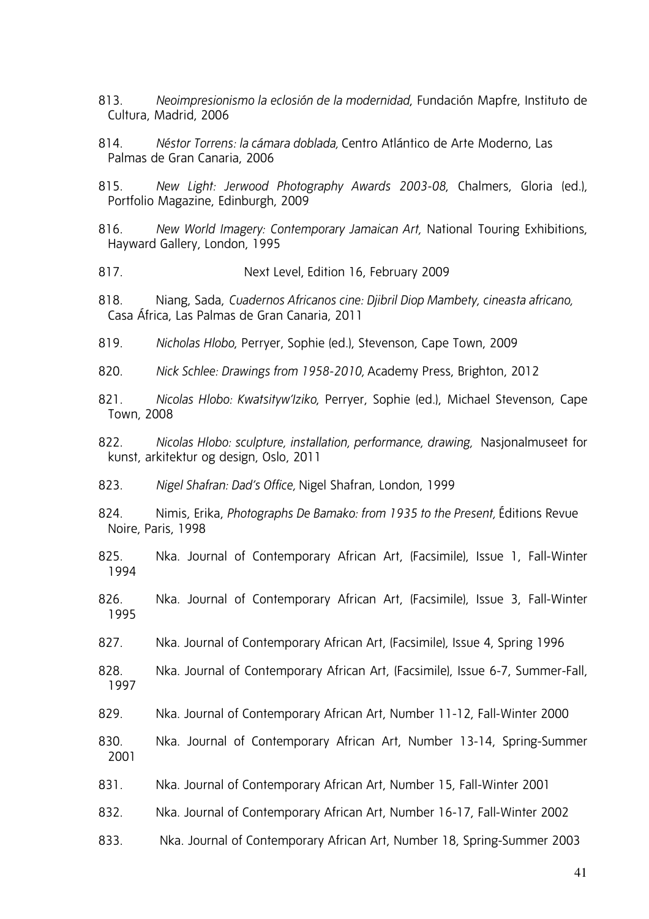813. *Neoimpresionismo la eclosión de la modernidad*, Fundación Mapfre, Instituto de Cultura, Madrid, 2006

814. *Néstor Torrens: la cámara doblada,* Centro Atlántico de Arte Moderno, Las Palmas de Gran Canaria, 2006

815. *New Light: Jerwood Photography Awards 2003-08*, Chalmers, Gloria (ed.), Portfolio Magazine, Edinburgh, 2009

816. *New World Imagery: Contemporary Jamaican Art*, National Touring Exhibitions, Hayward Gallery, London, 1995

817. Next Level, Edition 16, February 2009

818. Niang, Sada, *Cuadernos Africanos cine: Djibril Diop Mambety, cineasta africano,* Casa África, Las Palmas de Gran Canaria, 2011

819. *Nicholas Hlobo*, Perryer, Sophie (ed.), Stevenson, Cape Town, 2009

820. *Nick Schlee: Drawings from 1958-2010*, Academy Press, Brighton, 2012

821. *Nicolas Hlobo: Kwatsityw'Iziko*, Perryer, Sophie (ed.), Michael Stevenson, Cape Town, 2008

822. *Nicolas Hlobo: sculpture, installation, performance, drawing,* Nasjonalmuseet for kunst, arkitektur og design, Oslo, 2011

823. *Nigel Shafran: Dad's Office*, Nigel Shafran, London, 1999

824. Nimis, Erika, *Photographs De Bamako: from 1935 to the Present,* Éditions Revue Noire, Paris, 1998

825. Nka. Journal of Contemporary African Art, (Facsimile), Issue 1, Fall-Winter 1994

826. Nka. Journal of Contemporary African Art, (Facsimile), Issue 3, Fall-Winter 1995

827. Nka. Journal of Contemporary African Art, (Facsimile), Issue 4, Spring 1996

828. Nka. Journal of Contemporary African Art, (Facsimile), Issue 6-7, Summer-Fall, 1997

829. Nka. Journal of Contemporary African Art, Number 11-12, Fall-Winter 2000

830. Nka. Journal of Contemporary African Art, Number 13-14, Spring-Summer 2001

831. Nka. Journal of Contemporary African Art, Number 15, Fall-Winter 2001

832. Nka. Journal of Contemporary African Art, Number 16-17, Fall-Winter 2002

833. Nka. Journal of Contemporary African Art, Number 18, Spring-Summer 2003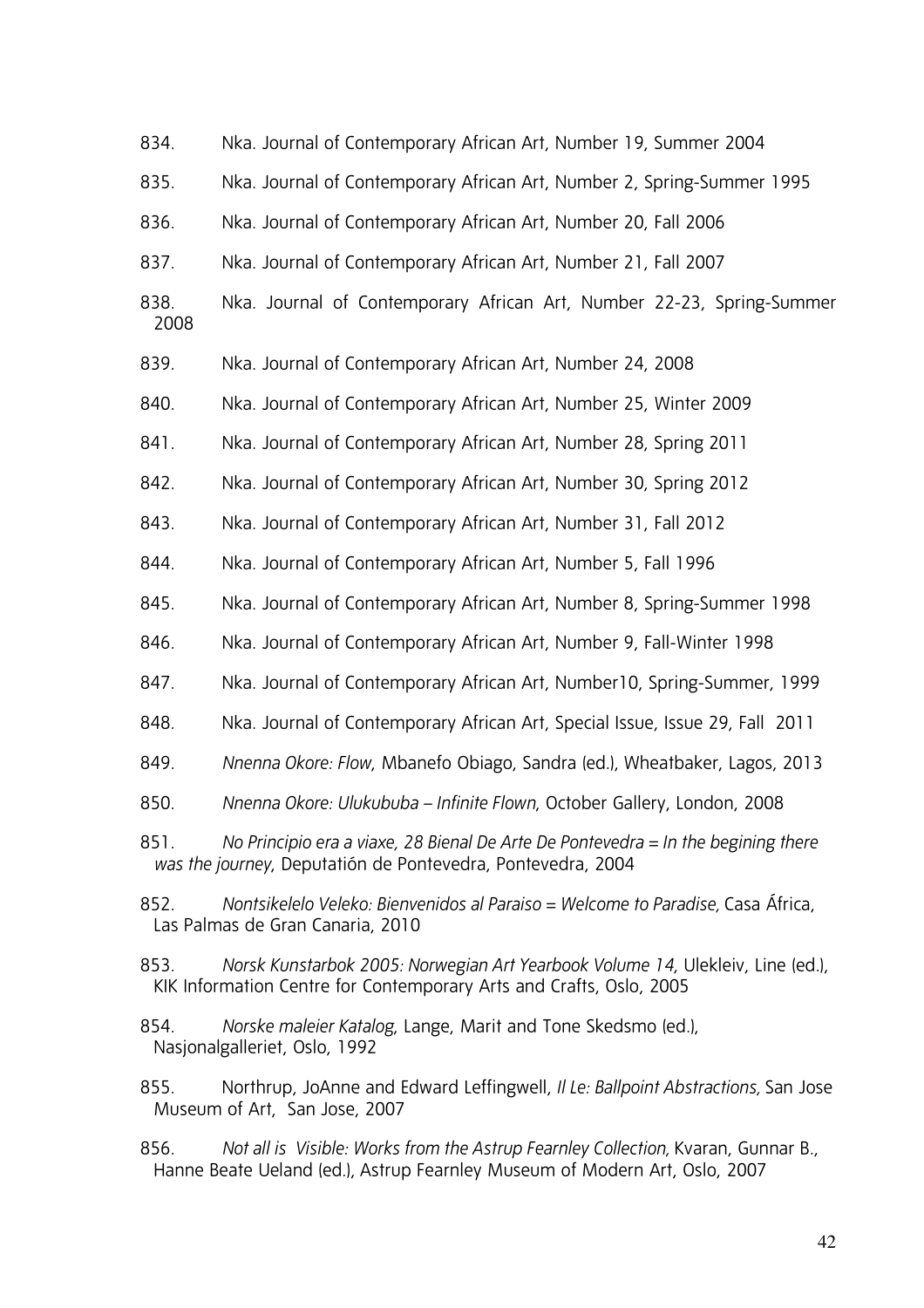834. Nka. Journal of Contemporary African Art, Number 19, Summer 2004

835. Nka. Journal of Contemporary African Art, Number 2, Spring-Summer 1995

836. Nka. Journal of Contemporary African Art, Number 20, Fall 2006

837. Nka. Journal of Contemporary African Art, Number 21, Fall 2007

838. Nka. Journal of Contemporary African Art, Number 22-23, Spring-Summer 2008

839. Nka. Journal of Contemporary African Art, Number 24, 2008

840. Nka. Journal of Contemporary African Art, Number 25, Winter 2009

841. Nka. Journal of Contemporary African Art, Number 28, Spring 2011

842. Nka. Journal of Contemporary African Art, Number 30, Spring 2012

843. Nka. Journal of Contemporary African Art, Number 31, Fall 2012

844. Nka. Journal of Contemporary African Art, Number 5, Fall 1996

845. Nka. Journal of Contemporary African Art, Number 8, Spring-Summer 1998

846. Nka. Journal of Contemporary African Art, Number 9, Fall-Winter 1998

847. Nka. Journal of Contemporary African Art, Number10, Spring-Summer, 1999

848. Nka. Journal of Contemporary African Art, Special Issue, Issue 29, Fall 2011

849. *Nnenna Okore: Flow*, Mbanefo Obiago, Sandra (ed.), Wheatbaker, Lagos, 2013

850. *Nnenna Okore: Ulukububa – Infinite Flown*, October Gallery, London, 2008

851. *No Principio era a viaxe, 28 Bienal De Arte De Pontevedra = In the begining there was the journey*, Deputatión de Pontevedra, Pontevedra, 2004

852. *Nontsikelelo Veleko: Bienvenidos al Paraiso = Welcome to Paradise,* Casa África, Las Palmas de Gran Canaria, 2010

853. *Norsk Kunstarbok 2005: Norwegian Art Yearbook Volume 14*, Ulekleiv, Line (ed.), KIK Information Centre for Contemporary Arts and Crafts, Oslo, 2005

854. *Norske maleier Katalog*, Lange, Marit and Tone Skedsmo (ed.), Nasjonalgalleriet, Oslo, 1992

855. Northrup, JoAnne and Edward Leffingwell, *Il Le: Ballpoint Abstractions,* San Jose Museum of Art, San Jose, 2007

856. *Not all is Visible: Works from the Astrup Fearnley Collection,* Kvaran, Gunnar B., Hanne Beate Ueland (ed.), Astrup Fearnley Museum of Modern Art, Oslo, 2007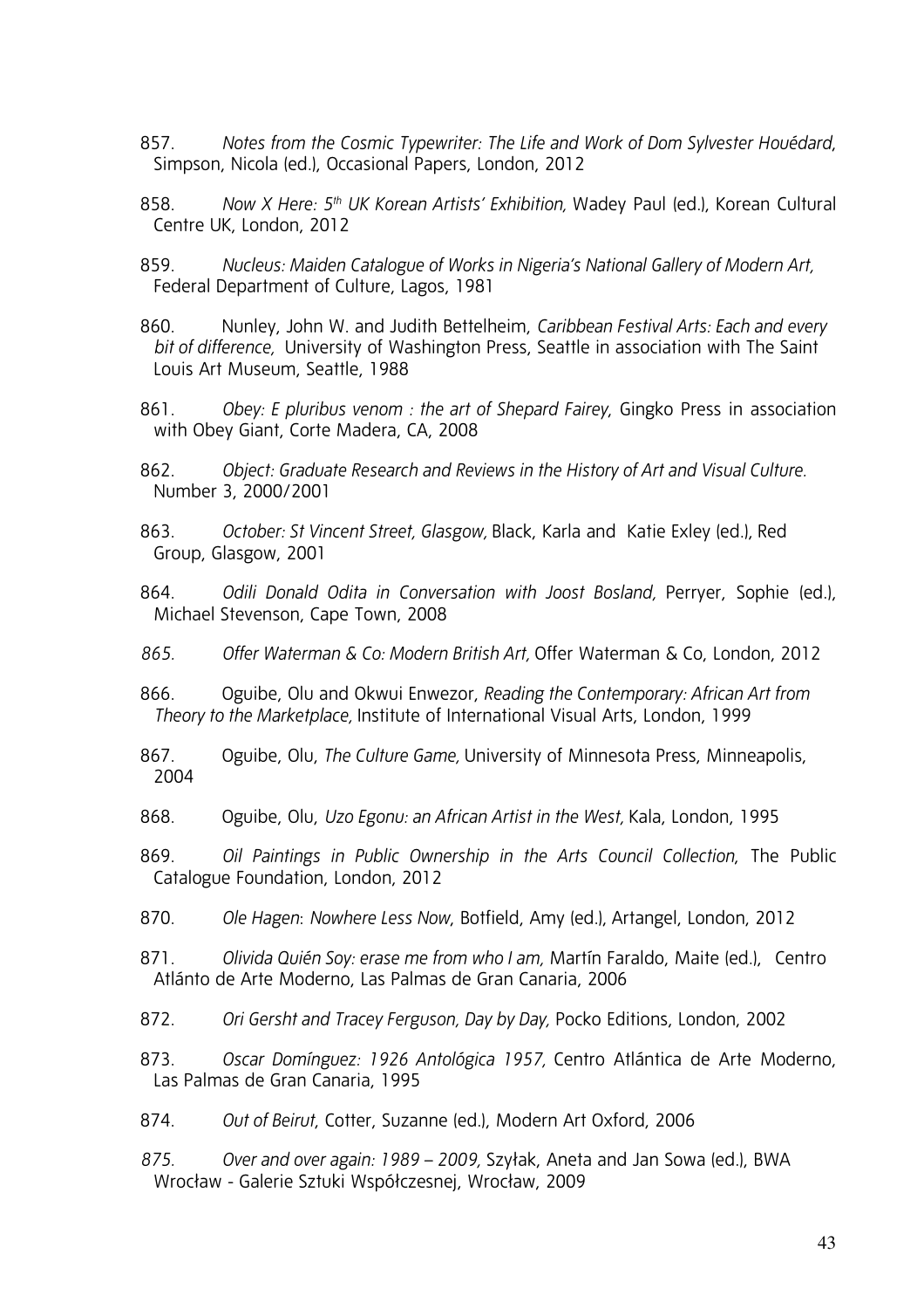857. *Notes from the Cosmic Typewriter: The Life and Work of Dom Sylvester Houédard*, Simpson, Nicola (ed.), Occasional Papers, London, 2012

858. *Now X Here: 5th UK Korean Artists' Exhibition,* Wadey Paul (ed.), Korean Cultural Centre UK, London, 2012

859. *Nucleus: Maiden Catalogue of Works in Nigeria's National Gallery of Modern Art,* Federal Department of Culture, Lagos, 1981

860. Nunley, John W. and Judith Bettelheim, *Caribbean Festival Arts: Each and every bit of difference,* University of Washington Press, Seattle in association with The Saint Louis Art Museum, Seattle, 1988

861. *Obey: E pluribus venom : the art of Shepard Fairey*, Gingko Press in association with Obey Giant, Corte Madera, CA, 2008

862. *Object: Graduate Research and Reviews in the History of Art and Visual Culture.* Number 3, 2000/2001

863. *October: St Vincent Street, Glasgow,* Black, Karla and Katie Exley (ed.), Red Group, Glasgow, 2001

864. *Odili Donald Odita in Conversation with Joost Bosland*, Perryer, Sophie (ed.), Michael Stevenson, Cape Town, 2008

*865.* *Offer Waterman & Co: Modern British Art,* Offer Waterman & Co, London, 2012

866. Oguibe, Olu and Okwui Enwezor, *Reading the Contemporary: African Art from Theory to the Marketplace,* Institute of International Visual Arts, London, 1999

867. Oguibe, Olu, *The Culture Game,* University of Minnesota Press, Minneapolis, 2004

868. Oguibe, Olu, *Uzo Egonu: an African Artist in the West,* Kala, London, 1995

869. *Oil Paintings in Public Ownership in the Arts Council Collection*, The Public Catalogue Foundation, London, 2012

870. *Ole Hagen*: *Nowhere Less Now*, Botfield, Amy (ed.), Artangel, London, 2012

871. *Olivida Quién Soy: erase me from who I am,* Martín Faraldo, Maite (ed.), Centro Atlánto de Arte Moderno, Las Palmas de Gran Canaria, 2006

872. *Ori Gersht and Tracey Ferguson, Day by Day,* Pocko Editions, London, 2002

873. *Oscar Domínguez: 1926 Antológica 1957,* Centro Atlántica de Arte Moderno, Las Palmas de Gran Canaria, 1995

874. *Out of Beirut*, Cotter, Suzanne (ed.), Modern Art Oxford, 2006

*875.* *Over and over again: 1989 – 2009,* Szyłak, Aneta and Jan Sowa (ed.), BWA Wrocław - Galerie Sztuki Współczesnej, Wrocław, 2009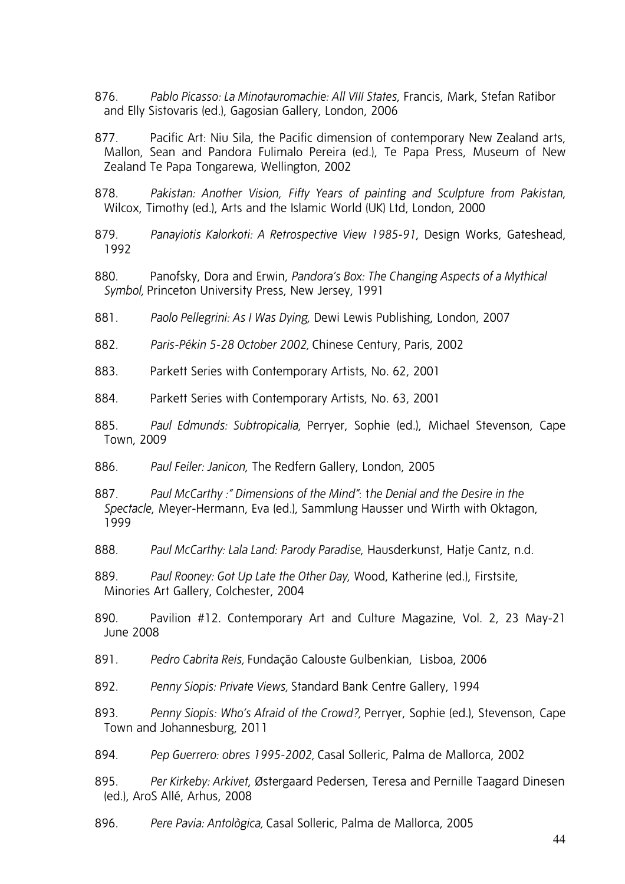876. *Pablo Picasso: La Minotauromachie: All VIII States*, Francis, Mark, Stefan Ratibor and Elly Sistovaris (ed.), Gagosian Gallery, London, 2006

877. Pacific Art: Niu Sila, the Pacific dimension of contemporary New Zealand arts, Mallon, Sean and Pandora Fulimalo Pereira (ed.), Te Papa Press, Museum of New Zealand Te Papa Tongarewa, Wellington, 2002

878. *Pakistan: Another Vision, Fifty Years of painting and Sculpture from Pakistan*, Wilcox, Timothy (ed.), Arts and the Islamic World (UK) Ltd, London, 2000

879. *Panayiotis Kalorkoti: A Retrospective View 1985-91*, Design Works, Gateshead, 1992

880. Panofsky, Dora and Erwin, *Pandora's Box: The Changing Aspects of a Mythical Symbol*, Princeton University Press, New Jersey, 1991

881. *Paolo Pellegrini: As I Was Dying*, Dewi Lewis Publishing, London, 2007

882. *Paris-Pékin 5-28 October 2002*, Chinese Century, Paris, 2002

883. Parkett Series with Contemporary Artists, No. 62, 2001

884. Parkett Series with Contemporary Artists, No. 63, 2001

885. *Paul Edmunds: Subtropicalia*, Perryer, Sophie (ed.), Michael Stevenson, Cape Town, 2009

886. *Paul Feiler: Janicon*, The Redfern Gallery, London, 2005

887. *Paul McCarthy :" Dimensions of the Mind": the Denial and the Desire in the Spectacle*, Meyer-Hermann, Eva (ed.), Sammlung Hausser und Wirth with Oktagon, 1999

888. *Paul McCarthy: Lala Land: Parody Paradise*, Hausderkunst, Hatje Cantz, n.d.

889. *Paul Rooney: Got Up Late the Other Day*, Wood, Katherine (ed.), Firstsite, Minories Art Gallery, Colchester, 2004

890. Pavilion #12. Contemporary Art and Culture Magazine, Vol. 2, 23 May-21 June 2008

891. *Pedro Cabrita Reis*, Fundação Calouste Gulbenkian, Lisboa, 2006

892. *Penny Siopis: Private Views*, Standard Bank Centre Gallery, 1994

893. *Penny Siopis: Who's Afraid of the Crowd?*, Perryer, Sophie (ed.), Stevenson, Cape Town and Johannesburg, 2011

894. *Pep Guerrero: obres 1995-2002*, Casal Solleric, Palma de Mallorca, 2002

895. *Per Kirkeby: Arkivet*, Østergaard Pedersen, Teresa and Pernille Taagard Dinesen (ed.), AroS Allé, Arhus, 2008

896. *Pere Pavia: Antològica*, Casal Solleric, Palma de Mallorca, 2005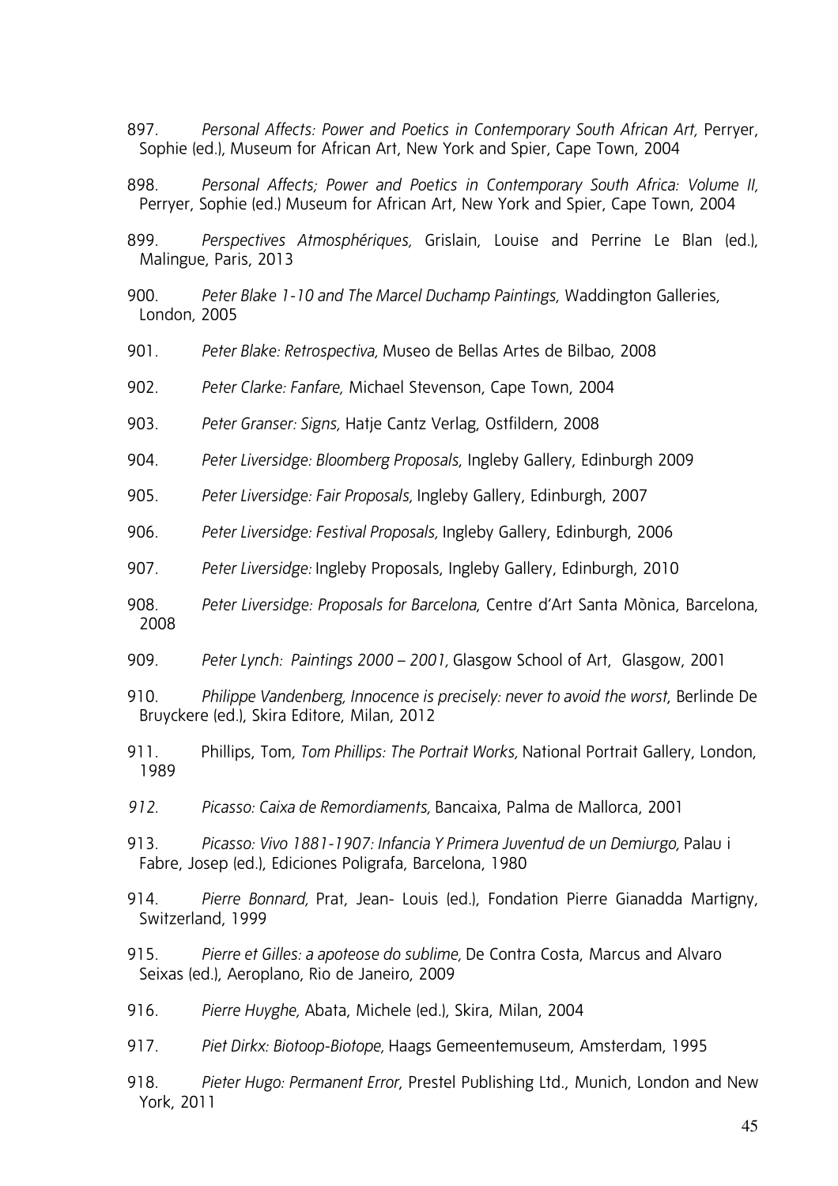897. *Personal Affects: Power and Poetics in Contemporary South African Art,* Perryer, Sophie (ed.), Museum for African Art, New York and Spier, Cape Town, 2004

898. *Personal Affects; Power and Poetics in Contemporary South Africa: Volume II,* Perryer, Sophie (ed.) Museum for African Art, New York and Spier, Cape Town, 2004

899. *Perspectives Atmosphériques*, Grislain, Louise and Perrine Le Blan (ed.), Malingue, Paris, 2013

900. *Peter Blake 1-10 and The Marcel Duchamp Paintings,* Waddington Galleries, London, 2005

901. *Peter Blake: Retrospectiva,* Museo de Bellas Artes de Bilbao, 2008

902. *Peter Clarke: Fanfare,* Michael Stevenson, Cape Town, 2004

903. *Peter Granser: Signs,* Hatje Cantz Verlag, Ostfildern, 2008

904. *Peter Liversidge: Bloomberg Proposals*, Ingleby Gallery, Edinburgh 2009

905. *Peter Liversidge: Fair Proposals,* Ingleby Gallery, Edinburgh, 2007

906. *Peter Liversidge: Festival Proposals,* Ingleby Gallery, Edinburgh, 2006

907. *Peter Liversidge:* Ingleby Proposals, Ingleby Gallery, Edinburgh, 2010

908. *Peter Liversidge: Proposals for Barcelona*, Centre d'Art Santa Mònica, Barcelona, 2008

909. *Peter Lynch: Paintings 2000 – 2001,* Glasgow School of Art, Glasgow, 2001

910. *Philippe Vandenberg, Innocence is precisely: never to avoid the worst*, Berlinde De Bruyckere (ed.), Skira Editore, Milan, 2012

911. Phillips, Tom*, Tom Phillips: The Portrait Works,* National Portrait Gallery, London, 1989

*912. Picasso: Caixa de Remordiaments,* Bancaixa, Palma de Mallorca, 2001

913. *Picasso: Vivo 1881-1907: Infancia Y Primera Juventud de un Demiurgo,* Palau i Fabre, Josep (ed.), Ediciones Poligrafa, Barcelona, 1980

914. *Pierre Bonnard,* Prat, Jean- Louis (ed.), Fondation Pierre Gianadda Martigny, Switzerland, 1999

915. *Pierre et Gilles: a apoteose do sublime,* De Contra Costa, Marcus and Alvaro Seixas (ed.), Aeroplano, Rio de Janeiro, 2009

916. *Pierre Huyghe,* Abata, Michele (ed.), Skira, Milan, 2004

917. *Piet Dirkx: Biotoop-Biotope,* Haags Gemeentemuseum, Amsterdam, 1995

918. *Pieter Hugo: Permanent Error,* Prestel Publishing Ltd., Munich, London and New York, 2011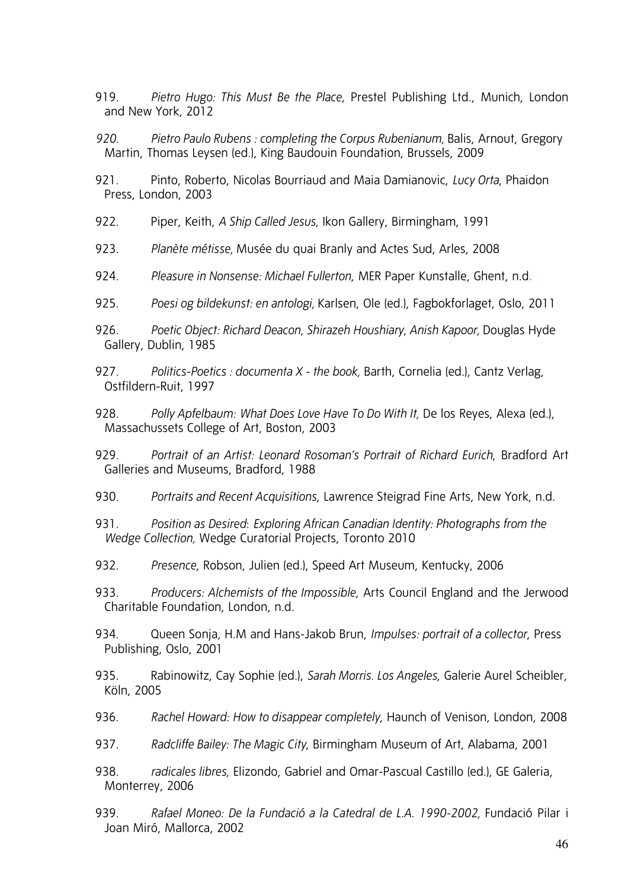919. *Pietro Hugo: This Must Be the Place*, Prestel Publishing Ltd., Munich, London and New York, 2012

920. *Pietro Paulo Rubens : completing the Corpus Rubenianum*, Balis, Arnout, Gregory Martin, Thomas Leysen (ed.), King Baudouin Foundation, Brussels, 2009

921. Pinto, Roberto, Nicolas Bourriaud and Maia Damianovic, *Lucy Orta*, Phaidon Press, London, 2003

922. Piper, Keith, *A Ship Called Jesus*, Ikon Gallery, Birmingham, 1991

923. *Planète métisse*, Musée du quai Branly and Actes Sud, Arles, 2008

924. *Pleasure in Nonsense: Michael Fullerton*, MER Paper Kunstalle, Ghent, n.d.

925. *Poesi og bildekunst: en antologi*, Karlsen, Ole (ed.), Fagbokforlaget, Oslo, 2011

926. *Poetic Object: Richard Deacon, Shirazeh Houshiary, Anish Kapoor*, Douglas Hyde Gallery, Dublin, 1985

927. *Politics-Poetics : documenta X - the book*, Barth, Cornelia (ed.), Cantz Verlag, Ostfildern-Ruit, 1997

928. *Polly Apfelbaum: What Does Love Have To Do With It*, De los Reyes, Alexa (ed.), Massachussets College of Art, Boston, 2003

929. *Portrait of an Artist: Leonard Rosoman's Portrait of Richard Eurich*, Bradford Art Galleries and Museums, Bradford, 1988

930. *Portraits and Recent Acquisitions*, Lawrence Steigrad Fine Arts, New York, n.d.

931. *Position as Desired: Exploring African Canadian Identity: Photographs from the Wedge Collection*, Wedge Curatorial Projects, Toronto 2010

932. *Presence*, Robson, Julien (ed.), Speed Art Museum, Kentucky, 2006

933. *Producers: Alchemists of the Impossible*, Arts Council England and the Jerwood Charitable Foundation, London, n.d.

934. Queen Sonja, H.M and Hans-Jakob Brun, *Impulses: portrait of a collector*, Press Publishing, Oslo, 2001

935. Rabinowitz, Cay Sophie (ed.), *Sarah Morris. Los Angeles*, Galerie Aurel Scheibler, Köln, 2005

936. *Rachel Howard: How to disappear completely*, Haunch of Venison, London, 2008

937. *Radcliffe Bailey: The Magic City*, Birmingham Museum of Art, Alabama, 2001

938. *radicales libres*, Elizondo, Gabriel and Omar-Pascual Castillo (ed.), GE Galeria, Monterrey, 2006

939. *Rafael Moneo: De la Fundació a la Catedral de L.A. 1990-2002*, Fundació Pilar i Joan Miró, Mallorca, 2002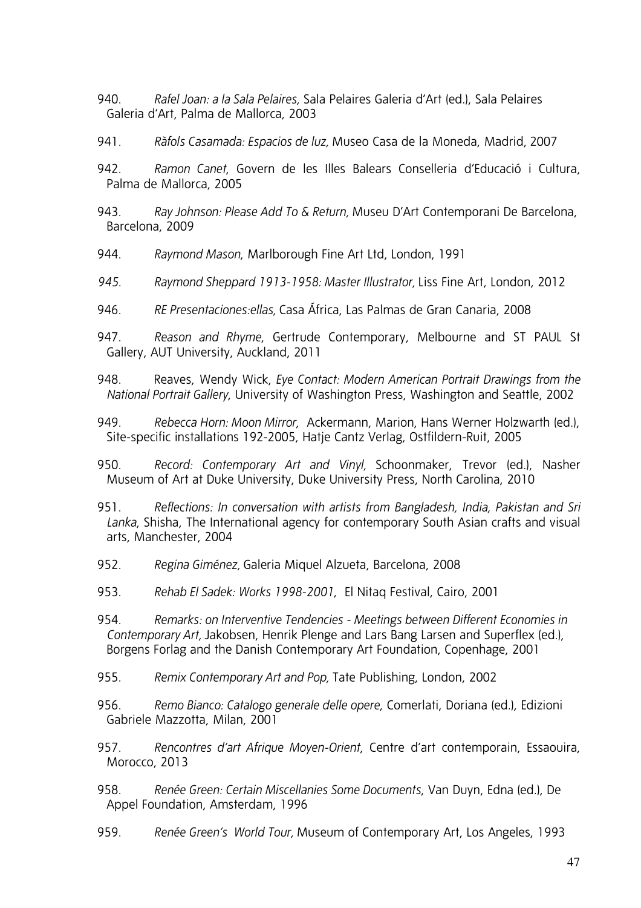940. *Rafel Joan: a la Sala Pelaires,* Sala Pelaires Galeria d'Art (ed.), Sala Pelaires Galeria d'Art, Palma de Mallorca, 2003

941. *Ràfols Casamada: Espacios de luz,* Museo Casa de la Moneda, Madrid, 2007

942. *Ramon Canet,* Govern de les Illes Balears Conselleria d'Educació i Cultura, Palma de Mallorca, 2005

943. *Ray Johnson: Please Add To & Return,* Museu D'Art Contemporani De Barcelona, Barcelona, 2009

944. *Raymond Mason*, Marlborough Fine Art Ltd, London, 1991

945. *Raymond Sheppard 1913-1958: Master Illustrator,* Liss Fine Art, London, 2012

946. *RE Presentaciones:ellas,* Casa África, Las Palmas de Gran Canaria, 2008

947. *Reason and Rhyme*, Gertrude Contemporary, Melbourne and ST PAUL St Gallery, AUT University, Auckland, 2011

948. Reaves, Wendy Wick, *Eye Contact: Modern American Portrait Drawings from the National Portrait Gallery*, University of Washington Press, Washington and Seattle, 2002

949. *Rebecca Horn: Moon Mirror*, Ackermann, Marion, Hans Werner Holzwarth (ed.), Site-specific installations 192-2005, Hatje Cantz Verlag, Ostfildern-Ruit, 2005

950. *Record: Contemporary Art and Vinyl,* Schoonmaker, Trevor (ed.), Nasher Museum of Art at Duke University, Duke University Press, North Carolina, 2010

951. *Reflections: In conversation with artists from Bangladesh, India, Pakistan and Sri Lanka*, Shisha, The International agency for contemporary South Asian crafts and visual arts, Manchester, 2004

952. *Regina Giménez,* Galeria Miquel Alzueta, Barcelona, 2008

953. *Rehab El Sadek: Works 1998-2001*, El Nitaq Festival, Cairo, 2001

954. *Remarks: on Interventive Tendencies - Meetings between Different Economies in Contemporary Art,* Jakobsen, Henrik Plenge and Lars Bang Larsen and Superflex (ed.), Borgens Forlag and the Danish Contemporary Art Foundation, Copenhage, 2001

955. *Remix Contemporary Art and Pop,* Tate Publishing, London, 2002

956. *Remo Bianco: Catalogo generale delle opere*, Comerlati, Doriana (ed.), Edizioni Gabriele Mazzotta, Milan, 2001

957. *Rencontres d'art Afrique Moyen-Orient*, Centre d'art contemporain, Essaouira, Morocco, 2013

958. *Renée Green: Certain Miscellanies Some Documents*, Van Duyn, Edna (ed.), De Appel Foundation, Amsterdam, 1996

959. *Renée Green's World Tour,* Museum of Contemporary Art, Los Angeles, 1993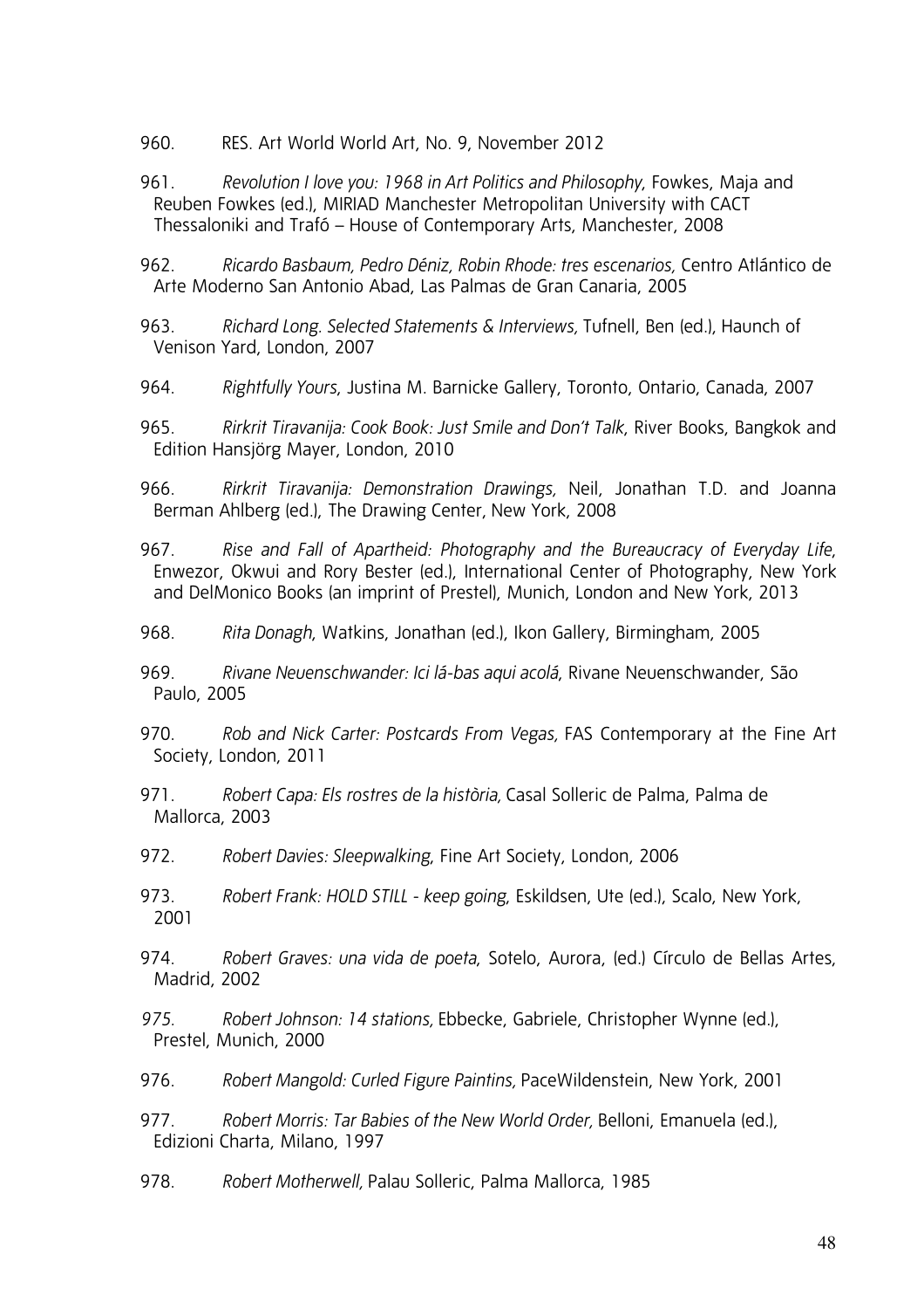960. RES. Art World World Art, No. 9, November 2012

961. *Revolution I love you: 1968 in Art Politics and Philosophy*, Fowkes, Maja and Reuben Fowkes (ed.), MIRIAD Manchester Metropolitan University with CACT Thessaloniki and Trafó – House of Contemporary Arts, Manchester, 2008

962. *Ricardo Basbaum, Pedro Déniz, Robin Rhode: tres escenarios,* Centro Atlántico de Arte Moderno San Antonio Abad, Las Palmas de Gran Canaria, 2005

963. *Richard Long. Selected Statements & Interviews,* Tufnell, Ben (ed.), Haunch of Venison Yard, London, 2007

964. *Rightfully Yours*, Justina M. Barnicke Gallery, Toronto, Ontario, Canada, 2007

965. *Rirkrit Tiravanija: Cook Book: Just Smile and Don't Talk*, River Books, Bangkok and Edition Hansjörg Mayer, London, 2010

966. *Rirkrit Tiravanija: Demonstration Drawings,* Neil, Jonathan T.D. and Joanna Berman Ahlberg (ed.), The Drawing Center, New York, 2008

967. *Rise and Fall of Apartheid: Photography and the Bureaucracy of Everyday Life*, Enwezor, Okwui and Rory Bester (ed.), International Center of Photography, New York and DelMonico Books (an imprint of Prestel), Munich, London and New York, 2013

968. *Rita Donagh*, Watkins, Jonathan (ed.), Ikon Gallery, Birmingham, 2005

969. *Rivane Neuenschwander: Ici lá-bas aqui acolá*, Rivane Neuenschwander, São Paulo, 2005

970. *Rob and Nick Carter: Postcards From Vegas,* FAS Contemporary at the Fine Art Society, London, 2011

971. *Robert Capa: Els rostres de la història,* Casal Solleric de Palma, Palma de Mallorca, 2003

972. *Robert Davies: Sleepwalking*, Fine Art Society, London, 2006

973. *Robert Frank: HOLD STILL - keep going*, Eskildsen, Ute (ed.), Scalo, New York, 2001

974. *Robert Graves: una vida de poeta*, Sotelo, Aurora, (ed.) Círculo de Bellas Artes, Madrid, 2002

975. *Robert Johnson: 14 stations,* Ebbecke, Gabriele, Christopher Wynne (ed.), Prestel, Munich, 2000

976. *Robert Mangold: Curled Figure Paintins,* PaceWildenstein, New York, 2001

977. *Robert Morris: Tar Babies of the New World Order,* Belloni, Emanuela (ed.), Edizioni Charta, Milano, 1997

978. *Robert Motherwell,* Palau Solleric, Palma Mallorca, 1985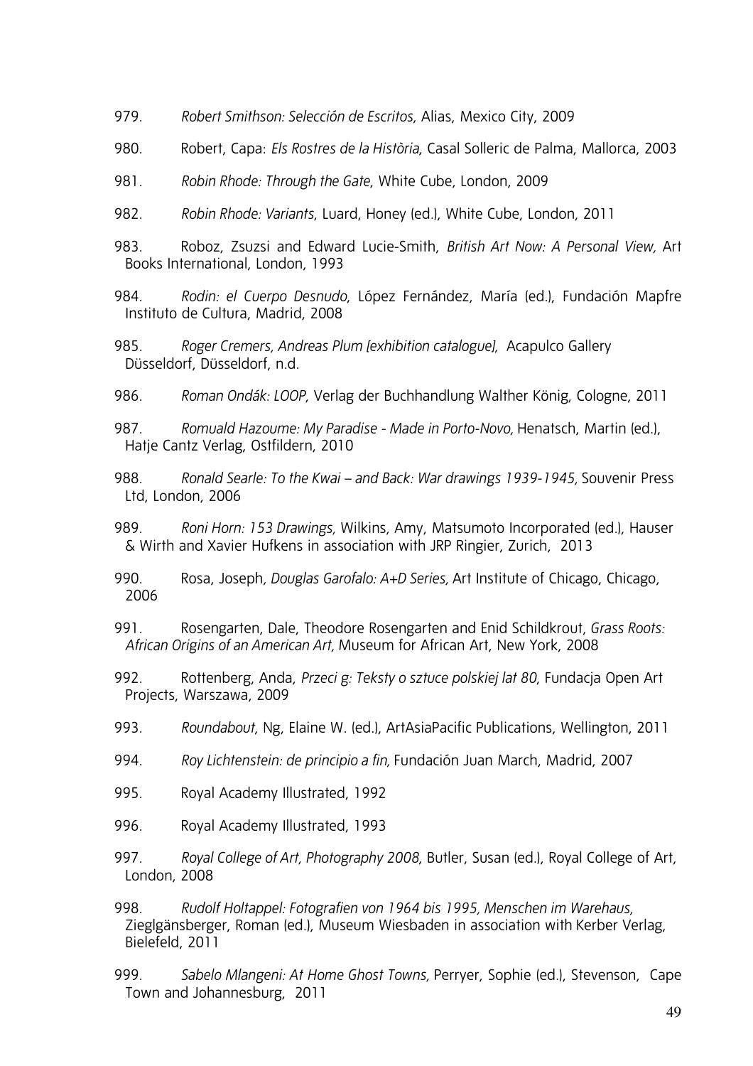979. *Robert Smithson: Selección de Escritos*, Alias, Mexico City, 2009

980. Robert, Capa: *Els Rostres de la Història*, Casal Solleric de Palma, Mallorca, 2003

981. *Robin Rhode: Through the Gate*, White Cube, London, 2009

982. *Robin Rhode: Variants*, Luard, Honey (ed.), White Cube, London, 2011

983. Roboz, Zsuzsi and Edward Lucie-Smith, *British Art Now: A Personal View,* Art Books International, London, 1993

984. *Rodin: el Cuerpo Desnudo*, López Fernández, María (ed.), Fundación Mapfre Instituto de Cultura, Madrid, 2008

985. *Roger Cremers, Andreas Plum [exhibition catalogue],* Acapulco Gallery Düsseldorf, Düsseldorf, n.d.

986. *Roman Ondák: LOOP*, Verlag der Buchhandlung Walther König, Cologne, 2011

987. *Romuald Hazoume: My Paradise - Made in Porto-Novo,* Henatsch, Martin (ed.), Hatje Cantz Verlag, Ostfildern, 2010

988. *Ronald Searle: To the Kwai – and Back: War drawings 1939-1945,* Souvenir Press Ltd, London, 2006

989. *Roni Horn: 153 Drawings,* Wilkins, Amy, Matsumoto Incorporated (ed.), Hauser & Wirth and Xavier Hufkens in association with JRP Ringier, Zurich, 2013

990. Rosa, Joseph*, Douglas Garofalo: A+D Series,* Art Institute of Chicago, Chicago, 2006

991. Rosengarten, Dale, Theodore Rosengarten and Enid Schildkrout, *Grass Roots: African Origins of an American Art,* Museum for African Art, New York, 2008

992. Rottenberg, Anda, *Przeci g: Teksty o sztuce polskiej lat 80*, Fundacja Open Art Projects, Warszawa, 2009

993. *Roundabout*, Ng, Elaine W. (ed.), ArtAsiaPacific Publications, Wellington, 2011

994. *Roy Lichtenstein: de principio a fin,* Fundación Juan March, Madrid, 2007

995. Royal Academy Illustrated, 1992

996. Royal Academy Illustrated, 1993

997. *Royal College of Art, Photography 2008*, Butler, Susan (ed.), Royal College of Art, London, 2008

998. *Rudolf Holtappel: Fotografien von 1964 bis 1995, Menschen im Warehaus,* Zieglgänsberger, Roman (ed.), Museum Wiesbaden in association with Kerber Verlag, Bielefeld, 2011

999. *Sabelo Mlangeni: At Home Ghost Towns,* Perryer, Sophie (ed.), Stevenson, Cape Town and Johannesburg, 2011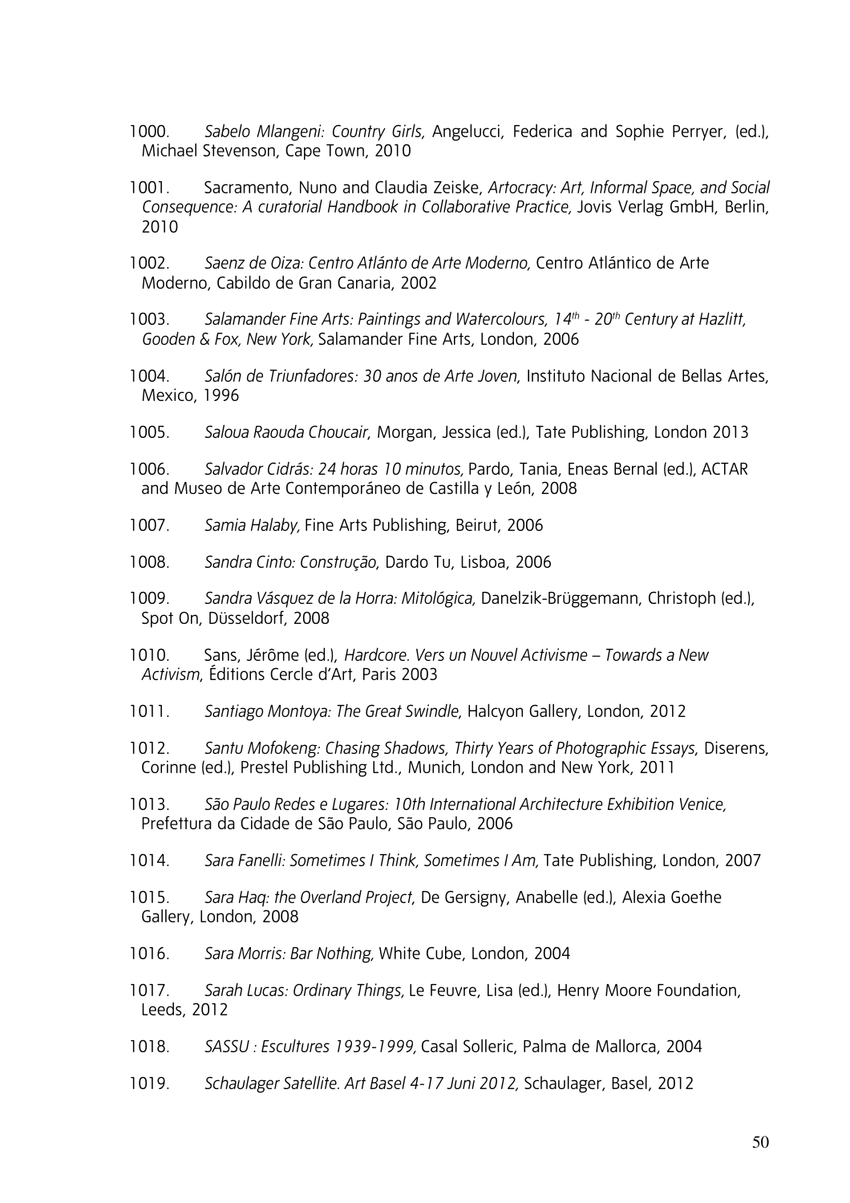1000. *Sabelo Mlangeni: Country Girls,* Angelucci, Federica and Sophie Perryer, (ed.), Michael Stevenson, Cape Town, 2010

1001. Sacramento, Nuno and Claudia Zeiske, *Artocracy: Art, Informal Space, and Social Consequence: A curatorial Handbook in Collaborative Practice*, Jovis Verlag GmbH, Berlin, 2010

1002. *Saenz de Oiza: Centro Atlánto de Arte Moderno,* Centro Atlántico de Arte Moderno, Cabildo de Gran Canaria, 2002

1003. *Salamander Fine Arts: Paintings and Watercolours, 14th - 20th Century at Hazlitt, Gooden & Fox, New York,* Salamander Fine Arts, London, 2006

1004. *Salón de Triunfadores: 30 anos de Arte Joven*, Instituto Nacional de Bellas Artes, Mexico, 1996

1005. *Saloua Raouda Choucair*, Morgan, Jessica (ed.), Tate Publishing, London 2013

1006. *Salvador Cidrás: 24 horas 10 minutos,* Pardo, Tania, Eneas Bernal (ed.), ACTAR and Museo de Arte Contemporáneo de Castilla y León, 2008

1007. *Samia Halaby,* Fine Arts Publishing, Beirut, 2006

1008. *Sandra Cinto: Construção*, Dardo Tu, Lisboa, 2006

1009. *Sandra Vásquez de la Horra: Mitológica,* Danelzik-Brüggemann, Christoph (ed.), Spot On, Düsseldorf, 2008

1010. Sans, Jérôme (ed.), *Hardcore. Vers un Nouvel Activisme – Towards a New Activism*, Éditions Cercle d'Art, Paris 2003

1011. *Santiago Montoya: The Great Swindle*, Halcyon Gallery, London, 2012

1012. *Santu Mofokeng: Chasing Shadows, Thirty Years of Photographic Essays*, Diserens, Corinne (ed.), Prestel Publishing Ltd., Munich, London and New York, 2011

1013. *São Paulo Redes e Lugares: 10th International Architecture Exhibition Venice,* Prefettura da Cidade de São Paulo, São Paulo, 2006

1014. *Sara Fanelli: Sometimes I Think, Sometimes I Am,* Tate Publishing, London, 2007

1015. *Sara Haq: the Overland Project*, De Gersigny, Anabelle (ed.), Alexia Goethe Gallery, London, 2008

1016. *Sara Morris: Bar Nothing,* White Cube, London, 2004

1017. *Sarah Lucas: Ordinary Things,* Le Feuvre, Lisa (ed.), Henry Moore Foundation, Leeds, 2012

1018. *SASSU : Escultures 1939-1999,* Casal Solleric, Palma de Mallorca, 2004

1019. *Schaulager Satellite. Art Basel 4-17 Juni 2012,* Schaulager, Basel, 2012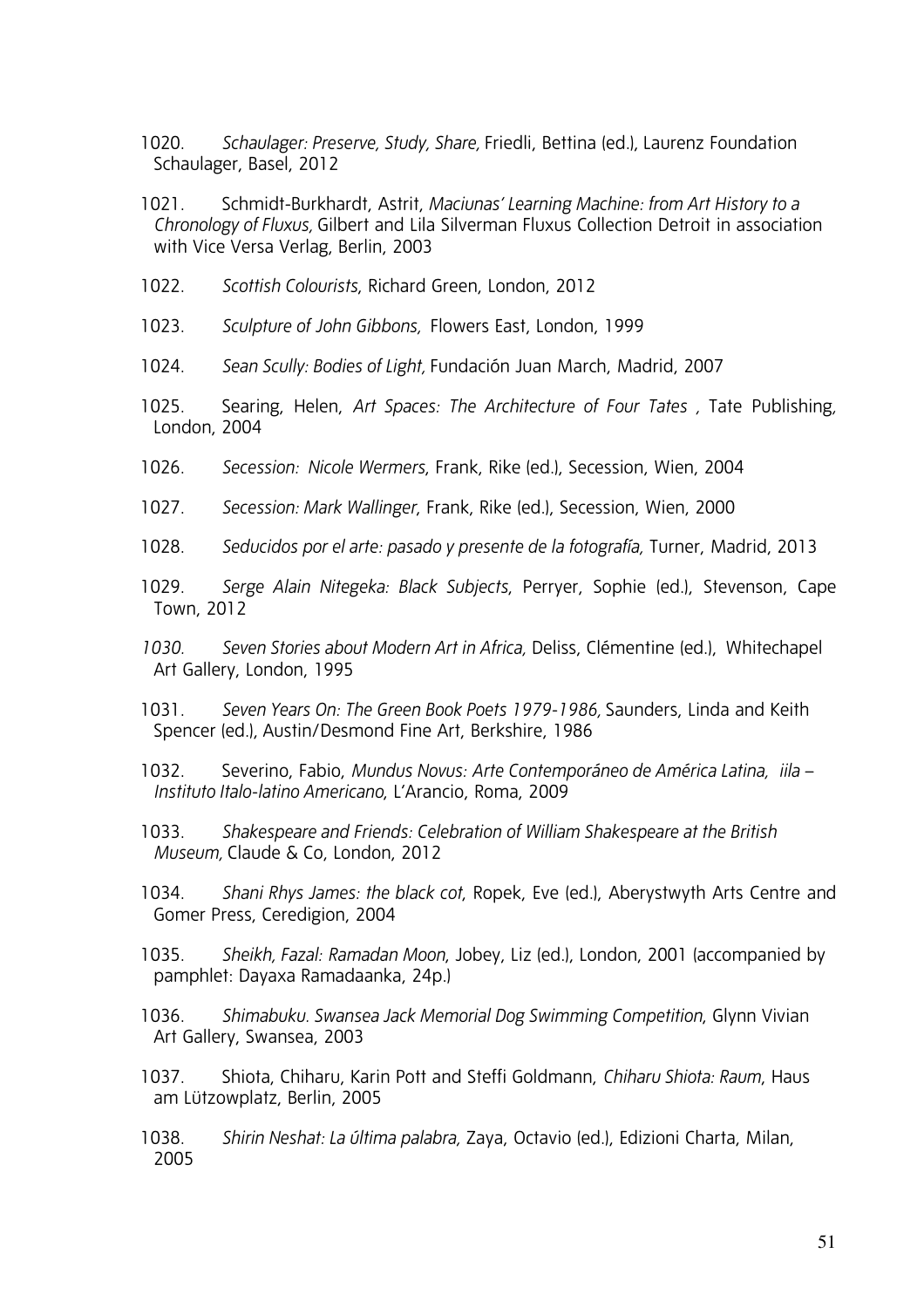1020. *Schaulager: Preserve, Study, Share*, Friedli, Bettina (ed.), Laurenz Foundation Schaulager, Basel, 2012

1021. Schmidt-Burkhardt, Astrit, *Maciunas' Learning Machine: from Art History to a Chronology of Fluxus*, Gilbert and Lila Silverman Fluxus Collection Detroit in association with Vice Versa Verlag, Berlin, 2003

1022. *Scottish Colourists*, Richard Green, London, 2012

1023. *Sculpture of John Gibbons,* Flowers East, London, 1999

1024. *Sean Scully: Bodies of Light*, Fundación Juan March, Madrid, 2007

1025. Searing, Helen, *Art Spaces: The Architecture of Four Tates* , Tate Publishing, London, 2004

1026. *Secession: Nicole Wermers*, Frank, Rike (ed.), Secession, Wien, 2004

1027. *Secession: Mark Wallinger*, Frank, Rike (ed.), Secession, Wien, 2000

1028. *Seducidos por el arte: pasado y presente de la fotografía,* Turner, Madrid, 2013

1029. *Serge Alain Nitegeka: Black Subjects*, Perryer, Sophie (ed.), Stevenson, Cape Town, 2012

*1030.* *Seven Stories about Modern Art in Africa,* Deliss, Clémentine (ed.), Whitechapel Art Gallery, London, 1995

1031. *Seven Years On: The Green Book Poets 1979-1986,* Saunders, Linda and Keith Spencer (ed.), Austin/Desmond Fine Art, Berkshire, 1986

1032. Severino, Fabio, *Mundus Novus: Arte Contemporáneo de América Latina, iila – Instituto Italo-latino Americano*, L'Arancio, Roma, 2009

1033. *Shakespeare and Friends: Celebration of William Shakespeare at the British Museum,* Claude & Co, London, 2012

1034. *Shani Rhys James: the black cot*, Ropek, Eve (ed.), Aberystwyth Arts Centre and Gomer Press, Ceredigion, 2004

1035. *Sheikh, Fazal: Ramadan Moon*, Jobey, Liz (ed.), London, 2001 (accompanied by pamphlet: Dayaxa Ramadaanka, 24p.)

1036. *Shimabuku. Swansea Jack Memorial Dog Swimming Competition*, Glynn Vivian Art Gallery, Swansea, 2003

1037. Shiota, Chiharu, Karin Pott and Steffi Goldmann, *Chiharu Shiota: Raum*, Haus am Lützowplatz, Berlin, 2005

1038. *Shirin Neshat: La última palabra,* Zaya, Octavio (ed.), Edizioni Charta, Milan, 2005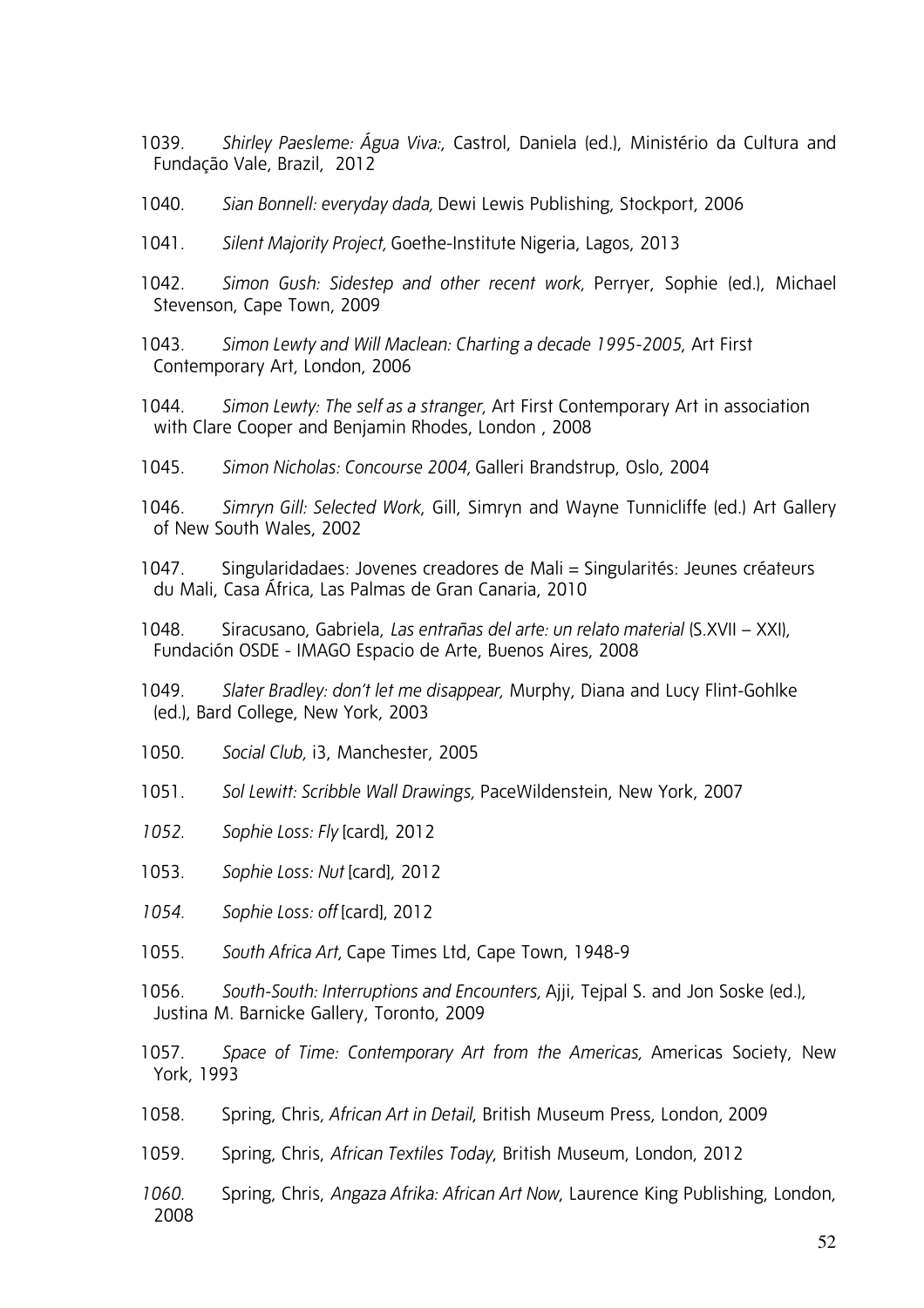1039. *Shirley Paesleme: Água Viva:*, Castrol, Daniela (ed.), Ministério da Cultura and Fundação Vale, Brazil, 2012

1040. *Sian Bonnell: everyday dada,* Dewi Lewis Publishing, Stockport, 2006

1041. *Silent Majority Project,* Goethe-Institute Nigeria, Lagos, 2013

1042. *Simon Gush: Sidestep and other recent work,* Perryer, Sophie (ed.), Michael Stevenson, Cape Town, 2009

1043. *Simon Lewty and Will Maclean: Charting a decade 1995-2005*, Art First Contemporary Art, London, 2006

1044. *Simon Lewty: The self as a stranger,* Art First Contemporary Art in association with Clare Cooper and Benjamin Rhodes, London , 2008

1045. *Simon Nicholas: Concourse 2004,* Galleri Brandstrup, Oslo, 2004

1046. *Simryn Gill: Selected Work*, Gill, Simryn and Wayne Tunnicliffe (ed.) Art Gallery of New South Wales, 2002

1047. Singularidadaes: Jovenes creadores de Mali = Singularités: Jeunes créateurs du Mali, Casa África, Las Palmas de Gran Canaria, 2010

1048. Siracusano, Gabriela, *Las entrañas del arte: un relato material* (S.XVII – XXI), Fundación OSDE - IMAGO Espacio de Arte, Buenos Aires, 2008

1049. *Slater Bradley: don't let me disappear,* Murphy, Diana and Lucy Flint-Gohlke (ed.), Bard College, New York, 2003

1050. *Social Club,* i3, Manchester, 2005

1051. *Sol Lewitt: Scribble Wall Drawings,* PaceWildenstein, New York, 2007

*1052.* *Sophie Loss: Fly* [card], 2012

1053. *Sophie Loss: Nut* [card], 2012

*1054.* *Sophie Loss: off* [card], 2012

1055. *South Africa Art,* Cape Times Ltd, Cape Town, 1948-9

1056. *South-South: Interruptions and Encounters,* Ajji, Tejpal S. and Jon Soske (ed.), Justina M. Barnicke Gallery, Toronto, 2009

1057. *Space of Time: Contemporary Art from the Americas,* Americas Society, New York, 1993

1058. Spring, Chris, *African Art in Detail*, British Museum Press, London, 2009

1059. Spring, Chris, *African Textiles Today*, British Museum, London, 2012

*1060.* Spring, Chris, *Angaza Afrika: African Art Now*, Laurence King Publishing, London, 2008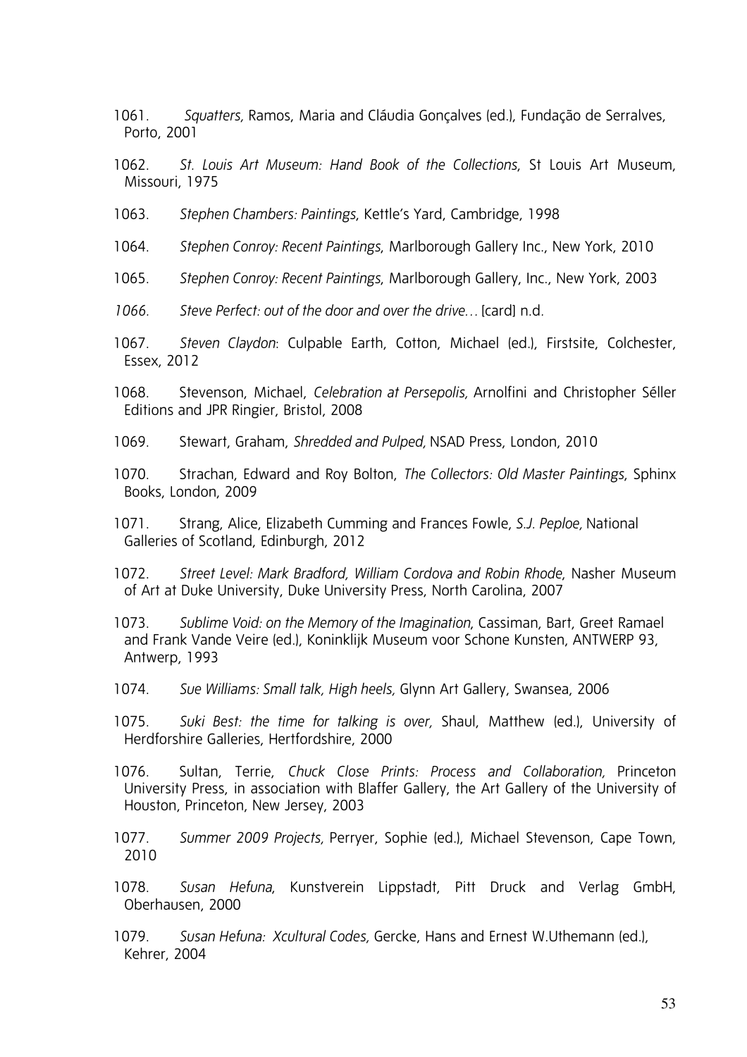1061. *Squatters,* Ramos, Maria and Cláudia Gonçalves (ed.), Fundação de Serralves, Porto, 2001

1062. *St. Louis Art Museum: Hand Book of the Collections*, St Louis Art Museum, Missouri, 1975

1063. *Stephen Chambers: Paintings*, Kettle's Yard, Cambridge, 1998

1064. *Stephen Conroy: Recent Paintings*, Marlborough Gallery Inc., New York, 2010

1065. *Stephen Conroy: Recent Paintings*, Marlborough Gallery, Inc., New York, 2003

*1066. Steve Perfect: out of the door and over the drive…* [card] n.d.

1067. *Steven Claydon*: Culpable Earth, Cotton, Michael (ed.), Firstsite, Colchester, Essex, 2012

1068. Stevenson, Michael, *Celebration at Persepolis,* Arnolfini and Christopher Séller Editions and JPR Ringier, Bristol, 2008

1069. Stewart, Graham, *Shredded and Pulped,* NSAD Press, London, 2010

1070. Strachan, Edward and Roy Bolton, *The Collectors: Old Master Paintings*, Sphinx Books, London, 2009

1071. Strang, Alice, Elizabeth Cumming and Frances Fowle, *S.J. Peploe,* National Galleries of Scotland, Edinburgh, 2012

1072. *Street Level: Mark Bradford, William Cordova and Robin Rhode,* Nasher Museum of Art at Duke University, Duke University Press, North Carolina, 2007

1073. *Sublime Void: on the Memory of the Imagination*, Cassiman, Bart, Greet Ramael and Frank Vande Veire (ed.), Koninklijk Museum voor Schone Kunsten, ANTWERP 93, Antwerp, 1993

1074. *Sue Williams: Small talk, High heels,* Glynn Art Gallery, Swansea, 2006

1075. *Suki Best: the time for talking is over,* Shaul, Matthew (ed.), University of Herdforshire Galleries, Hertfordshire, 2000

1076. Sultan, Terrie, *Chuck Close Prints: Process and Collaboration,* Princeton University Press, in association with Blaffer Gallery, the Art Gallery of the University of Houston, Princeton, New Jersey, 2003

1077. *Summer 2009 Projects,* Perryer, Sophie (ed.), Michael Stevenson, Cape Town, 2010

1078. *Susan Hefuna,* Kunstverein Lippstadt, Pitt Druck and Verlag GmbH, Oberhausen, 2000

1079. *Susan Hefuna: Xcultural Codes,* Gercke, Hans and Ernest W.Uthemann (ed.), Kehrer, 2004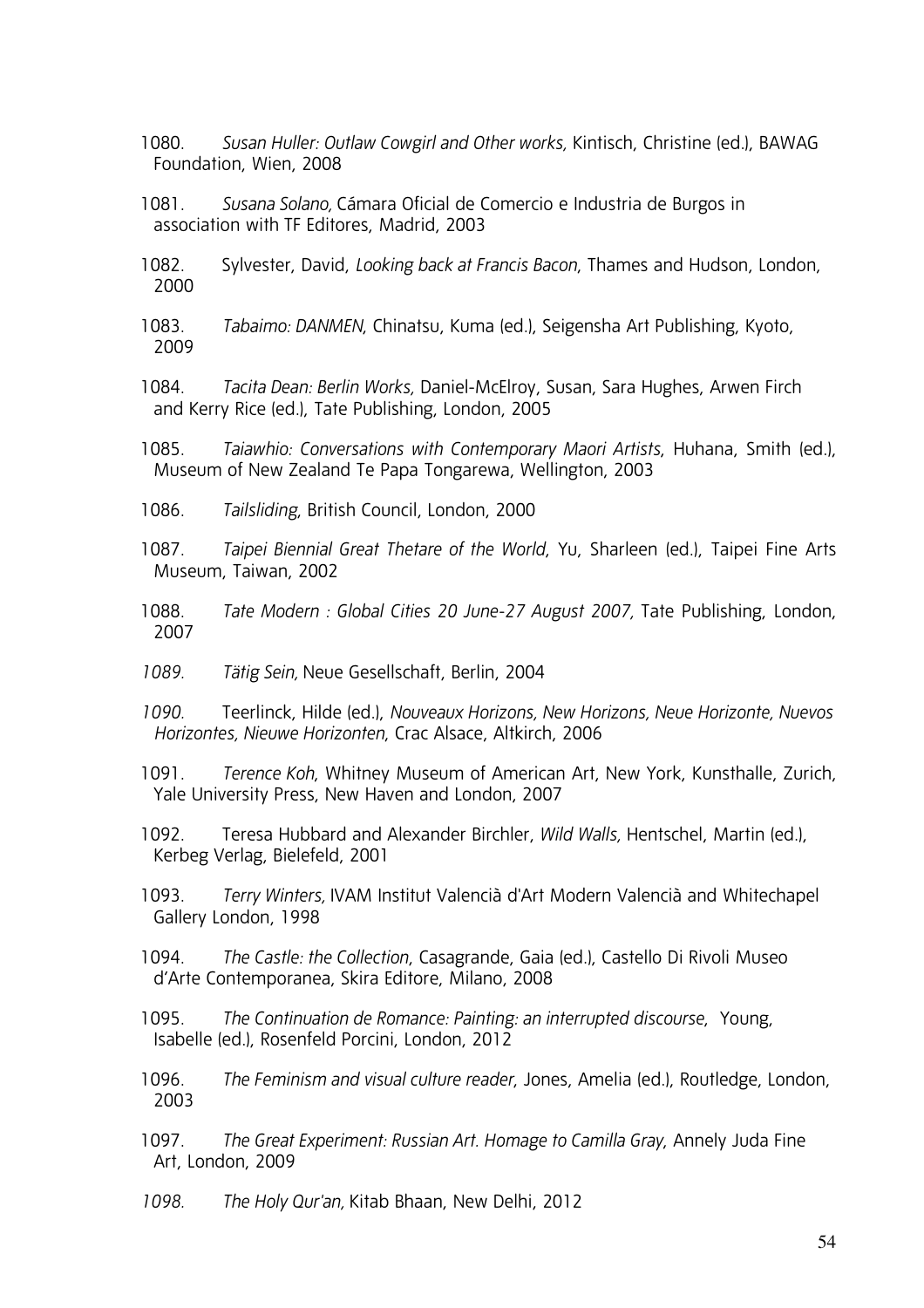1080. *Susan Huller: Outlaw Cowgirl and Other works,* Kintisch, Christine (ed.), BAWAG Foundation, Wien, 2008

1081. *Susana Solano*, Cámara Oficial de Comercio e Industria de Burgos in association with TF Editores, Madrid, 2003

1082. Sylvester, David, *Looking back at Francis Bacon*, Thames and Hudson, London, 2000

1083. *Tabaimo: DANMEN*, Chinatsu, Kuma (ed.), Seigensha Art Publishing, Kyoto, 2009

1084. *Tacita Dean: Berlin Works,* Daniel-McElroy, Susan, Sara Hughes, Arwen Firch and Kerry Rice (ed.), Tate Publishing, London, 2005

1085. *Taiawhio: Conversations with Contemporary Maori Artists*, Huhana, Smith (ed.), Museum of New Zealand Te Papa Tongarewa, Wellington, 2003

1086. *Tailsliding*, British Council, London, 2000

1087. *Taipei Biennial Great Thetare of the World*, Yu, Sharleen (ed.), Taipei Fine Arts Museum, Taiwan, 2002

1088. *Tate Modern : Global Cities 20 June-27 August 2007,* Tate Publishing, London, 2007

*1089.* *Tätig Sein,* Neue Gesellschaft, Berlin, 2004

*1090.* Teerlinck, Hilde (ed.), *Nouveaux Horizons, New Horizons, Neue Horizonte, Nuevos Horizontes, Nieuwe Horizonten*, Crac Alsace, Altkirch, 2006

1091. *Terence Koh*, Whitney Museum of American Art, New York, Kunsthalle, Zurich, Yale University Press, New Haven and London, 2007

1092. Teresa Hubbard and Alexander Birchler, *Wild Walls,* Hentschel, Martin (ed.), Kerbeg Verlag, Bielefeld, 2001

1093. *Terry Winters,* IVAM Institut Valencià d'Art Modern Valencià and Whitechapel Gallery London, 1998

1094. *The Castle: the Collection*, Casagrande, Gaia (ed.), Castello Di Rivoli Museo d'Arte Contemporanea, Skira Editore, Milano, 2008

1095. *The Continuation de Romance: Painting: an interrupted discourse*, Young, Isabelle (ed.), Rosenfeld Porcini, London, 2012

1096. *The Feminism and visual culture reader,* Jones, Amelia (ed.), Routledge, London, 2003

1097. *The Great Experiment: Russian Art. Homage to Camilla Gray,* Annely Juda Fine Art, London, 2009

*1098.* *The Holy Qur'an,* Kitab Bhaan, New Delhi, 2012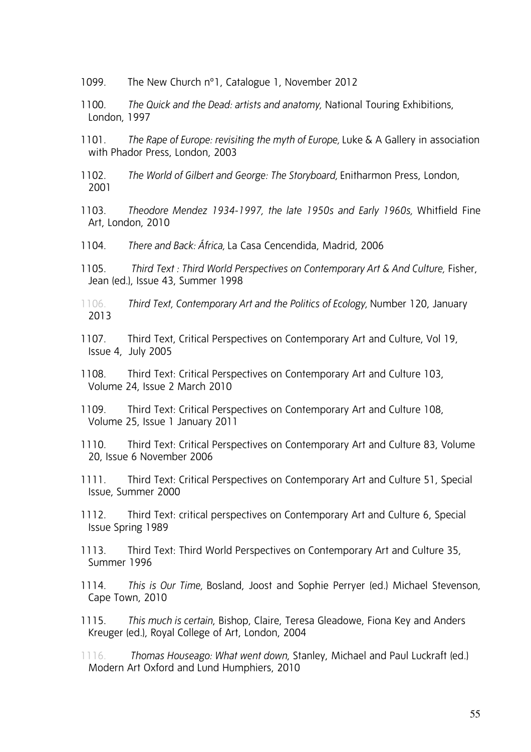1099. The New Church nº1, Catalogue 1, November 2012

1100. *The Quick and the Dead: artists and anatomy,* National Touring Exhibitions, London, 1997

1101. *The Rape of Europe: revisiting the myth of Europe*, Luke & A Gallery in association with Phador Press, London, 2003

1102. *The World of Gilbert and George: The Storyboard*, Enitharmon Press, London, 2001

1103. *Theodore Mendez 1934-1997, the late 1950s and Early 1960s,* Whitfield Fine Art, London, 2010

1104. *There and Back: África*, La Casa Cencendida, Madrid, 2006

1105. *Third Text : Third World Perspectives on Contemporary Art & And Culture,* Fisher, Jean (ed.), Issue 43, Summer 1998

1106. *Third Text, Contemporary Art and the Politics of Ecology,* Number 120, January 2013

1107. Third Text, Critical Perspectives on Contemporary Art and Culture, Vol 19, Issue 4, July 2005

1108. Third Text: Critical Perspectives on Contemporary Art and Culture 103, Volume 24, Issue 2 March 2010

1109. Third Text: Critical Perspectives on Contemporary Art and Culture 108, Volume 25, Issue 1 January 2011

1110. Third Text: Critical Perspectives on Contemporary Art and Culture 83, Volume 20, Issue 6 November 2006

1111. Third Text: Critical Perspectives on Contemporary Art and Culture 51, Special Issue, Summer 2000

1112. Third Text: critical perspectives on Contemporary Art and Culture 6, Special Issue Spring 1989

1113. Third Text: Third World Perspectives on Contemporary Art and Culture 35, Summer 1996

1114. *This is Our Time*, Bosland, Joost and Sophie Perryer (ed.) Michael Stevenson, Cape Town, 2010

1115. *This much is certain*, Bishop, Claire, Teresa Gleadowe, Fiona Key and Anders Kreuger (ed.), Royal College of Art, London, 2004

1116. *Thomas Houseago: What went down*, Stanley, Michael and Paul Luckraft (ed.) Modern Art Oxford and Lund Humphiers, 2010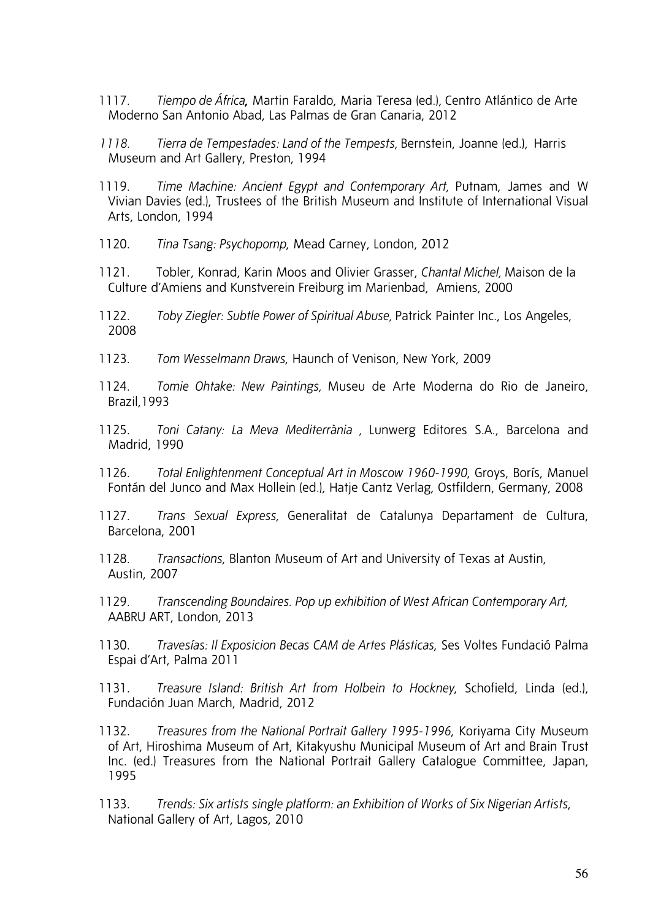1117. *Tiempo de África***,** Martin Faraldo, Maria Teresa (ed.), Centro Atlántico de Arte Moderno San Antonio Abad, Las Palmas de Gran Canaria, 2012

*1118. Tierra de Tempestades: Land of the Tempests,* Bernstein, Joanne (ed.), Harris Museum and Art Gallery, Preston, 1994

1119. *Time Machine: Ancient Egypt and Contemporary Art,* Putnam, James and W Vivian Davies (ed.), Trustees of the British Museum and Institute of International Visual Arts, London, 1994

1120. *Tina Tsang: Psychopomp*, Mead Carney, London, 2012

1121. Tobler, Konrad, Karin Moos and Olivier Grasser, *Chantal Michel,* Maison de la Culture d'Amiens and Kunstverein Freiburg im Marienbad, Amiens, 2000

1122. *Toby Ziegler: Subtle Power of Spiritual Abuse,* Patrick Painter Inc., Los Angeles, 2008

1123. *Tom Wesselmann Draws*, Haunch of Venison, New York, 2009

1124. *Tomie Ohtake: New Paintings,* Museu de Arte Moderna do Rio de Janeiro, Brazil,1993

1125. *Toni Catany: La Meva Mediterrània ,* Lunwerg Editores S.A., Barcelona and Madrid, 1990

1126. *Total Enlightenment Conceptual Art in Moscow 1960-1990*, Groys, Borís, Manuel Fontán del Junco and Max Hollein (ed.), Hatje Cantz Verlag, Ostfildern, Germany, 2008

1127. *Trans Sexual Express,* Generalitat de Catalunya Departament de Cultura, Barcelona, 2001

1128. *Transactions*, Blanton Museum of Art and University of Texas at Austin, Austin, 2007

1129. *Transcending Boundaires. Pop up exhibition of West African Contemporary Art,* AABRU ART, London, 2013

1130. *Travesías: Il Exposicion Becas CAM de Artes Plásticas*, Ses Voltes Fundació Palma Espai d'Art, Palma 2011

1131. *Treasure Island: British Art from Holbein to Hockney*, Schofield, Linda (ed.), Fundación Juan March, Madrid, 2012

1132. *Treasures from the National Portrait Gallery 1995-1996*, Koriyama City Museum of Art, Hiroshima Museum of Art, Kitakyushu Municipal Museum of Art and Brain Trust Inc. (ed.) Treasures from the National Portrait Gallery Catalogue Committee, Japan, 1995

1133. *Trends: Six artists single platform: an Exhibition of Works of Six Nigerian Artists*, National Gallery of Art, Lagos, 2010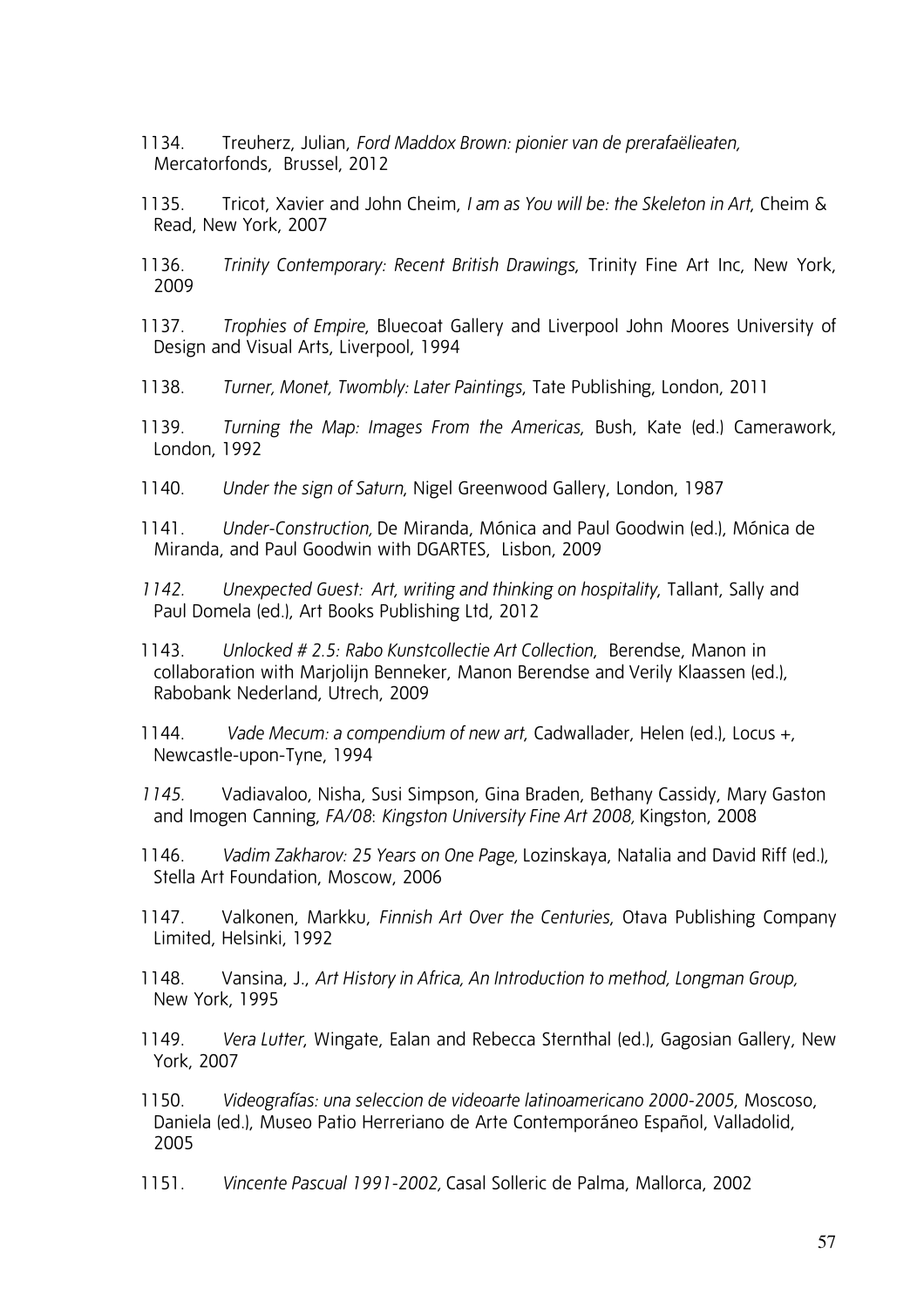1134. Treuherz, Julian, *Ford Maddox Brown: pionier van de prerafaëlieaten,* Mercatorfonds, Brussel, 2012

1135. Tricot, Xavier and John Cheim, *I am as You will be: the Skeleton in Art*, Cheim & Read, New York, 2007

1136. *Trinity Contemporary: Recent British Drawings*, Trinity Fine Art Inc, New York, 2009

1137. *Trophies of Empire*, Bluecoat Gallery and Liverpool John Moores University of Design and Visual Arts, Liverpool, 1994

1138. *Turner, Monet, Twombly: Later Paintings*, Tate Publishing, London, 2011

1139. *Turning the Map: Images From the Americas*, Bush, Kate (ed.) Camerawork, London, 1992

1140. *Under the sign of Saturn*, Nigel Greenwood Gallery, London, 1987

1141. *Under-Construction,* De Miranda, Mónica and Paul Goodwin (ed.), Mónica de Miranda, and Paul Goodwin with DGARTES, Lisbon, 2009

*1142.* *Unexpected Guest: Art, writing and thinking on hospitality*, Tallant, Sally and Paul Domela (ed.), Art Books Publishing Ltd, 2012

1143. *Unlocked # 2.5: Rabo Kunstcollectie Art Collection*, Berendse, Manon in collaboration with Marjolijn Benneker, Manon Berendse and Verily Klaassen (ed.), Rabobank Nederland, Utrech, 2009

1144. *Vade Mecum: a compendium of new art*, Cadwallader, Helen (ed.), Locus +, Newcastle-upon-Tyne, 1994

*1145.* Vadiavaloo, Nisha, Susi Simpson, Gina Braden, Bethany Cassidy, Mary Gaston and Imogen Canning, *FA/08*: *Kingston University Fine Art 2008,* Kingston, 2008

1146. *Vadim Zakharov: 25 Years on One Page,* Lozinskaya, Natalia and David Riff (ed.), Stella Art Foundation, Moscow, 2006

1147. Valkonen, Markku, *Finnish Art Over the Centuries*, Otava Publishing Company Limited, Helsinki, 1992

1148. Vansina, J., *Art History in Africa, An Introduction to method, Longman Group,* New York, 1995

1149. *Vera Lutter*, Wingate, Ealan and Rebecca Sternthal (ed.), Gagosian Gallery, New York, 2007

1150. *Videografías: una seleccion de videoarte latinoamericano 2000-2005*, Moscoso, Daniela (ed.), Museo Patio Herreriano de Arte Contemporáneo Español, Valladolid, 2005

1151. *Vincente Pascual 1991-2002*, Casal Solleric de Palma, Mallorca, 2002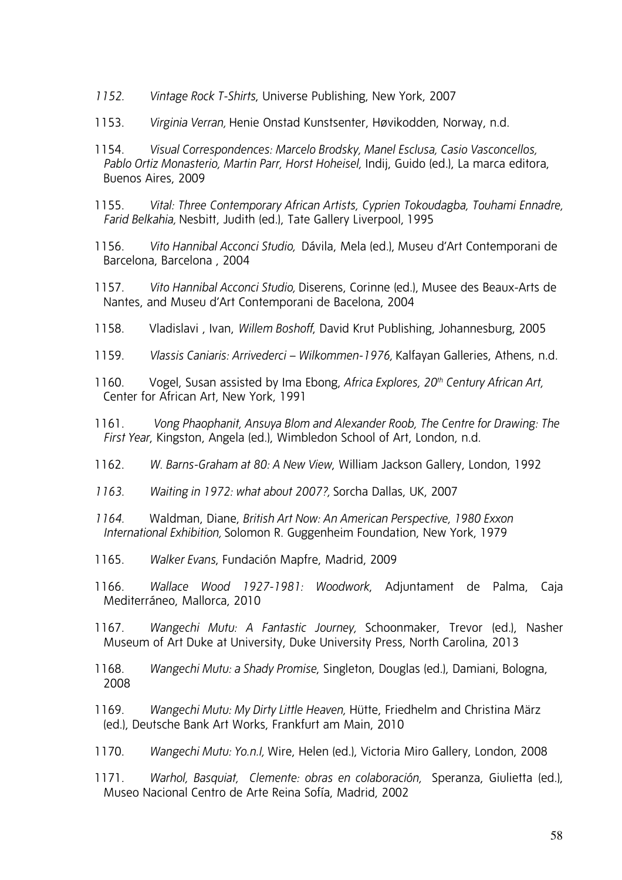*1152.* *Vintage Rock T-Shirts*, Universe Publishing, New York, 2007

1153. *Virginia Verran,* Henie Onstad Kunstsenter, Høvikodden, Norway, n.d.

1154. *Visual Correspondences: Marcelo Brodsky, Manel Esclusa, Casio Vasconcellos, Pablo Ortiz Monasterio, Martin Parr, Horst Hoheisel,* Indij, Guido (ed.), La marca editora, Buenos Aires, 2009

1155. *Vital: Three Contemporary African Artists, Cyprien Tokoudagba, Touhami Ennadre, Farid Belkahia,* Nesbitt, Judith (ed.), Tate Gallery Liverpool, 1995

1156. *Vito Hannibal Acconci Studio,* Dávila, Mela (ed.), Museu d'Art Contemporani de Barcelona, Barcelona , 2004

1157. *Vito Hannibal Acconci Studio,* Diserens, Corinne (ed.), Musee des Beaux-Arts de Nantes, and Museu d'Art Contemporani de Bacelona, 2004

1158. Vladislavi , Ivan, *Willem Boshoff*, David Krut Publishing, Johannesburg, 2005

1159. *Vlassis Caniaris: Arrivederci – Wilkommen-1976,* Kalfayan Galleries, Athens, n.d.

1160. Vogel, Susan assisted by Ima Ebong, *Africa Explores, 20th Century African Art,* Center for African Art, New York, 1991

1161. *Vong Phaophanit, Ansuya Blom and Alexander Roob, The Centre for Drawing: The First Year*, Kingston, Angela (ed.), Wimbledon School of Art, London, n.d.

1162. *W. Barns-Graham at 80: A New View*, William Jackson Gallery, London, 1992

*1163.* *Waiting in 1972: what about 2007?,* Sorcha Dallas, UK, 2007

*1164.* Waldman, Diane, *British Art Now: An American Perspective, 1980 Exxon International Exhibition,* Solomon R. Guggenheim Foundation, New York, 1979

1165. *Walker Evans*, Fundación Mapfre, Madrid, 2009

1166. *Wallace Wood 1927-1981: Woodwork*, Adjuntament de Palma, Caja Mediterráneo, Mallorca, 2010

1167. *Wangechi Mutu: A Fantastic Journey,* Schoonmaker, Trevor (ed.), Nasher Museum of Art Duke at University, Duke University Press, North Carolina, 2013

1168. *Wangechi Mutu: a Shady Promise*, Singleton, Douglas (ed.), Damiani, Bologna, 2008

1169. *Wangechi Mutu: My Dirty Little Heaven,* Hütte, Friedhelm and Christina März (ed.), Deutsche Bank Art Works, Frankfurt am Main, 2010

1170. *Wangechi Mutu: Yo.n.I,* Wire, Helen (ed.), Victoria Miro Gallery, London, 2008

1171. *Warhol, Basquiat, Clemente: obras en colaboración,* Speranza, Giulietta (ed.), Museo Nacional Centro de Arte Reina Sofía, Madrid, 2002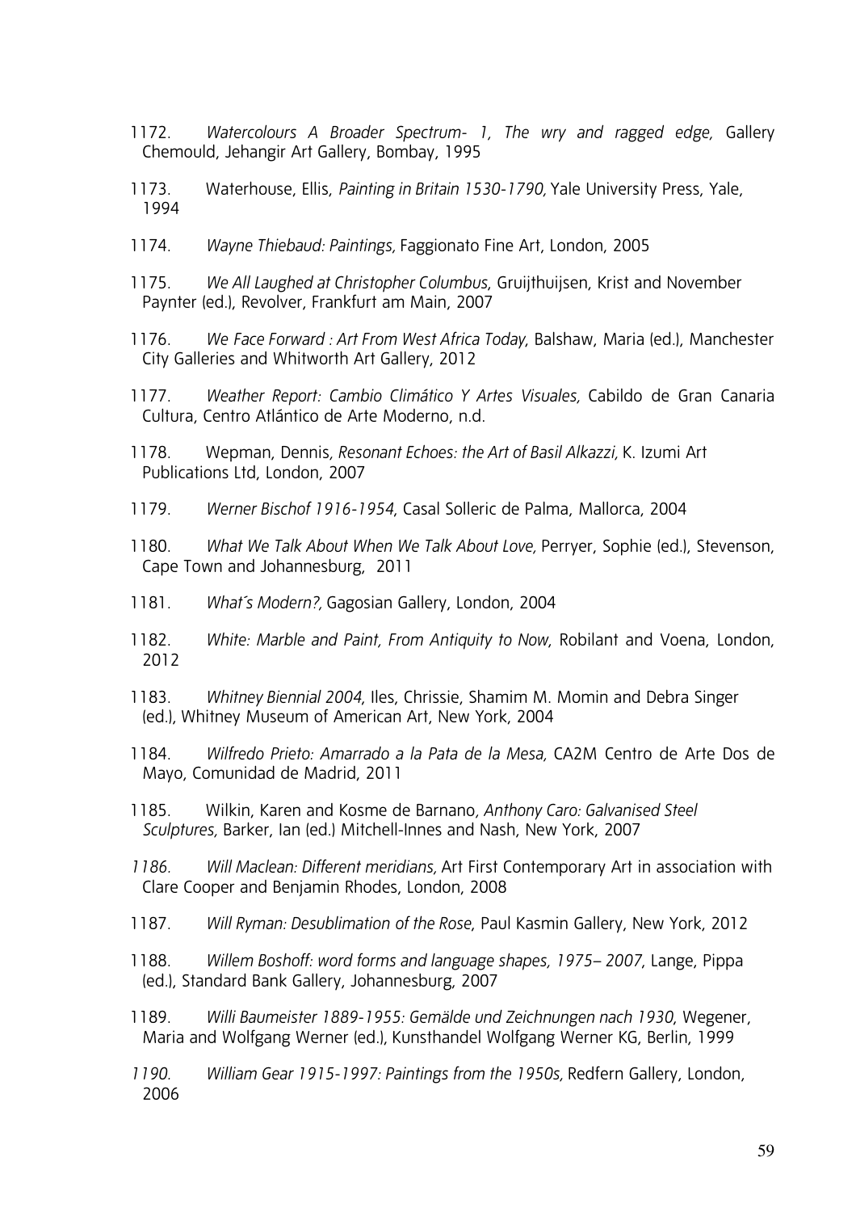1172. *Watercolours A Broader Spectrum- 1, The wry and ragged edge,* Gallery Chemould, Jehangir Art Gallery, Bombay, 1995

1173. Waterhouse, Ellis, *Painting in Britain 1530-1790,* Yale University Press, Yale, 1994

1174. *Wayne Thiebaud: Paintings,* Faggionato Fine Art, London, 2005

1175. *We All Laughed at Christopher Columbus*, Gruijthuijsen, Krist and November Paynter (ed.), Revolver, Frankfurt am Main, 2007

1176. *We Face Forward : Art From West Africa Today*, Balshaw, Maria (ed.), Manchester City Galleries and Whitworth Art Gallery, 2012

1177. *Weather Report: Cambio Climático Y Artes Visuales,* Cabildo de Gran Canaria Cultura, Centro Atlántico de Arte Moderno, n.d.

1178. Wepman, Dennis, *Resonant Echoes: the Art of Basil Alkazzi*, K. Izumi Art Publications Ltd, London, 2007

1179. *Werner Bischof 1916-1954*, Casal Solleric de Palma, Mallorca, 2004

1180. *What We Talk About When We Talk About Love*, Perryer, Sophie (ed.), Stevenson, Cape Town and Johannesburg, 2011

1181. *What´s Modern?,* Gagosian Gallery, London, 2004

1182. *White: Marble and Paint, From Antiquity to Now*, Robilant and Voena, London, 2012

1183. *Whitney Biennial 2004*, Iles, Chrissie, Shamim M. Momin and Debra Singer (ed.), Whitney Museum of American Art, New York, 2004

1184. *Wilfredo Prieto: Amarrado a la Pata de la Mesa,* CA2M Centro de Arte Dos de Mayo, Comunidad de Madrid, 2011

1185. Wilkin, Karen and Kosme de Barnano, *Anthony Caro: Galvanised Steel Sculptures,* Barker, Ian (ed.) Mitchell-Innes and Nash, New York, 2007

*1186.* *Will Maclean: Different meridians,* Art First Contemporary Art in association with Clare Cooper and Benjamin Rhodes, London, 2008

1187. *Will Ryman: Desublimation of the Rose*, Paul Kasmin Gallery, New York, 2012

1188. *Willem Boshoff: word forms and language shapes, 1975– 2007*, Lange, Pippa (ed.), Standard Bank Gallery, Johannesburg, 2007

1189. *Willi Baumeister 1889-1955: Gemälde und Zeichnungen nach 1930*, Wegener, Maria and Wolfgang Werner (ed.), Kunsthandel Wolfgang Werner KG, Berlin, 1999

*1190.* *William Gear 1915-1997: Paintings from the 1950s,* Redfern Gallery, London, 2006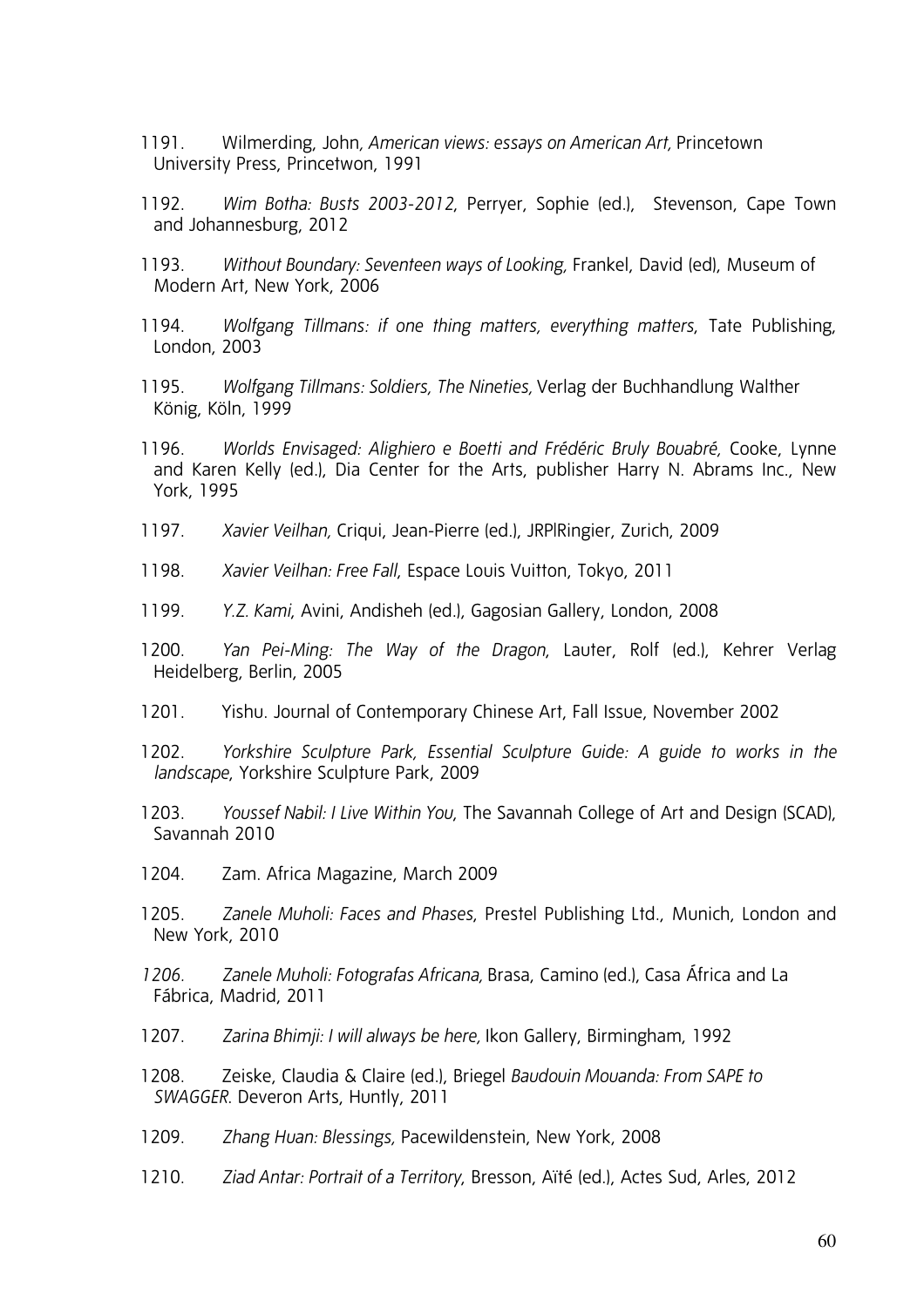1191. Wilmerding, John, *American views: essays on American Art,* Princetown University Press, Princetwon, 1991

1192. *Wim Botha: Busts 2003-2012*, Perryer, Sophie (ed.), Stevenson, Cape Town and Johannesburg, 2012

1193. *Without Boundary: Seventeen ways of Looking,* Frankel, David (ed), Museum of Modern Art, New York, 2006

1194. *Wolfgang Tillmans: if one thing matters, everything matters*, Tate Publishing, London, 2003

1195. *Wolfgang Tillmans: Soldiers, The Nineties,* Verlag der Buchhandlung Walther König, Köln, 1999

1196. *Worlds Envisaged: Alighiero e Boetti and Frédéric Bruly Bouabré,* Cooke, Lynne and Karen Kelly (ed.), Dia Center for the Arts, publisher Harry N. Abrams Inc., New York, 1995

1197. *Xavier Veilhan,* Criqui, Jean-Pierre (ed.), JRP|Ringier, Zurich, 2009

1198. *Xavier Veilhan: Free Fall*, Espace Louis Vuitton, Tokyo, 2011

1199. *Y.Z. Kami,* Avini, Andisheh (ed.), Gagosian Gallery, London, 2008

1200. *Yan Pei-Ming: The Way of the Dragon*, Lauter, Rolf (ed.), Kehrer Verlag Heidelberg, Berlin, 2005

1201. Yishu. Journal of Contemporary Chinese Art, Fall Issue, November 2002

1202. *Yorkshire Sculpture Park, Essential Sculpture Guide: A guide to works in the landscape*, Yorkshire Sculpture Park, 2009

1203. *Youssef Nabil: I Live Within You*, The Savannah College of Art and Design (SCAD), Savannah 2010

1204. Zam. Africa Magazine, March 2009

1205. *Zanele Muholi: Faces and Phases*, Prestel Publishing Ltd., Munich, London and New York, 2010

*1206.* *Zanele Muholi: Fotografas Africana,* Brasa, Camino (ed.), Casa África and La Fábrica, Madrid, 2011

1207. *Zarina Bhimji: I will always be here,* Ikon Gallery, Birmingham, 1992

1208. Zeiske, Claudia & Claire (ed.), Briegel *Baudouin Mouanda: From SAPE to SWAGGER.* Deveron Arts, Huntly, 2011

1209. *Zhang Huan: Blessings,* Pacewildenstein, New York, 2008

1210. *Ziad Antar: Portrait of a Territory*, Bresson, Aïté (ed.), Actes Sud, Arles, 2012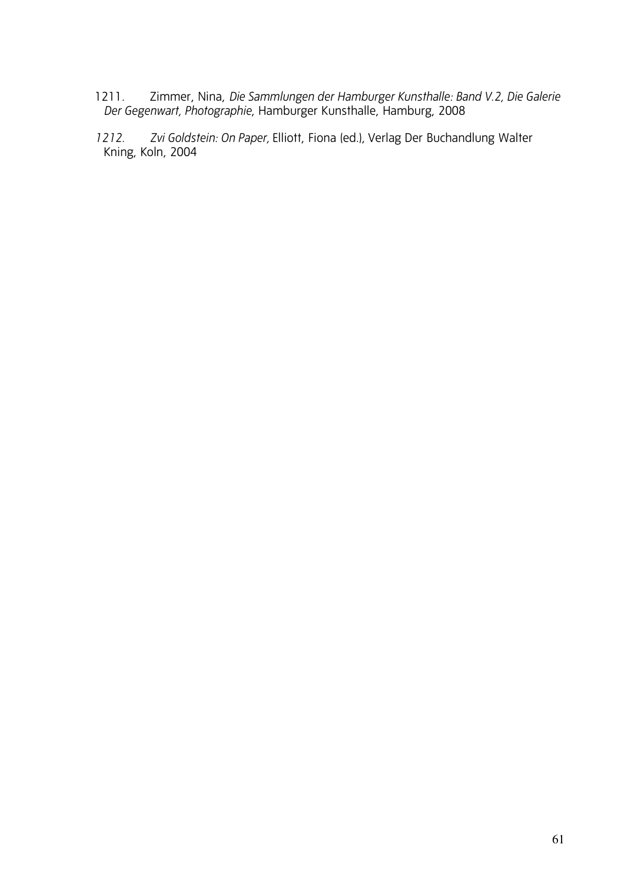1211. Zimmer, Nina, *Die Sammlungen der Hamburger Kunsthalle: Band V.2, Die Galerie Der Gegenwart, Photographie*, Hamburger Kunsthalle, Hamburg, 2008

*1212. Zvi Goldstein: On Paper,* Elliott, Fiona (ed.), Verlag Der Buchandlung Walter Kning, Koln, 2004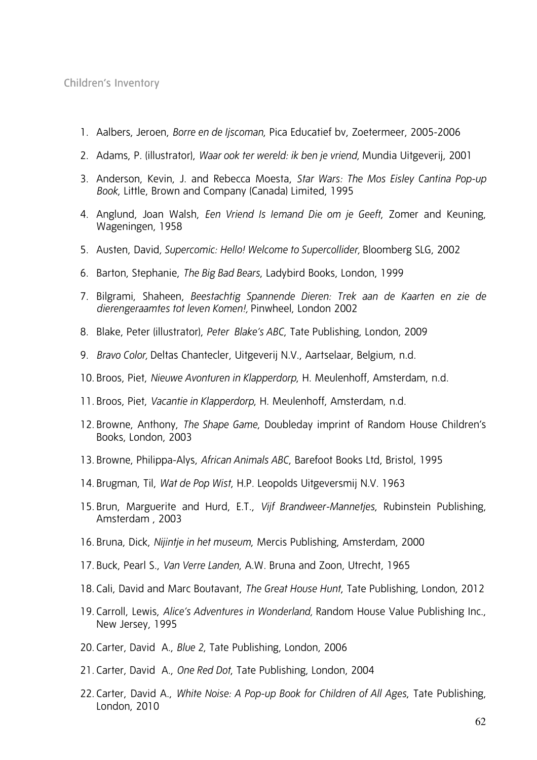Children's Inventory

1. Aalbers, Jeroen, *Borre en de Ijscoman*, Pica Educatief bv, Zoetermeer, 2005-2006
2. Adams, P. (illustrator), *Waar ook ter wereld: ik ben je vriend*, Mundia Uitgeverij, 2001
3. Anderson, Kevin, J. and Rebecca Moesta, *Star Wars: The Mos Eisley Cantina Pop-up Book*, Little, Brown and Company (Canada) Limited, 1995
4. Anglund, Joan Walsh, *Een Vriend Is Iemand Die om je Geeft*, Zomer and Keuning, Wageningen, 1958
5. Austen, David, *Supercomic: Hello! Welcome to Supercollider*, Bloomberg SLG, 2002
6. Barton, Stephanie, *The Big Bad Bears*, Ladybird Books, London, 1999
7. Bilgrami, Shaheen, *Beestachtig Spannende Dieren: Trek aan de Kaarten en zie de dierengeraamtes tot leven Komen!*, Pinwheel, London 2002
8. Blake, Peter (illustrator), *Peter Blake's ABC*, Tate Publishing, London, 2009
9. *Bravo Color*, Deltas Chantecler, Uitgeverij N.V., Aartselaar, Belgium, n.d.
10. Broos, Piet, *Nieuwe Avonturen in Klapperdorp*, H. Meulenhoff, Amsterdam, n.d.
11. Broos, Piet, *Vacantie in Klapperdorp*, H. Meulenhoff, Amsterdam, n.d.
12. Browne, Anthony, *The Shape Game*, Doubleday imprint of Random House Children's Books, London, 2003
13. Browne, Philippa-Alys, *African Animals ABC*, Barefoot Books Ltd, Bristol, 1995
14. Brugman, Til, *Wat de Pop Wist*, H.P. Leopolds Uitgeversmij N.V. 1963
15. Brun, Marguerite and Hurd, E.T., *Vijf Brandweer-Mannetjes*, Rubinstein Publishing, Amsterdam , 2003
16. Bruna, Dick, *Nijintje in het museum*, Mercis Publishing, Amsterdam, 2000
17. Buck, Pearl S., *Van Verre Landen*, A.W. Bruna and Zoon, Utrecht, 1965
18. Cali, David and Marc Boutavant, *The Great House Hunt*, Tate Publishing, London, 2012
19. Carroll, Lewis, *Alice's Adventures in Wonderland*, Random House Value Publishing Inc., New Jersey, 1995
20. Carter, David A., *Blue 2*, Tate Publishing, London, 2006
21. Carter, David A., *One Red Dot*, Tate Publishing, London, 2004
22. Carter, David A., *White Noise: A Pop-up Book for Children of All Ages*, Tate Publishing, London, 2010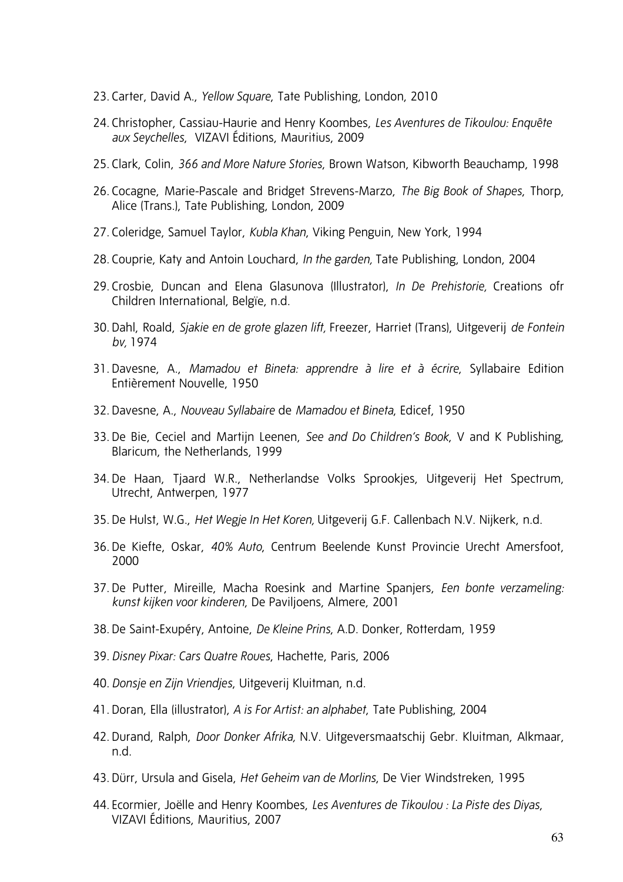23. Carter, David A., *Yellow Square*, Tate Publishing, London, 2010

24. Christopher, Cassiau-Haurie and Henry Koombes, *Les Aventures de Tikoulou: Enquête aux Seychelles*, VIZAVI Éditions, Mauritius, 2009

25. Clark, Colin, *366 and More Nature Stories*, Brown Watson, Kibworth Beauchamp, 1998

26. Cocagne, Marie-Pascale and Bridget Strevens-Marzo, *The Big Book of Shapes*, Thorp, Alice (Trans.), Tate Publishing, London, 2009

27. Coleridge, Samuel Taylor, *Kubla Khan*, Viking Penguin, New York, 1994

28. Couprie, Katy and Antoin Louchard, *In the garden*, Tate Publishing, London, 2004

29. Crosbie, Duncan and Elena Glasunova (Illustrator), *In De Prehistorie*, Creations ofr Children International, Belgïe, n.d.

30. Dahl, Roald, *Sjakie en de grote glazen lift*, Freezer, Harriet (Trans), Uitgeverij *de Fontein bv*, 1974

31. Davesne, A., *Mamadou et Bineta: apprendre à lire et à écrire*, Syllabaire Edition Entièrement Nouvelle, 1950

32. Davesne, A., *Nouveau Syllabaire* de *Mamadou et Bineta*, Edicef, 1950

33. De Bie, Ceciel and Martijn Leenen, *See and Do Children's Book*, V and K Publishing, Blaricum, the Netherlands, 1999

34. De Haan, Tjaard W.R., Netherlandse Volks Sprookjes, Uitgeverij Het Spectrum, Utrecht, Antwerpen, 1977

35. De Hulst, W.G., *Het Wegje In Het Koren*, Uitgeverij G.F. Callenbach N.V. Nijkerk, n.d.

36. De Kiefte, Oskar, *40% Auto*, Centrum Beelende Kunst Provincie Urecht Amersfoot, 2000

37. De Putter, Mireille, Macha Roesink and Martine Spanjers, *Een bonte verzameling: kunst kijken voor kinderen*, De Paviljoens, Almere, 2001

38. De Saint-Exupéry, Antoine, *De Kleine Prins*, A.D. Donker, Rotterdam, 1959

39. *Disney Pixar: Cars Quatre Roues*, Hachette, Paris, 2006

40. *Donsje en Zijn Vriendjes*, Uitgeverij Kluitman, n.d.

41. Doran, Ella (illustrator), *A is For Artist: an alphabet*, Tate Publishing, 2004

42. Durand, Ralph, *Door Donker Afrika*, N.V. Uitgeversmaatschij Gebr. Kluitman, Alkmaar, n.d.

43. Dürr, Ursula and Gisela, *Het Geheim van de Morlins*, De Vier Windstreken, 1995

44. Ecormier, Joëlle and Henry Koombes, *Les Aventures de Tikoulou : La Piste des Diyas*, VIZAVI Éditions, Mauritius, 2007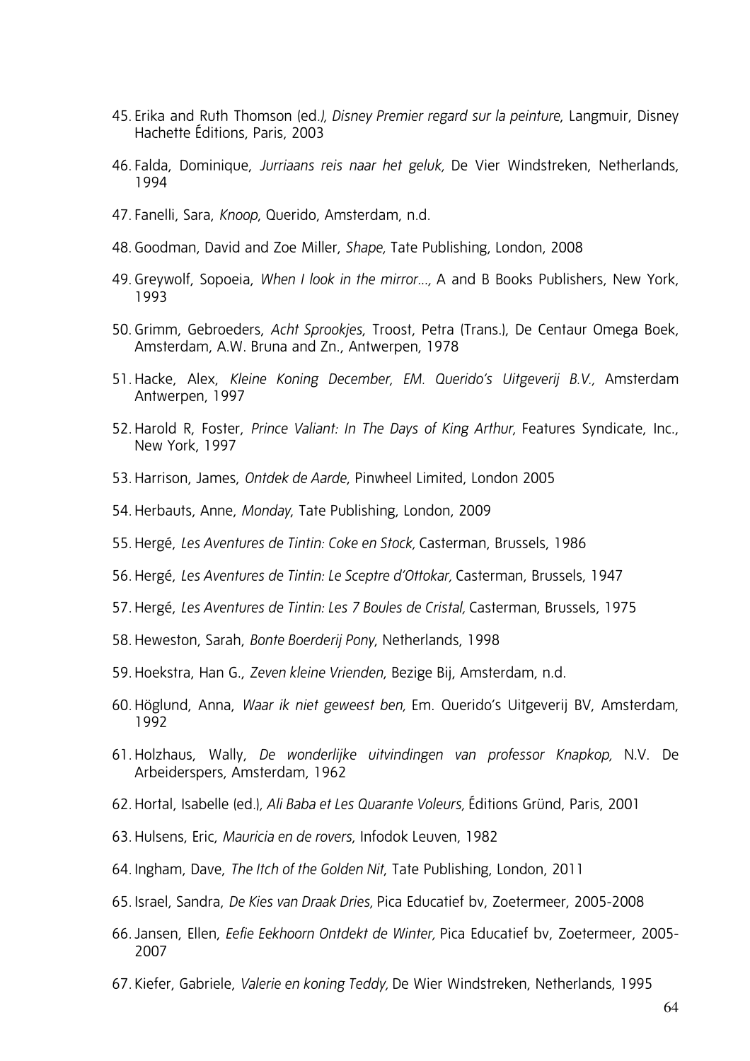45. Erika and Ruth Thomson (ed.*), Disney Premier regard sur la peinture*, Langmuir, Disney Hachette Éditions, Paris, 2003

46. Falda, Dominique, *Jurriaans reis naar het geluk,* De Vier Windstreken, Netherlands, 1994

47. Fanelli, Sara, *Knoop*, Querido, Amsterdam, n.d.

48. Goodman, David and Zoe Miller, *Shape,* Tate Publishing, London, 2008

49. Greywolf, Sopoeia, *When I look in the mirror…,* A and B Books Publishers, New York, 1993

50. Grimm, Gebroeders, *Acht Sprookjes*, Troost, Petra (Trans.), De Centaur Omega Boek, Amsterdam, A.W. Bruna and Zn., Antwerpen, 1978

51. Hacke, Alex, *Kleine Koning December, EM. Querido's Uitgeverij B.V.,* Amsterdam Antwerpen, 1997

52. Harold R, Foster, *Prince Valiant: In The Days of King Arthur,* Features Syndicate, Inc., New York, 1997

53. Harrison, James, *Ontdek de Aarde*, Pinwheel Limited, London 2005

54. Herbauts, Anne, *Monday*, Tate Publishing, London, 2009

55. Hergé, *Les Aventures de Tintin: Coke en Stock,* Casterman, Brussels, 1986

56. Hergé, *Les Aventures de Tintin: Le Sceptre d'Ottokar,* Casterman, Brussels, 1947

57. Hergé, *Les Aventures de Tintin: Les 7 Boules de Cristal,* Casterman, Brussels, 1975

58. Heweston, Sarah, *Bonte Boerderij Pony*, Netherlands, 1998

59. Hoekstra, Han G., *Zeven kleine Vrienden*, Bezige Bij, Amsterdam, n.d.

60. Höglund, Anna, *Waar ik niet geweest ben,* Em. Querido's Uitgeverij BV, Amsterdam, 1992

61. Holzhaus, Wally, *De wonderlijke uitvindingen van professor Knapkop,* N.V. De Arbeiderspers, Amsterdam, 1962

62. Hortal, Isabelle (ed.)*, Ali Baba et Les Quarante Voleurs,* Éditions Gründ, Paris, 2001

63. Hulsens, Eric, *Mauricia en de rovers*, Infodok Leuven, 1982

64. Ingham, Dave, *The Itch of the Golden Nit*, Tate Publishing, London, 2011

65. Israel, Sandra, *De Kies van Draak Dries,* Pica Educatief bv, Zoetermeer, 2005-2008

66. Jansen, Ellen, *Eefie Eekhoorn Ontdekt de Winter,* Pica Educatief bv, Zoetermeer, 2005-2007

67. Kiefer, Gabriele, *Valerie en koning Teddy,* De Wier Windstreken, Netherlands, 1995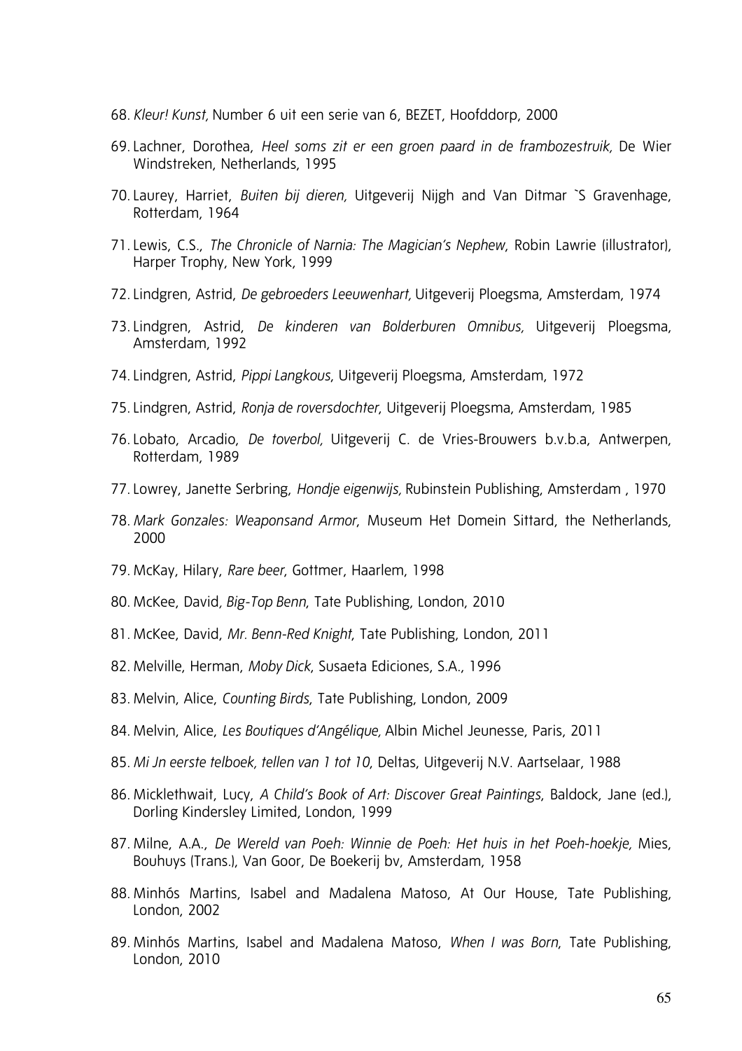68. *Kleur! Kunst*, Number 6 uit een serie van 6, BEZET, Hoofddorp, 2000
69. Lachner, Dorothea, *Heel soms zit er een groen paard in de frambozestruik,* De Wier Windstreken, Netherlands, 1995
70. Laurey, Harriet, *Buiten bij dieren,* Uitgeverij Nijgh and Van Ditmar `S Gravenhage, Rotterdam, 1964
71. Lewis, C.S., *The Chronicle of Narnia: The Magician's Nephew*, Robin Lawrie (illustrator), Harper Trophy, New York, 1999
72. Lindgren, Astrid, *De gebroeders Leeuwenhart,* Uitgeverij Ploegsma, Amsterdam, 1974
73. Lindgren, Astrid, *De kinderen van Bolderburen Omnibus,* Uitgeverij Ploegsma, Amsterdam, 1992
74. Lindgren, Astrid, *Pippi Langkous*, Uitgeverij Ploegsma, Amsterdam, 1972
75. Lindgren, Astrid, *Ronja de roversdochter*, Uitgeverij Ploegsma, Amsterdam, 1985
76. Lobato, Arcadio, *De toverbol,* Uitgeverij C. de Vries-Brouwers b.v.b.a, Antwerpen, Rotterdam, 1989
77. Lowrey, Janette Serbring, *Hondje eigenwijs,* Rubinstein Publishing, Amsterdam , 1970
78. *Mark Gonzales: Weaponsand Armor*, Museum Het Domein Sittard, the Netherlands, 2000
79. McKay, Hilary, *Rare beer,* Gottmer, Haarlem, 1998
80. McKee, David, *Big-Top Benn*, Tate Publishing, London, 2010
81. McKee, David, *Mr. Benn-Red Knight*, Tate Publishing, London, 2011
82. Melville, Herman, *Moby Dick*, Susaeta Ediciones, S.A., 1996
83. Melvin, Alice, *Counting Birds*, Tate Publishing, London, 2009
84. Melvin, Alice, *Les Boutiques d'Angélique,* Albin Michel Jeunesse, Paris, 2011
85. *Mi Jn eerste telboek, tellen van 1 tot 10*, Deltas, Uitgeverij N.V. Aartselaar, 1988
86. Micklethwait, Lucy, *A Child's Book of Art: Discover Great Paintings*, Baldock, Jane (ed.), Dorling Kindersley Limited, London, 1999
87. Milne, A.A., *De Wereld van Poeh: Winnie de Poeh: Het huis in het Poeh-hoekje,* Mies, Bouhuys (Trans.), Van Goor, De Boekerij bv, Amsterdam, 1958
88. Minhós Martins, Isabel and Madalena Matoso, At Our House, Tate Publishing, London, 2002
89. Minhós Martins, Isabel and Madalena Matoso, *When I was Born*, Tate Publishing, London, 2010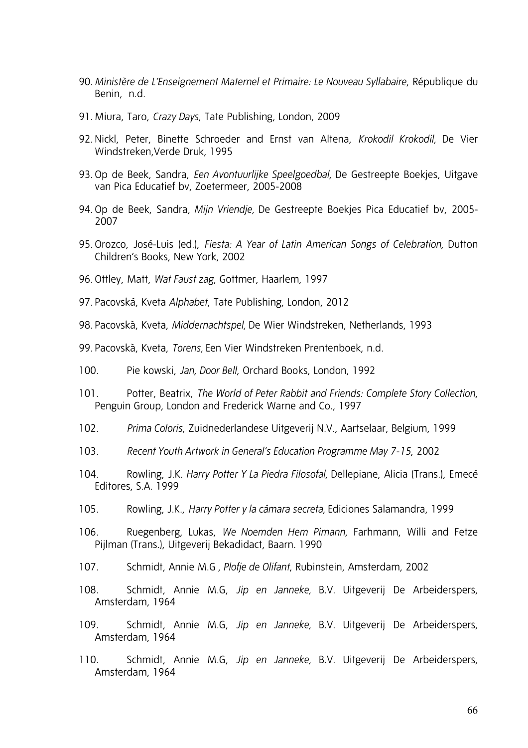90. *Ministère de L'Enseignement Maternel et Primaire: Le Nouveau Syllabaire*, République du Benin, n.d.

91. Miura, Taro, *Crazy Days*, Tate Publishing, London, 2009

92. Nickl, Peter, Binette Schroeder and Ernst van Altena, *Krokodil Krokodil,* De Vier Windstreken,Verde Druk, 1995

93. Op de Beek, Sandra, *Een Avontuurlijke Speelgoedbal,* De Gestreepte Boekjes, Uitgave van Pica Educatief bv, Zoetermeer, 2005-2008

94. Op de Beek, Sandra, *Mijn Vriendje,* De Gestreepte Boekjes Pica Educatief bv, 2005-2007

95. Orozco, José-Luis (ed.), *Fiesta: A Year of Latin American Songs of Celebration,* Dutton Children's Books, New York, 2002

96. Ottley, Matt, *Wat Faust zag*, Gottmer, Haarlem, 1997

97. Pacovská, Kveta *Alphabet*, Tate Publishing, London, 2012

98. Pacovskà, Kveta, *Middernachtspel,* De Wier Windstreken, Netherlands, 1993

99. Pacovskà, Kveta, *Torens,* Een Vier Windstreken Prentenboek, n.d.

100. Pie kowski, *Jan, Door Bell,* Orchard Books, London, 1992

101. Potter, Beatrix, *The World of Peter Rabbit and Friends: Complete Story Collection*, Penguin Group, London and Frederick Warne and Co., 1997

102. *Prima Coloris*, Zuidnederlandese Uitgeverij N.V., Aartselaar, Belgium, 1999

103. *Recent Youth Artwork in General's Education Programme May 7-15,* 2002

104. Rowling, J.K. *Harry Potter Y La Piedra Filosofal,* Dellepiane, Alicia (Trans.), Emecé Editores, S.A. 1999

105. Rowling, J.K., *Harry Potter y la cámara secreta,* Ediciones Salamandra, 1999

106. Ruegenberg, Lukas, *We Noemden Hem Pimann*, Farhmann, Willi and Fetze Pijlman (Trans.), Uitgeverij Bekadidact, Baarn. 1990

107. Schmidt, Annie M.G , *Plofje de Olifant*, Rubinstein, Amsterdam, 2002

108. Schmidt, Annie M.G, *Jip en Janneke,* B.V. Uitgeverij De Arbeiderspers, Amsterdam, 1964

109. Schmidt, Annie M.G, *Jip en Janneke,* B.V. Uitgeverij De Arbeiderspers, Amsterdam, 1964

110. Schmidt, Annie M.G, *Jip en Janneke,* B.V. Uitgeverij De Arbeiderspers, Amsterdam, 1964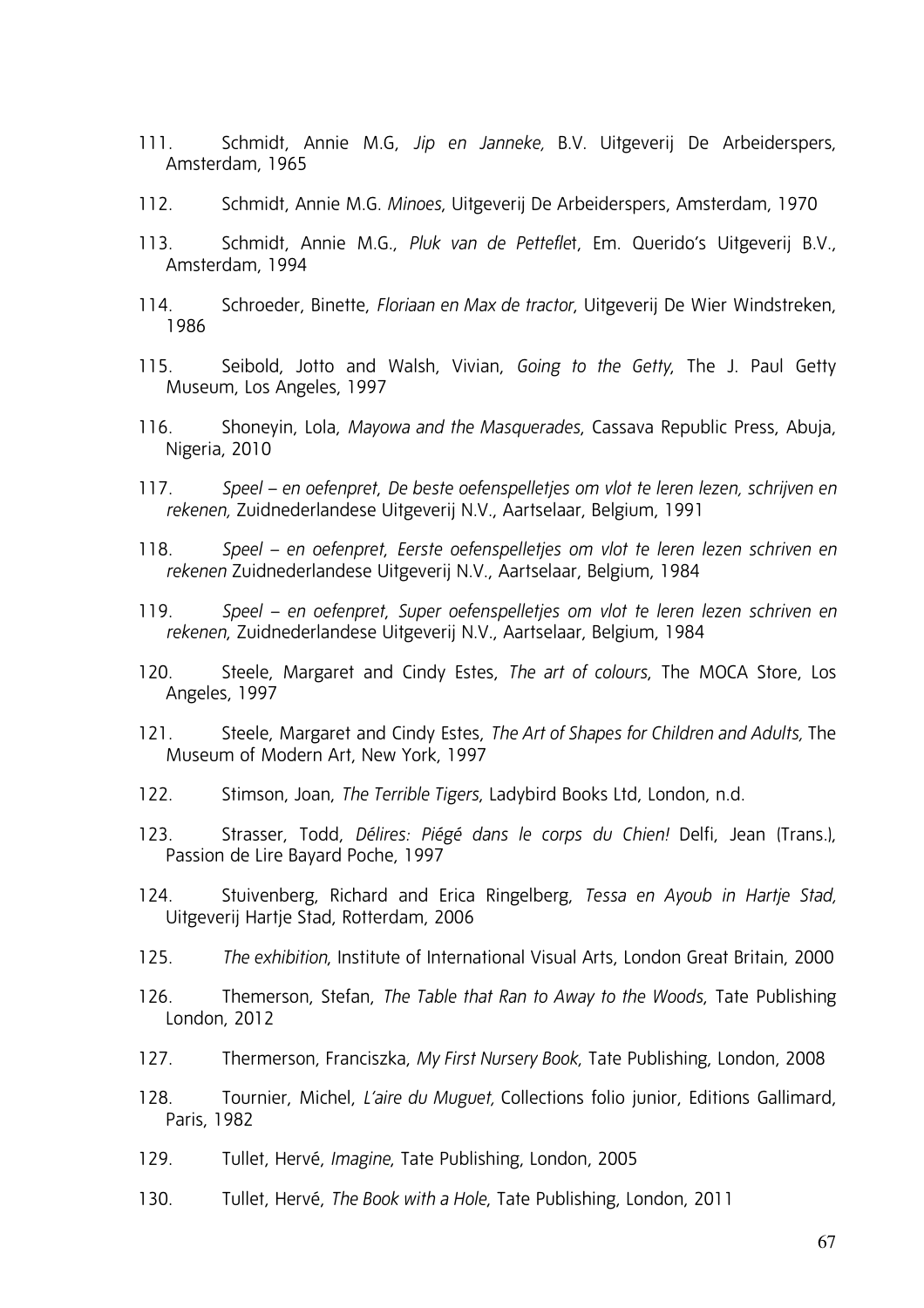111. Schmidt, Annie M.G, *Jip en Janneke,* B.V. Uitgeverij De Arbeiderspers, Amsterdam, 1965

112. Schmidt, Annie M.G. *Minoes*, Uitgeverij De Arbeiderspers, Amsterdam, 1970

113. Schmidt, Annie M.G., *Pluk van de Petteflet*, Em. Querido's Uitgeverij B.V., Amsterdam, 1994

114. Schroeder, Binette, *Floriaan en Max de tractor*, Uitgeverij De Wier Windstreken, 1986

115. Seibold, Jotto and Walsh, Vivian, *Going to the Getty*, The J. Paul Getty Museum, Los Angeles, 1997

116. Shoneyin, Lola, *Mayowa and the Masquerades*, Cassava Republic Press, Abuja, Nigeria, 2010

117. *Speel – en oefenpret*, *De beste oefenspelletjes om vlot te leren lezen, schrijven en rekenen,* Zuidnederlandese Uitgeverij N.V., Aartselaar, Belgium, 1991

118. *Speel – en oefenpret*, *Eerste oefenspelletjes om vlot te leren lezen schriven en rekenen* Zuidnederlandese Uitgeverij N.V., Aartselaar, Belgium, 1984

119. *Speel – en oefenpret*, *Super oefenspelletjes om vlot te leren lezen schriven en rekenen*, Zuidnederlandese Uitgeverij N.V., Aartselaar, Belgium, 1984

120. Steele, Margaret and Cindy Estes, *The art of colours*, The MOCA Store, Los Angeles, 1997

121. Steele, Margaret and Cindy Estes, *The Art of Shapes for Children and Adults,* The Museum of Modern Art, New York, 1997

122. Stimson, Joan, *The Terrible Tigers*, Ladybird Books Ltd, London, n.d.

123. Strasser, Todd, *Délires: Piégé dans le corps du Chien!* Delfi, Jean (Trans.), Passion de Lire Bayard Poche, 1997

124. Stuivenberg, Richard and Erica Ringelberg, *Tessa en Ayoub in Hartje Stad,* Uitgeverij Hartje Stad, Rotterdam, 2006

125. *The exhibition*, Institute of International Visual Arts, London Great Britain, 2000

126. Themerson, Stefan, *The Table that Ran to Away to the Woods*, Tate Publishing London, 2012

127. Thermerson, Franciszka, *My First Nursery Book*, Tate Publishing, London, 2008

128. Tournier, Michel, *L'aire du Muguet,* Collections folio junior, Editions Gallimard, Paris, 1982

129. Tullet, Hervé, *Imagine*, Tate Publishing, London, 2005

130. Tullet, Hervé, *The Book with a Hole*, Tate Publishing, London, 2011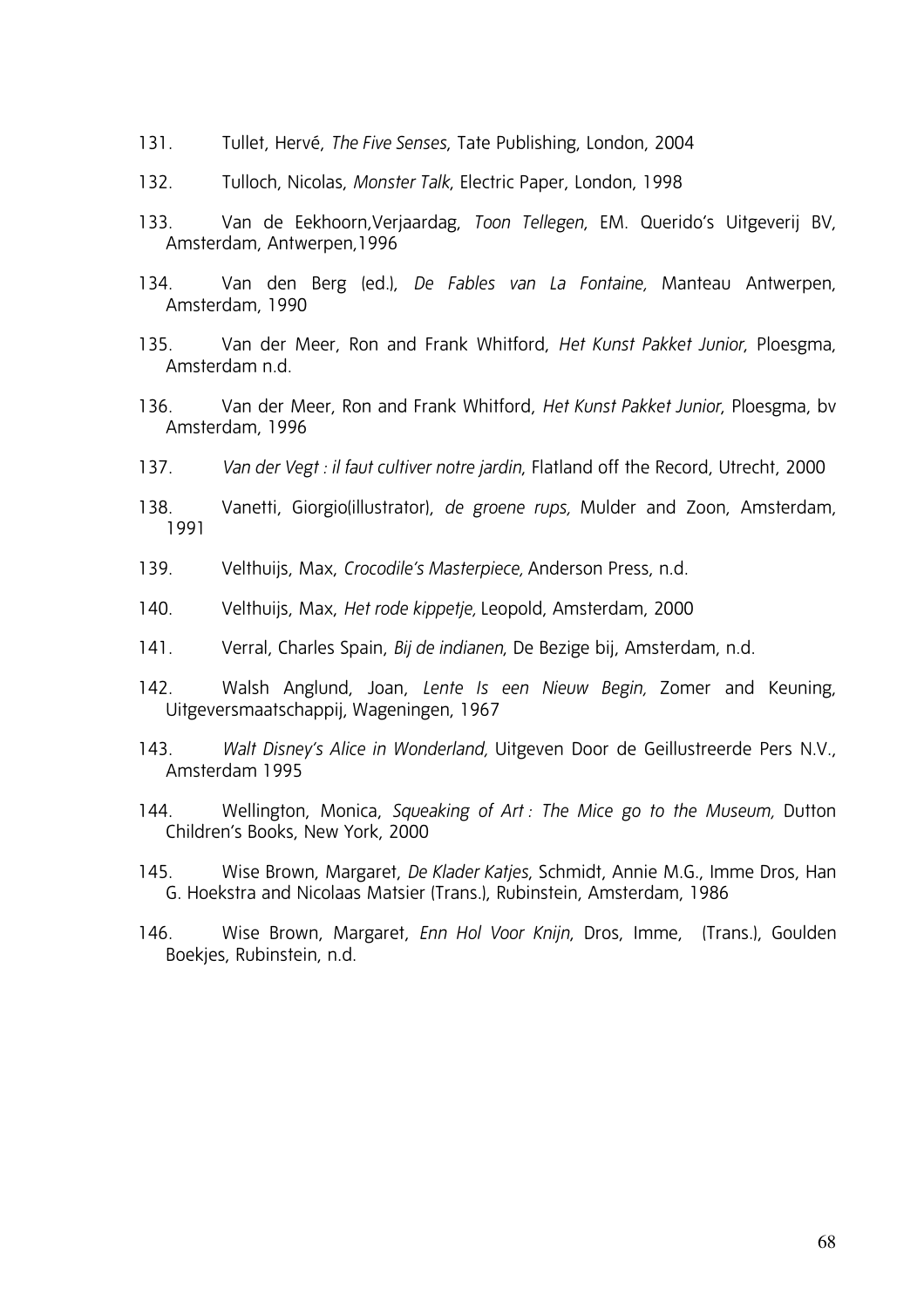131. Tullet, Hervé, *The Five Senses*, Tate Publishing, London, 2004

132. Tulloch, Nicolas, *Monster Talk*, Electric Paper, London, 1998

133. Van de Eekhoorn,Verjaardag, *Toon Tellegen*, EM. Querido's Uitgeverij BV, Amsterdam, Antwerpen,1996

134. Van den Berg (ed.), *De Fables van La Fontaine,* Manteau Antwerpen, Amsterdam, 1990

135. Van der Meer, Ron and Frank Whitford, *Het Kunst Pakket Junior*, Ploesgma, Amsterdam n.d.

136. Van der Meer, Ron and Frank Whitford, *Het Kunst Pakket Junior*, Ploesgma, bv Amsterdam, 1996

137. *Van der Vegt : il faut cultiver notre jardin*, Flatland off the Record, Utrecht, 2000

138. Vanetti, Giorgio(illustrator), *de groene rups,* Mulder and Zoon, Amsterdam, 1991

139. Velthuijs, Max, *Crocodile's Masterpiece*, Anderson Press, n.d.

140. Velthuijs, Max, *Het rode kippetje,* Leopold, Amsterdam, 2000

141. Verral, Charles Spain, *Bij de indianen*, De Bezige bij, Amsterdam, n.d.

142. Walsh Anglund, Joan, *Lente Is een Nieuw Begin,* Zomer and Keuning, Uitgeversmaatschappij, Wageningen, 1967

143. *Walt Disney's Alice in Wonderland,* Uitgeven Door de Geillustreerde Pers N.V., Amsterdam 1995

144. Wellington, Monica, *Squeaking of Art : The Mice go to the Museum,* Dutton Children's Books, New York, 2000

145. Wise Brown, Margaret, *De Klader Katjes*, Schmidt, Annie M.G., Imme Dros, Han G. Hoekstra and Nicolaas Matsier (Trans.), Rubinstein, Amsterdam, 1986

146. Wise Brown, Margaret, *Enn Hol Voor Knijn*, Dros, Imme, (Trans.), Goulden Boekjes, Rubinstein, n.d.